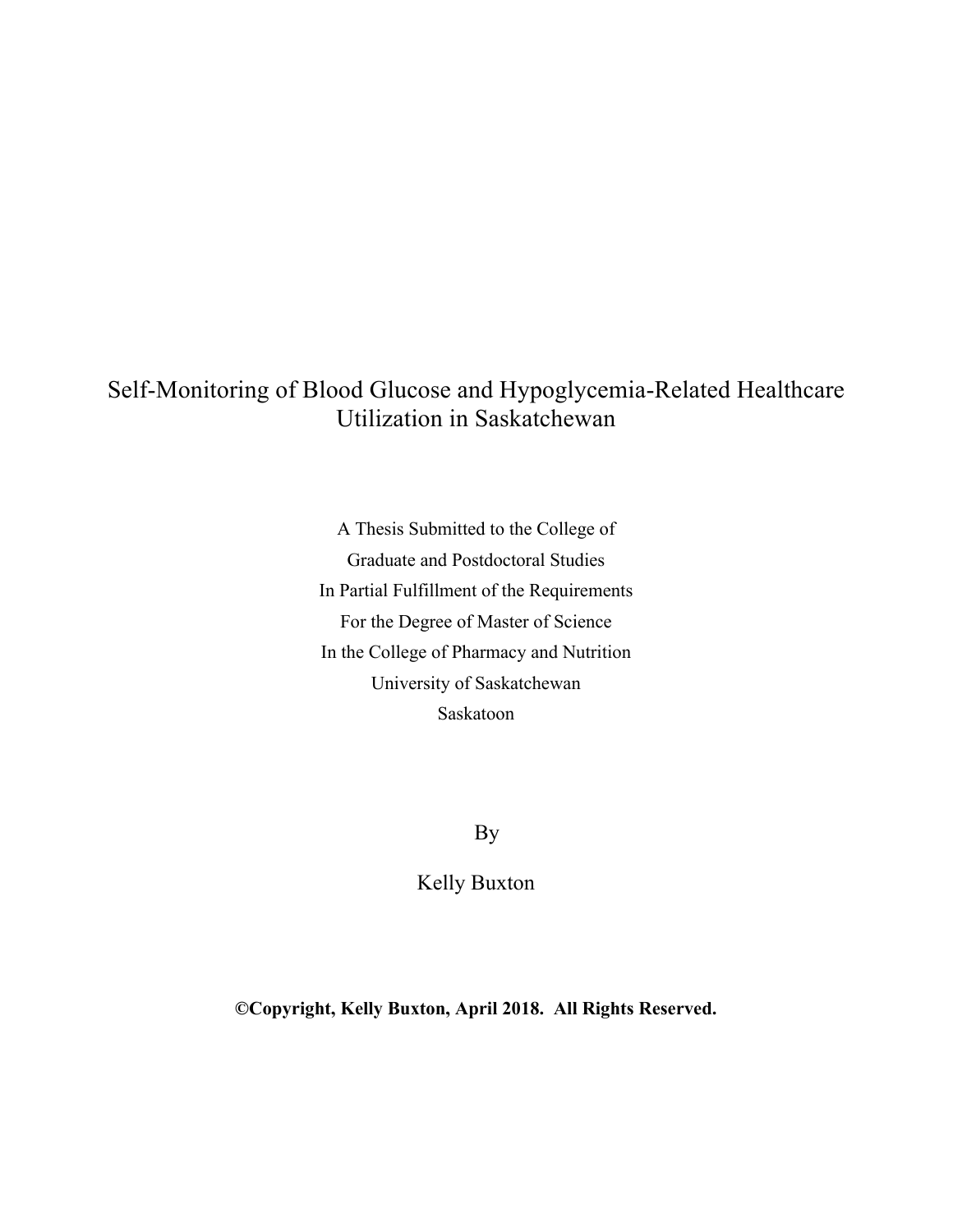# Self-Monitoring of Blood Glucose and Hypoglycemia-Related Healthcare Utilization in Saskatchewan

A Thesis Submitted to the College of
Graduate and Postdoctoral Studies
In Partial Fulfillment of the Requirements
For the Degree of Master of Science
In the College of Pharmacy and Nutrition
University of Saskatchewan
Saskatoon

By

Kelly Buxton

**©Copyright, Kelly Buxton, April 2018. All Rights Reserved.**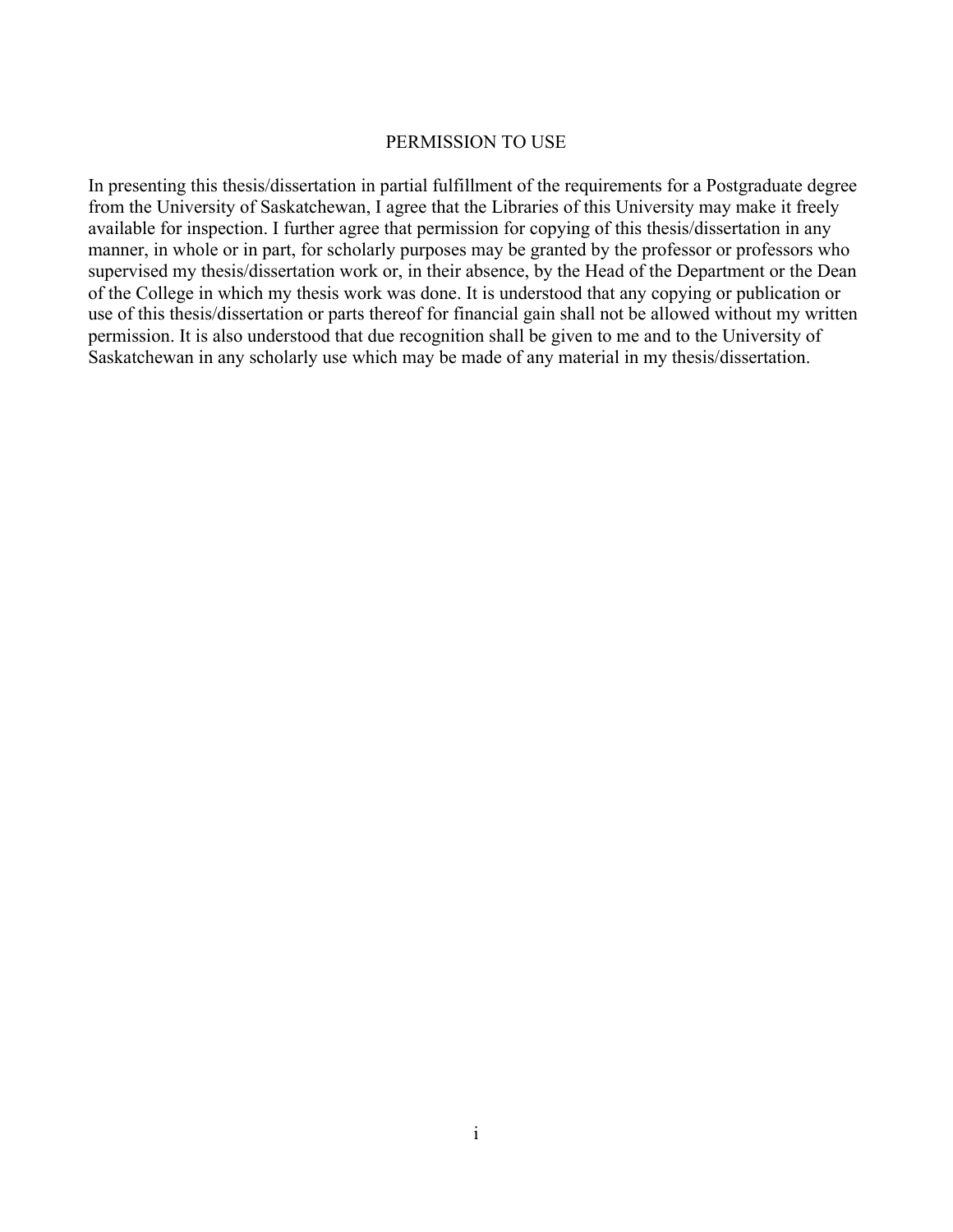# PERMISSION TO USE

In presenting this thesis/dissertation in partial fulfillment of the requirements for a Postgraduate degree from the University of Saskatchewan, I agree that the Libraries of this University may make it freely available for inspection. I further agree that permission for copying of this thesis/dissertation in any manner, in whole or in part, for scholarly purposes may be granted by the professor or professors who supervised my thesis/dissertation work or, in their absence, by the Head of the Department or the Dean of the College in which my thesis work was done. It is understood that any copying or publication or use of this thesis/dissertation or parts thereof for financial gain shall not be allowed without my written permission. It is also understood that due recognition shall be given to me and to the University of Saskatchewan in any scholarly use which may be made of any material in my thesis/dissertation.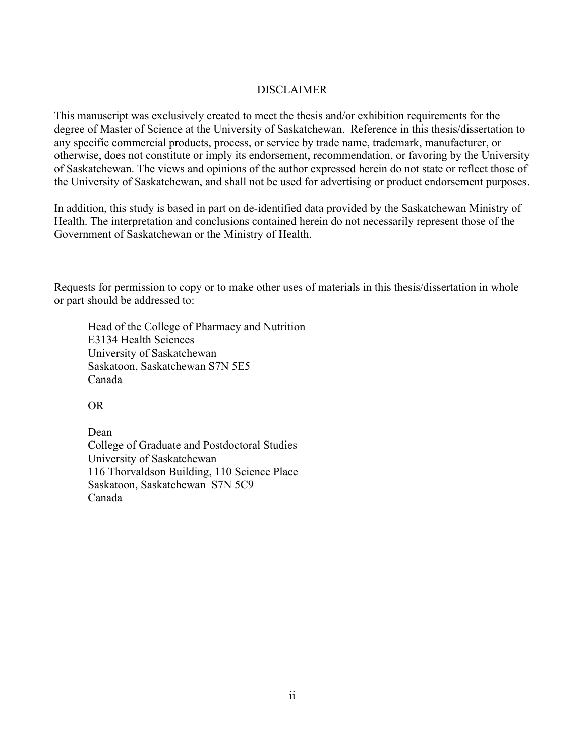# DISCLAIMER

This manuscript was exclusively created to meet the thesis and/or exhibition requirements for the degree of Master of Science at the University of Saskatchewan. Reference in this thesis/dissertation to any specific commercial products, process, or service by trade name, trademark, manufacturer, or otherwise, does not constitute or imply its endorsement, recommendation, or favoring by the University of Saskatchewan. The views and opinions of the author expressed herein do not state or reflect those of the University of Saskatchewan, and shall not be used for advertising or product endorsement purposes.

In addition, this study is based in part on de-identified data provided by the Saskatchewan Ministry of Health. The interpretation and conclusions contained herein do not necessarily represent those of the Government of Saskatchewan or the Ministry of Health.

Requests for permission to copy or to make other uses of materials in this thesis/dissertation in whole or part should be addressed to:

Head of the College of Pharmacy and Nutrition
E3134 Health Sciences
University of Saskatchewan
Saskatoon, Saskatchewan S7N 5E5
Canada

OR

Dean
College of Graduate and Postdoctoral Studies
University of Saskatchewan
116 Thorvaldson Building, 110 Science Place
Saskatoon, Saskatchewan S7N 5C9
Canada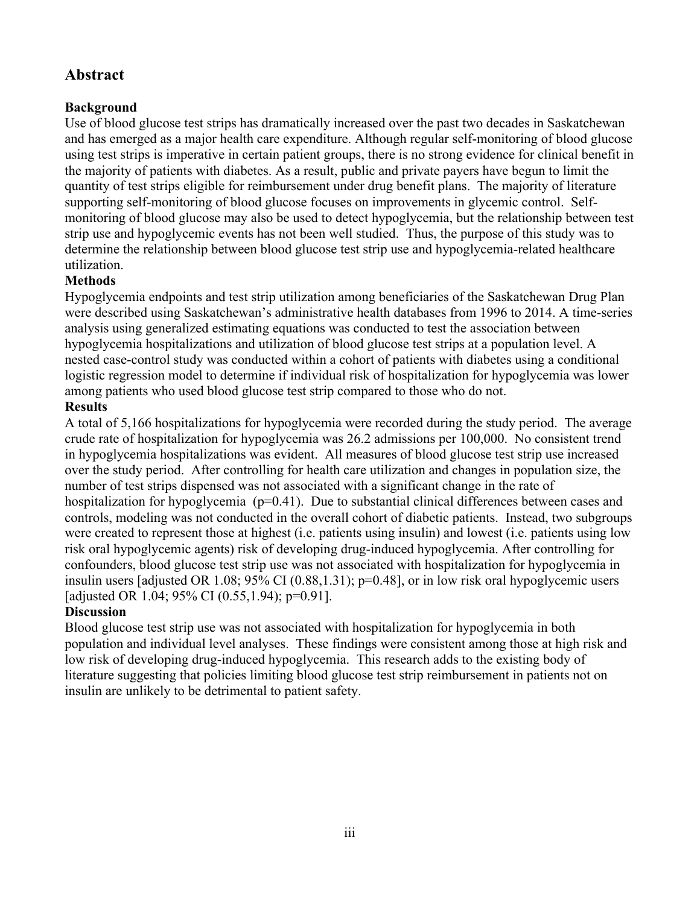## Abstract

### Background

Use of blood glucose test strips has dramatically increased over the past two decades in Saskatchewan and has emerged as a major health care expenditure. Although regular self-monitoring of blood glucose using test strips is imperative in certain patient groups, there is no strong evidence for clinical benefit in the majority of patients with diabetes. As a result, public and private payers have begun to limit the quantity of test strips eligible for reimbursement under drug benefit plans. The majority of literature supporting self-monitoring of blood glucose focuses on improvements in glycemic control. Self-monitoring of blood glucose may also be used to detect hypoglycemia, but the relationship between test strip use and hypoglycemic events has not been well studied. Thus, the purpose of this study was to determine the relationship between blood glucose test strip use and hypoglycemia-related healthcare utilization.

### Methods

Hypoglycemia endpoints and test strip utilization among beneficiaries of the Saskatchewan Drug Plan were described using Saskatchewan's administrative health databases from 1996 to 2014. A time-series analysis using generalized estimating equations was conducted to test the association between hypoglycemia hospitalizations and utilization of blood glucose test strips at a population level. A nested case-control study was conducted within a cohort of patients with diabetes using a conditional logistic regression model to determine if individual risk of hospitalization for hypoglycemia was lower among patients who used blood glucose test strip compared to those who do not.

### Results

A total of 5,166 hospitalizations for hypoglycemia were recorded during the study period. The average crude rate of hospitalization for hypoglycemia was 26.2 admissions per 100,000. No consistent trend in hypoglycemia hospitalizations was evident. All measures of blood glucose test strip use increased over the study period. After controlling for health care utilization and changes in population size, the number of test strips dispensed was not associated with a significant change in the rate of hospitalization for hypoglycemia ($p=0.41$). Due to substantial clinical differences between cases and controls, modeling was not conducted in the overall cohort of diabetic patients. Instead, two subgroups were created to represent those at highest (i.e. patients using insulin) and lowest (i.e. patients using low risk oral hypoglycemic agents) risk of developing drug-induced hypoglycemia. After controlling for confounders, blood glucose test strip use was not associated with hospitalization for hypoglycemia in insulin users [adjusted OR 1.08; 95% CI (0.88,1.31); $p=0.48$], or in low risk oral hypoglycemic users [adjusted OR 1.04; 95% CI (0.55,1.94); $p=0.91$].

### Discussion

Blood glucose test strip use was not associated with hospitalization for hypoglycemia in both population and individual level analyses. These findings were consistent among those at high risk and low risk of developing drug-induced hypoglycemia. This research adds to the existing body of literature suggesting that policies limiting blood glucose test strip reimbursement in patients not on insulin are unlikely to be detrimental to patient safety.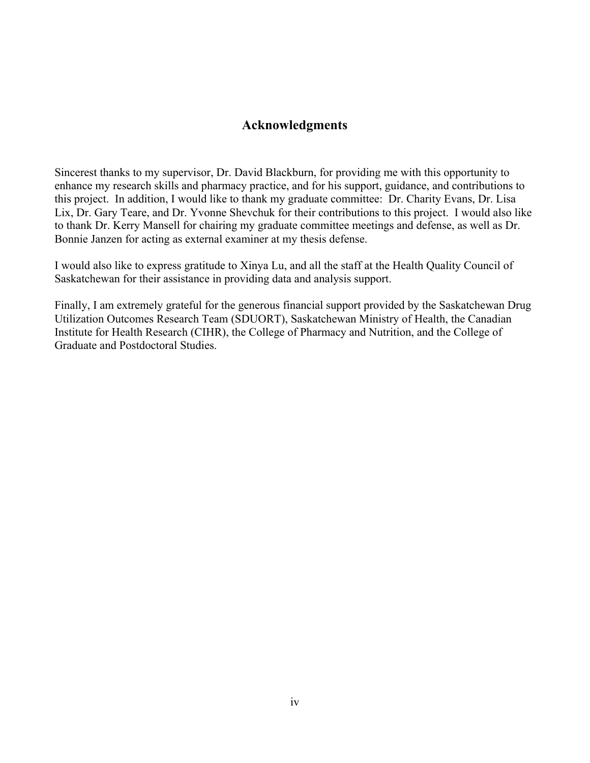# Acknowledgments

Sincerest thanks to my supervisor, Dr. David Blackburn, for providing me with this opportunity to enhance my research skills and pharmacy practice, and for his support, guidance, and contributions to this project. In addition, I would like to thank my graduate committee: Dr. Charity Evans, Dr. Lisa Lix, Dr. Gary Teare, and Dr. Yvonne Shevchuk for their contributions to this project. I would also like to thank Dr. Kerry Mansell for chairing my graduate committee meetings and defense, as well as Dr. Bonnie Janzen for acting as external examiner at my thesis defense.

I would also like to express gratitude to Xinya Lu, and all the staff at the Health Quality Council of Saskatchewan for their assistance in providing data and analysis support.

Finally, I am extremely grateful for the generous financial support provided by the Saskatchewan Drug Utilization Outcomes Research Team (SDUORT), Saskatchewan Ministry of Health, the Canadian Institute for Health Research (CIHR), the College of Pharmacy and Nutrition, and the College of Graduate and Postdoctoral Studies.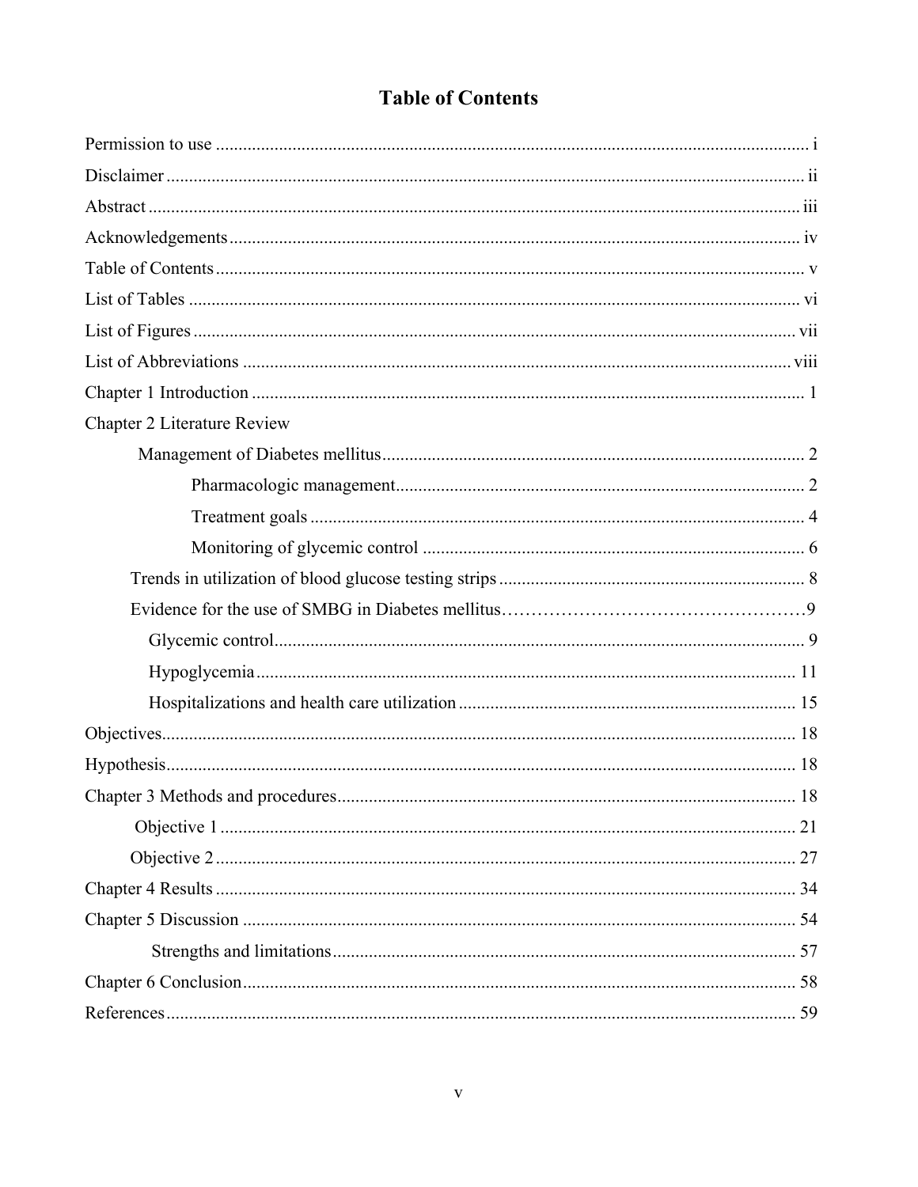# Table of Contents

Permission to use ..... i

Disclaimer ..... ii

Abstract ..... iii

Acknowledgements ..... iv

Table of Contents ..... v

List of Tables ..... vi

List of Figures ..... vii

List of Abbreviations ..... viii

Chapter 1 Introduction ..... 1

Chapter 2 Literature Review

- Management of Diabetes mellitus ..... 2
    - Pharmacologic management ..... 2
    - Treatment goals ..... 4
    - Monitoring of glycemic control ..... 6
- Trends in utilization of blood glucose testing strips ..... 8
- Evidence for the use of SMBG in Diabetes mellitus ..... 9
    - Glycemic control ..... 9
    - Hypoglycemia ..... 11
    - Hospitalizations and health care utilization ..... 15

Objectives ..... 18

Hypothesis ..... 18

Chapter 3 Methods and procedures ..... 18

- Objective 1 ..... 21
- Objective 2 ..... 27

Chapter 4 Results ..... 34

Chapter 5 Discussion ..... 54

- Strengths and limitations ..... 57

Chapter 6 Conclusion ..... 58

References ..... 59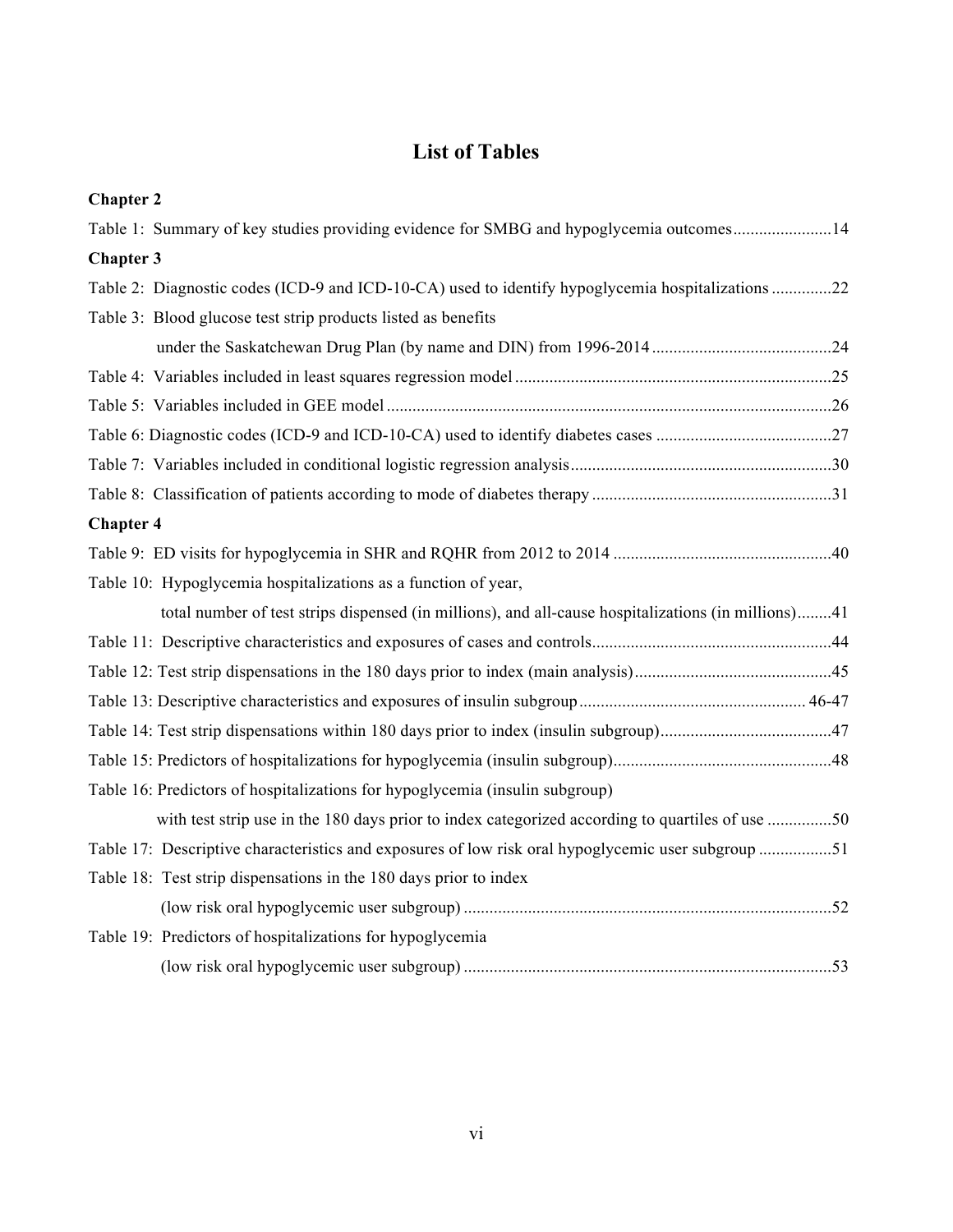# List of Tables

**Chapter 2**

Table 1: Summary of key studies providing evidence for SMBG and hypoglycemia outcomes .......................14

**Chapter 3**

Table 2: Diagnostic codes (ICD-9 and ICD-10-CA) used to identify hypoglycemia hospitalizations ..............22

Table 3: Blood glucose test strip products listed as benefits under the Saskatchewan Drug Plan (by name and DIN) from 1996-2014 ..........................................24

Table 4: Variables included in least squares regression model .........................................................................25

Table 5: Variables included in GEE model .......................................................................................................26

Table 6: Diagnostic codes (ICD-9 and ICD-10-CA) used to identify diabetes cases .........................................27

Table 7: Variables included in conditional logistic regression analysis .............................................................30

Table 8: Classification of patients according to mode of diabetes therapy ........................................................31

**Chapter 4**

Table 9: ED visits for hypoglycemia in SHR and RQHR from 2012 to 2014 ...................................................40

Table 10: Hypoglycemia hospitalizations as a function of year, total number of test strips dispensed (in millions), and all-cause hospitalizations (in millions)........41

Table 11: Descriptive characteristics and exposures of cases and controls........................................................44

Table 12: Test strip dispensations in the 180 days prior to index (main analysis) ..............................................45

Table 13: Descriptive characteristics and exposures of insulin subgroup ..................................................... 46-47

Table 14: Test strip dispensations within 180 days prior to index (insulin subgroup)........................................47

Table 15: Predictors of hospitalizations for hypoglycemia (insulin subgroup)...................................................48

Table 16: Predictors of hospitalizations for hypoglycemia (insulin subgroup) with test strip use in the 180 days prior to index categorized according to quartiles of use ...............50

Table 17: Descriptive characteristics and exposures of low risk oral hypoglycemic user subgroup .................51

Table 18: Test strip dispensations in the 180 days prior to index (low risk oral hypoglycemic user subgroup) .....................................................................................52

Table 19: Predictors of hospitalizations for hypoglycemia (low risk oral hypoglycemic user subgroup) .....................................................................................53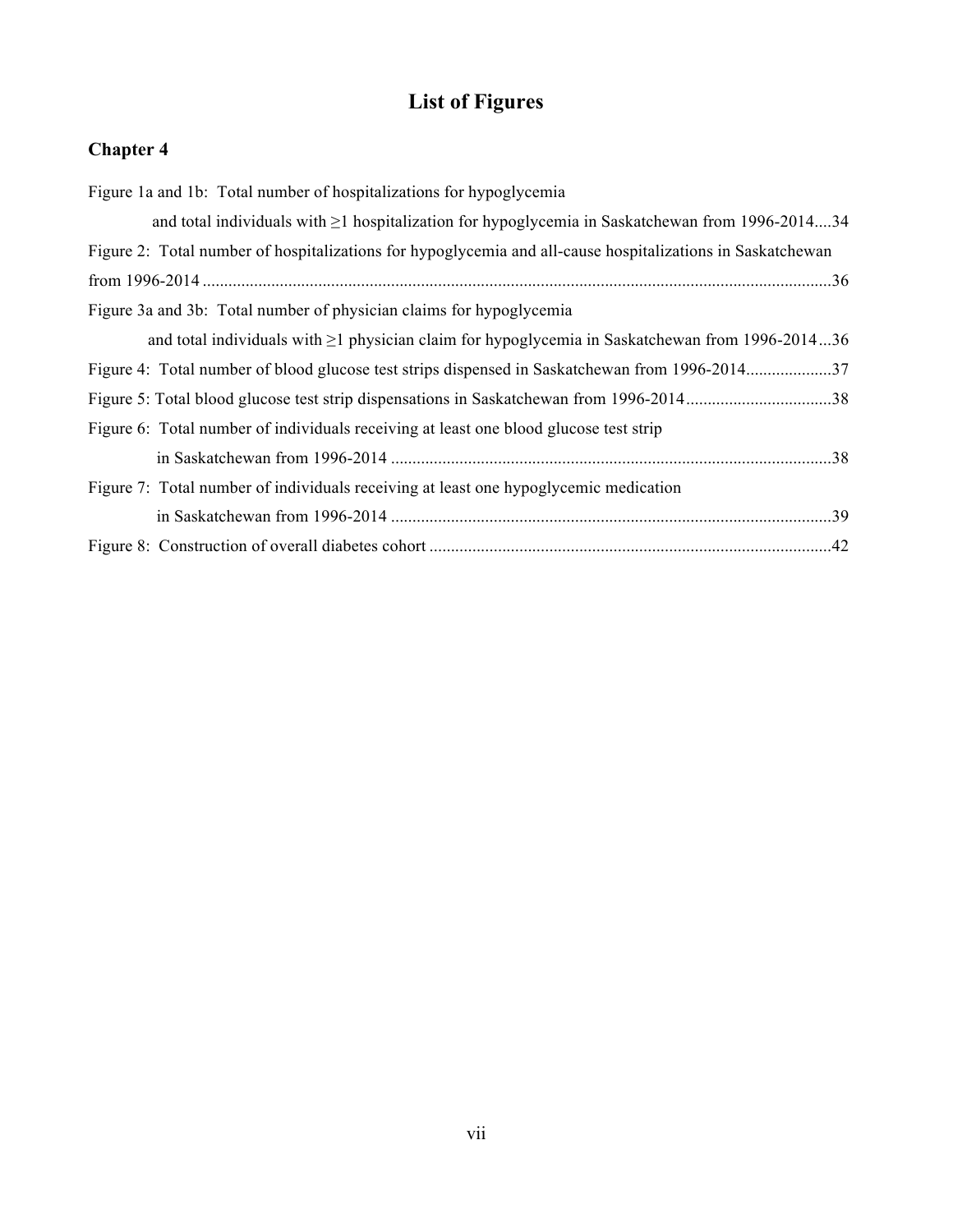# List of Figures

## Chapter 4

Figure 1a and 1b: Total number of hospitalizations for hypoglycemia and total individuals with ≥1 hospitalization for hypoglycemia in Saskatchewan from 1996-2014....34

Figure 2: Total number of hospitalizations for hypoglycemia and all-cause hospitalizations in Saskatchewan from 1996-2014 ....36

Figure 3a and 3b: Total number of physician claims for hypoglycemia and total individuals with ≥1 physician claim for hypoglycemia in Saskatchewan from 1996-2014...36

Figure 4: Total number of blood glucose test strips dispensed in Saskatchewan from 1996-2014....37

Figure 5: Total blood glucose test strip dispensations in Saskatchewan from 1996-2014....38

Figure 6: Total number of individuals receiving at least one blood glucose test strip in Saskatchewan from 1996-2014 ....38

Figure 7: Total number of individuals receiving at least one hypoglycemic medication in Saskatchewan from 1996-2014 ....39

Figure 8: Construction of overall diabetes cohort ....42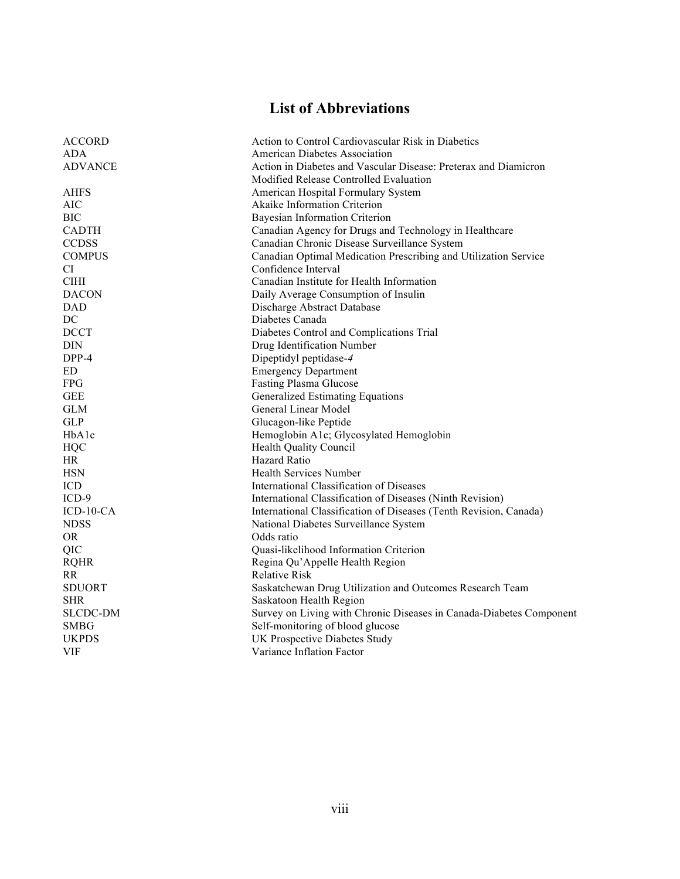# List of Abbreviations

| | |
|---|---|
| ACCORD | Action to Control Cardiovascular Risk in Diabetics |
| ADA | American Diabetes Association |
| ADVANCE | Action in Diabetes and Vascular Disease: Preterax and Diamicron Modified Release Controlled Evaluation |
| AHFS | American Hospital Formulary System |
| AIC | Akaike Information Criterion |
| BIC | Bayesian Information Criterion |
| CADTH | Canadian Agency for Drugs and Technology in Healthcare |
| CCDSS | Canadian Chronic Disease Surveillance System |
| COMPUS | Canadian Optimal Medication Prescribing and Utilization Service |
| CI | Confidence Interval |
| CIHI | Canadian Institute for Health Information |
| DACON | Daily Average Consumption of Insulin |
| DAD | Discharge Abstract Database |
| DC | Diabetes Canada |
| DCCT | Diabetes Control and Complications Trial |
| DIN | Drug Identification Number |
| DPP-4 | Dipeptidyl peptidase-*4* |
| ED | Emergency Department |
| FPG | Fasting Plasma Glucose |
| GEE | Generalized Estimating Equations |
| GLM | General Linear Model |
| GLP | Glucagon-like Peptide |
| HbA1c | Hemoglobin A1c; Glycosylated Hemoglobin |
| HQC | Health Quality Council |
| HR | Hazard Ratio |
| HSN | Health Services Number |
| ICD | International Classification of Diseases |
| ICD-9 | International Classification of Diseases (Ninth Revision) |
| ICD-10-CA | International Classification of Diseases (Tenth Revision, Canada) |
| NDSS | National Diabetes Surveillance System |
| OR | Odds ratio |
| QIC | Quasi-likelihood Information Criterion |
| RQHR | Regina Qu'Appelle Health Region |
| RR | Relative Risk |
| SDUORT | Saskatchewan Drug Utilization and Outcomes Research Team |
| SHR | Saskatoon Health Region |
| SLCDC-DM | Survey on Living with Chronic Diseases in Canada-Diabetes Component |
| SMBG | Self-monitoring of blood glucose |
| UKPDS | UK Prospective Diabetes Study |
| VIF | Variance Inflation Factor |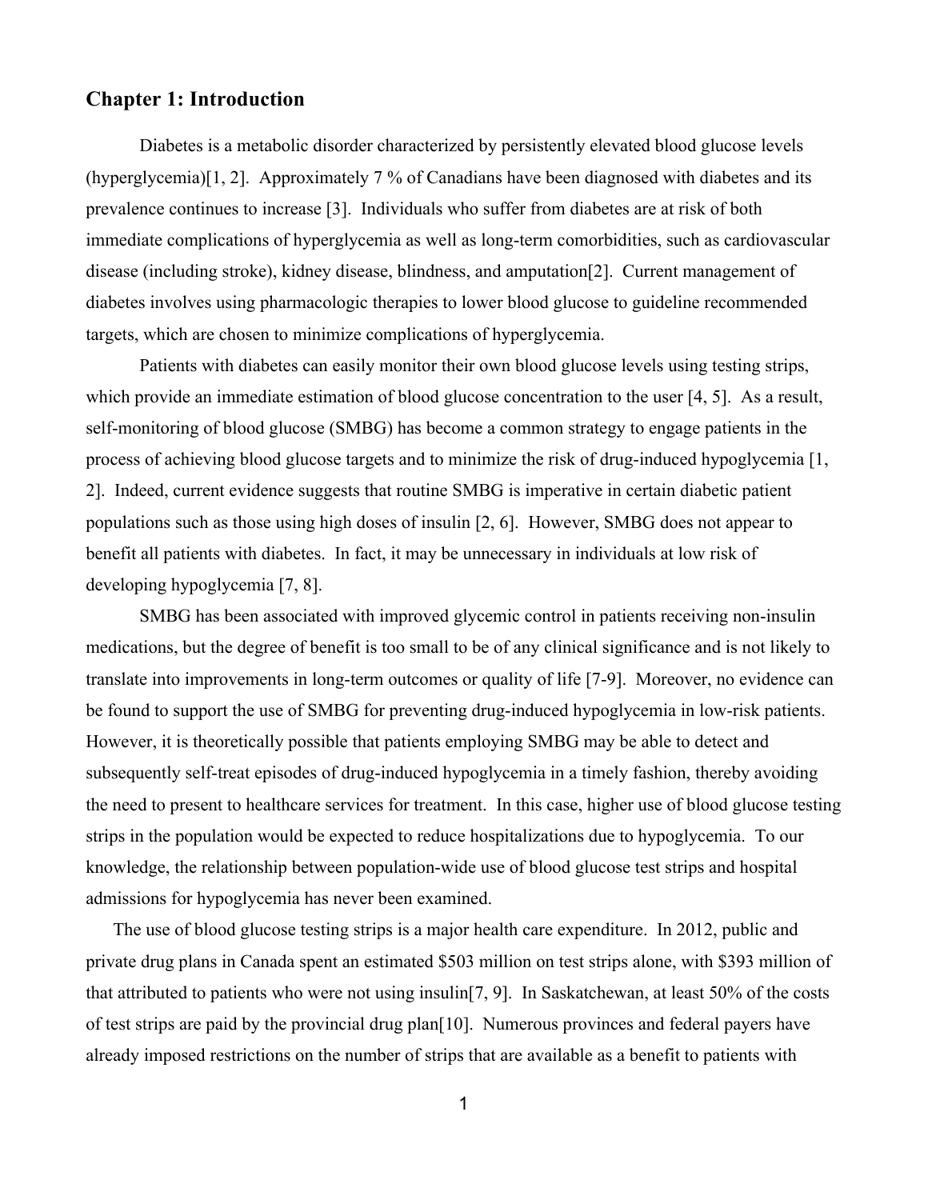## Chapter 1: Introduction

Diabetes is a metabolic disorder characterized by persistently elevated blood glucose levels (hyperglycemia)[1, 2]. Approximately 7 % of Canadians have been diagnosed with diabetes and its prevalence continues to increase [3]. Individuals who suffer from diabetes are at risk of both immediate complications of hyperglycemia as well as long-term comorbidities, such as cardiovascular disease (including stroke), kidney disease, blindness, and amputation[2]. Current management of diabetes involves using pharmacologic therapies to lower blood glucose to guideline recommended targets, which are chosen to minimize complications of hyperglycemia.

Patients with diabetes can easily monitor their own blood glucose levels using testing strips, which provide an immediate estimation of blood glucose concentration to the user [4, 5]. As a result, self-monitoring of blood glucose (SMBG) has become a common strategy to engage patients in the process of achieving blood glucose targets and to minimize the risk of drug-induced hypoglycemia [1, 2]. Indeed, current evidence suggests that routine SMBG is imperative in certain diabetic patient populations such as those using high doses of insulin [2, 6]. However, SMBG does not appear to benefit all patients with diabetes. In fact, it may be unnecessary in individuals at low risk of developing hypoglycemia [7, 8].

SMBG has been associated with improved glycemic control in patients receiving non-insulin medications, but the degree of benefit is too small to be of any clinical significance and is not likely to translate into improvements in long-term outcomes or quality of life [7-9]. Moreover, no evidence can be found to support the use of SMBG for preventing drug-induced hypoglycemia in low-risk patients. However, it is theoretically possible that patients employing SMBG may be able to detect and subsequently self-treat episodes of drug-induced hypoglycemia in a timely fashion, thereby avoiding the need to present to healthcare services for treatment. In this case, higher use of blood glucose testing strips in the population would be expected to reduce hospitalizations due to hypoglycemia. To our knowledge, the relationship between population-wide use of blood glucose test strips and hospital admissions for hypoglycemia has never been examined.

The use of blood glucose testing strips is a major health care expenditure. In 2012, public and private drug plans in Canada spent an estimated $503 million on test strips alone, with $393 million of that attributed to patients who were not using insulin[7, 9]. In Saskatchewan, at least 50% of the costs of test strips are paid by the provincial drug plan[10]. Numerous provinces and federal payers have already imposed restrictions on the number of strips that are available as a benefit to patients with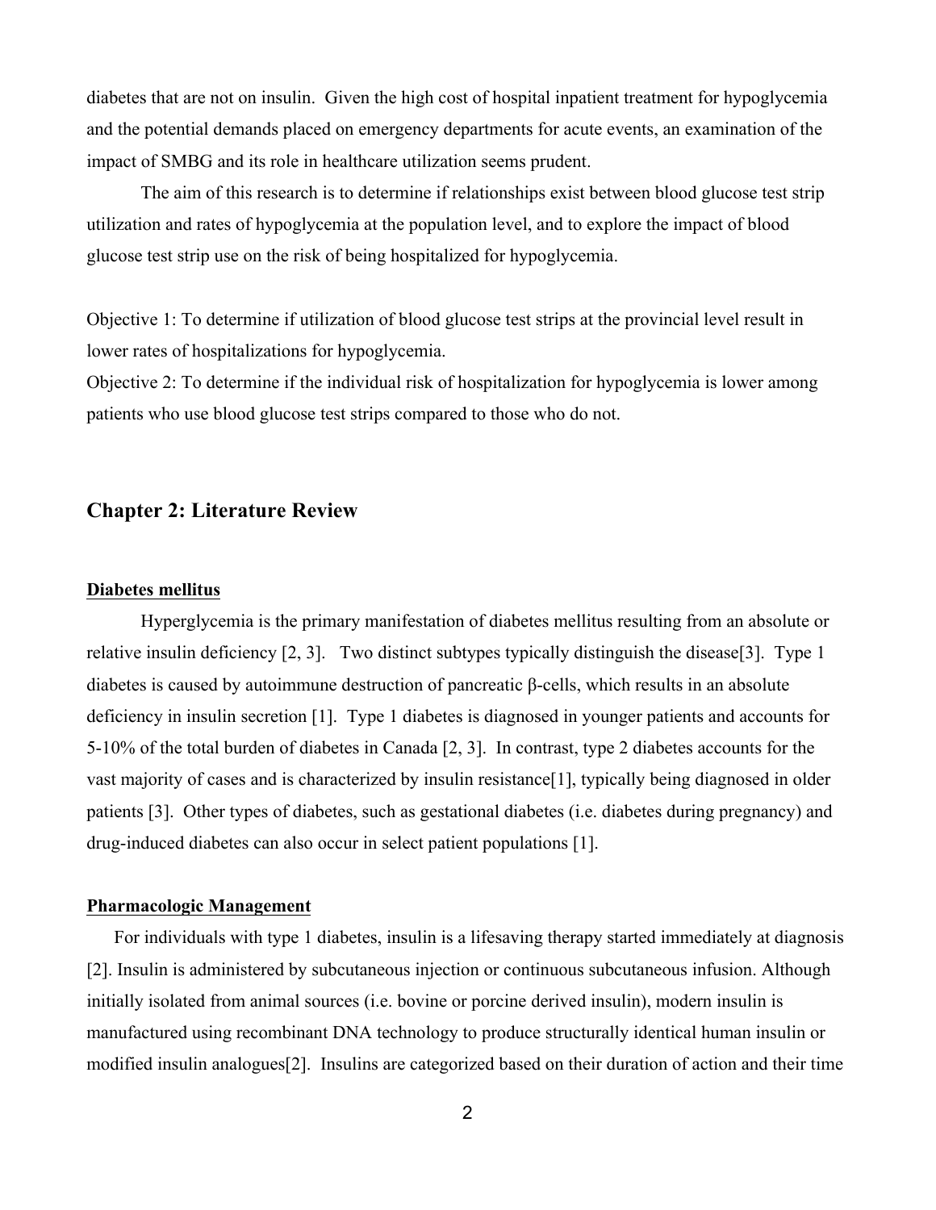diabetes that are not on insulin. Given the high cost of hospital inpatient treatment for hypoglycemia and the potential demands placed on emergency departments for acute events, an examination of the impact of SMBG and its role in healthcare utilization seems prudent.

The aim of this research is to determine if relationships exist between blood glucose test strip utilization and rates of hypoglycemia at the population level, and to explore the impact of blood glucose test strip use on the risk of being hospitalized for hypoglycemia.

Objective 1: To determine if utilization of blood glucose test strips at the provincial level result in lower rates of hospitalizations for hypoglycemia.
Objective 2: To determine if the individual risk of hospitalization for hypoglycemia is lower among patients who use blood glucose test strips compared to those who do not.

## Chapter 2: Literature Review

### Diabetes mellitus

Hyperglycemia is the primary manifestation of diabetes mellitus resulting from an absolute or relative insulin deficiency [2, 3]. Two distinct subtypes typically distinguish the disease[3]. Type 1 diabetes is caused by autoimmune destruction of pancreatic β-cells, which results in an absolute deficiency in insulin secretion [1]. Type 1 diabetes is diagnosed in younger patients and accounts for 5-10% of the total burden of diabetes in Canada [2, 3]. In contrast, type 2 diabetes accounts for the vast majority of cases and is characterized by insulin resistance[1], typically being diagnosed in older patients [3]. Other types of diabetes, such as gestational diabetes (i.e. diabetes during pregnancy) and drug-induced diabetes can also occur in select patient populations [1].

### Pharmacologic Management

For individuals with type 1 diabetes, insulin is a lifesaving therapy started immediately at diagnosis [2]. Insulin is administered by subcutaneous injection or continuous subcutaneous infusion. Although initially isolated from animal sources (i.e. bovine or porcine derived insulin), modern insulin is manufactured using recombinant DNA technology to produce structurally identical human insulin or modified insulin analogues[2]. Insulins are categorized based on their duration of action and their time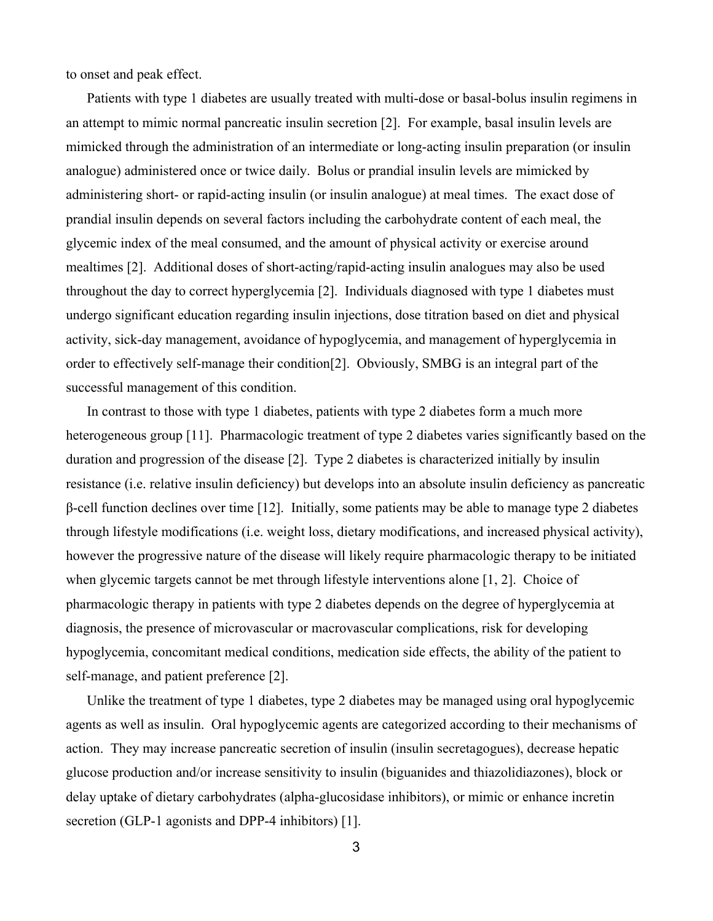to onset and peak effect.

Patients with type 1 diabetes are usually treated with multi-dose or basal-bolus insulin regimens in an attempt to mimic normal pancreatic insulin secretion [2]. For example, basal insulin levels are mimicked through the administration of an intermediate or long-acting insulin preparation (or insulin analogue) administered once or twice daily. Bolus or prandial insulin levels are mimicked by administering short- or rapid-acting insulin (or insulin analogue) at meal times. The exact dose of prandial insulin depends on several factors including the carbohydrate content of each meal, the glycemic index of the meal consumed, and the amount of physical activity or exercise around mealtimes [2]. Additional doses of short-acting/rapid-acting insulin analogues may also be used throughout the day to correct hyperglycemia [2]. Individuals diagnosed with type 1 diabetes must undergo significant education regarding insulin injections, dose titration based on diet and physical activity, sick-day management, avoidance of hypoglycemia, and management of hyperglycemia in order to effectively self-manage their condition[2]. Obviously, SMBG is an integral part of the successful management of this condition.

In contrast to those with type 1 diabetes, patients with type 2 diabetes form a much more heterogeneous group [11]. Pharmacologic treatment of type 2 diabetes varies significantly based on the duration and progression of the disease [2]. Type 2 diabetes is characterized initially by insulin resistance (i.e. relative insulin deficiency) but develops into an absolute insulin deficiency as pancreatic β-cell function declines over time [12]. Initially, some patients may be able to manage type 2 diabetes through lifestyle modifications (i.e. weight loss, dietary modifications, and increased physical activity), however the progressive nature of the disease will likely require pharmacologic therapy to be initiated when glycemic targets cannot be met through lifestyle interventions alone [1, 2]. Choice of pharmacologic therapy in patients with type 2 diabetes depends on the degree of hyperglycemia at diagnosis, the presence of microvascular or macrovascular complications, risk for developing hypoglycemia, concomitant medical conditions, medication side effects, the ability of the patient to self-manage, and patient preference [2].

Unlike the treatment of type 1 diabetes, type 2 diabetes may be managed using oral hypoglycemic agents as well as insulin. Oral hypoglycemic agents are categorized according to their mechanisms of action. They may increase pancreatic secretion of insulin (insulin secretagogues), decrease hepatic glucose production and/or increase sensitivity to insulin (biguanides and thiazolidiazones), block or delay uptake of dietary carbohydrates (alpha-glucosidase inhibitors), or mimic or enhance incretin secretion (GLP-1 agonists and DPP-4 inhibitors) [1].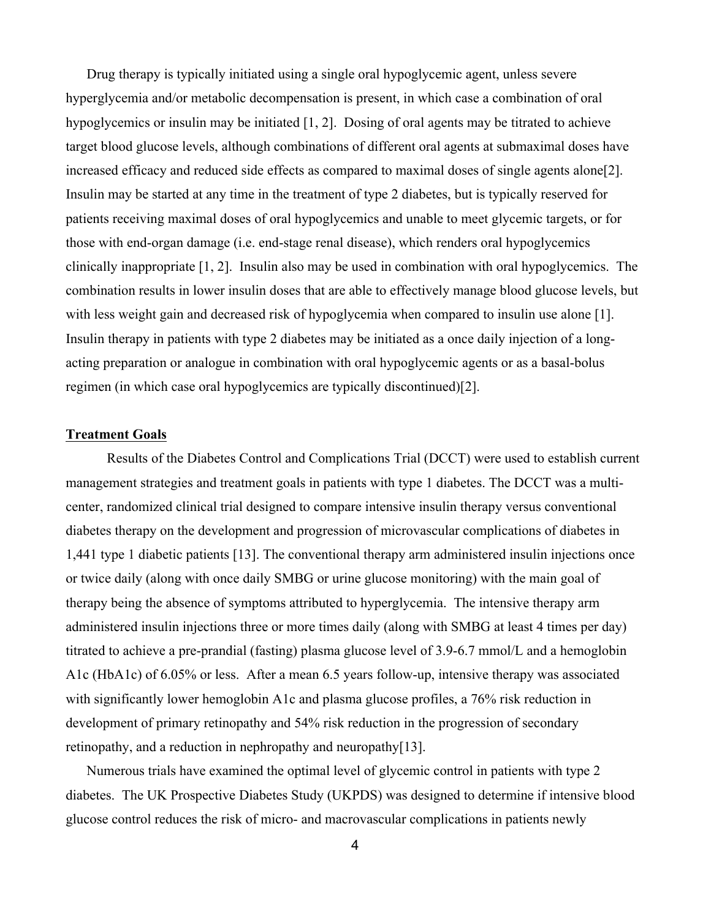Drug therapy is typically initiated using a single oral hypoglycemic agent, unless severe hyperglycemia and/or metabolic decompensation is present, in which case a combination of oral hypoglycemics or insulin may be initiated [1, 2]. Dosing of oral agents may be titrated to achieve target blood glucose levels, although combinations of different oral agents at submaximal doses have increased efficacy and reduced side effects as compared to maximal doses of single agents alone[2]. Insulin may be started at any time in the treatment of type 2 diabetes, but is typically reserved for patients receiving maximal doses of oral hypoglycemics and unable to meet glycemic targets, or for those with end-organ damage (i.e. end-stage renal disease), which renders oral hypoglycemics clinically inappropriate [1, 2]. Insulin also may be used in combination with oral hypoglycemics. The combination results in lower insulin doses that are able to effectively manage blood glucose levels, but with less weight gain and decreased risk of hypoglycemia when compared to insulin use alone [1]. Insulin therapy in patients with type 2 diabetes may be initiated as a once daily injection of a long-acting preparation or analogue in combination with oral hypoglycemic agents or as a basal-bolus regimen (in which case oral hypoglycemics are typically discontinued)[2].

## Treatment Goals

Results of the Diabetes Control and Complications Trial (DCCT) were used to establish current management strategies and treatment goals in patients with type 1 diabetes. The DCCT was a multi-center, randomized clinical trial designed to compare intensive insulin therapy versus conventional diabetes therapy on the development and progression of microvascular complications of diabetes in 1,441 type 1 diabetic patients [13]. The conventional therapy arm administered insulin injections once or twice daily (along with once daily SMBG or urine glucose monitoring) with the main goal of therapy being the absence of symptoms attributed to hyperglycemia. The intensive therapy arm administered insulin injections three or more times daily (along with SMBG at least 4 times per day) titrated to achieve a pre-prandial (fasting) plasma glucose level of 3.9-6.7 mmol/L and a hemoglobin A1c (HbA1c) of 6.05% or less. After a mean 6.5 years follow-up, intensive therapy was associated with significantly lower hemoglobin A1c and plasma glucose profiles, a 76% risk reduction in development of primary retinopathy and 54% risk reduction in the progression of secondary retinopathy, and a reduction in nephropathy and neuropathy[13].

Numerous trials have examined the optimal level of glycemic control in patients with type 2 diabetes. The UK Prospective Diabetes Study (UKPDS) was designed to determine if intensive blood glucose control reduces the risk of micro- and macrovascular complications in patients newly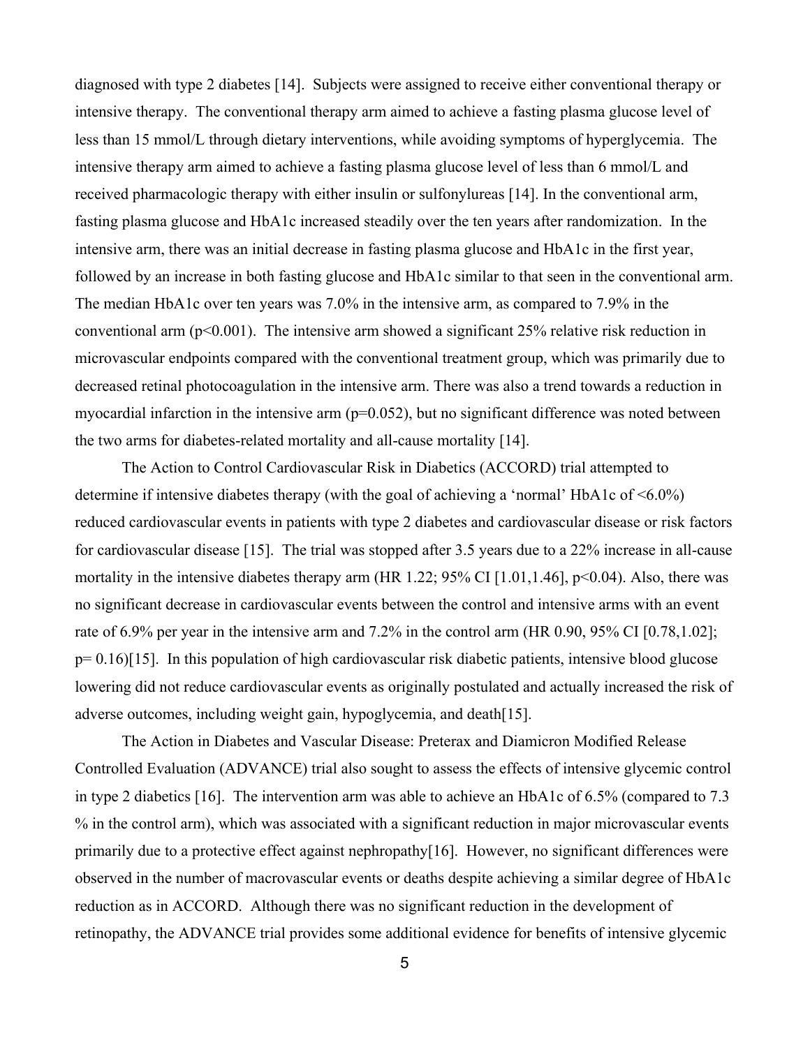diagnosed with type 2 diabetes [14]. Subjects were assigned to receive either conventional therapy or intensive therapy. The conventional therapy arm aimed to achieve a fasting plasma glucose level of less than 15 mmol/L through dietary interventions, while avoiding symptoms of hyperglycemia. The intensive therapy arm aimed to achieve a fasting plasma glucose level of less than 6 mmol/L and received pharmacologic therapy with either insulin or sulfonylureas [14]. In the conventional arm, fasting plasma glucose and HbA1c increased steadily over the ten years after randomization. In the intensive arm, there was an initial decrease in fasting plasma glucose and HbA1c in the first year, followed by an increase in both fasting glucose and HbA1c similar to that seen in the conventional arm. The median HbA1c over ten years was 7.0% in the intensive arm, as compared to 7.9% in the conventional arm ($p<0.001$). The intensive arm showed a significant 25% relative risk reduction in microvascular endpoints compared with the conventional treatment group, which was primarily due to decreased retinal photocoagulation in the intensive arm. There was also a trend towards a reduction in myocardial infarction in the intensive arm ($p=0.052$), but no significant difference was noted between the two arms for diabetes-related mortality and all-cause mortality [14].

The Action to Control Cardiovascular Risk in Diabetics (ACCORD) trial attempted to determine if intensive diabetes therapy (with the goal of achieving a 'normal' HbA1c of <6.0%) reduced cardiovascular events in patients with type 2 diabetes and cardiovascular disease or risk factors for cardiovascular disease [15]. The trial was stopped after 3.5 years due to a 22% increase in all-cause mortality in the intensive diabetes therapy arm (HR 1.22; 95% CI [1.01,1.46], $p<0.04$). Also, there was no significant decrease in cardiovascular events between the control and intensive arms with an event rate of 6.9% per year in the intensive arm and 7.2% in the control arm (HR 0.90, 95% CI [0.78,1.02]; $p= 0.16$)[15]. In this population of high cardiovascular risk diabetic patients, intensive blood glucose lowering did not reduce cardiovascular events as originally postulated and actually increased the risk of adverse outcomes, including weight gain, hypoglycemia, and death[15].

The Action in Diabetes and Vascular Disease: Preterax and Diamicron Modified Release Controlled Evaluation (ADVANCE) trial also sought to assess the effects of intensive glycemic control in type 2 diabetics [16]. The intervention arm was able to achieve an HbA1c of 6.5% (compared to 7.3 % in the control arm), which was associated with a significant reduction in major microvascular events primarily due to a protective effect against nephropathy[16]. However, no significant differences were observed in the number of macrovascular events or deaths despite achieving a similar degree of HbA1c reduction as in ACCORD. Although there was no significant reduction in the development of retinopathy, the ADVANCE trial provides some additional evidence for benefits of intensive glycemic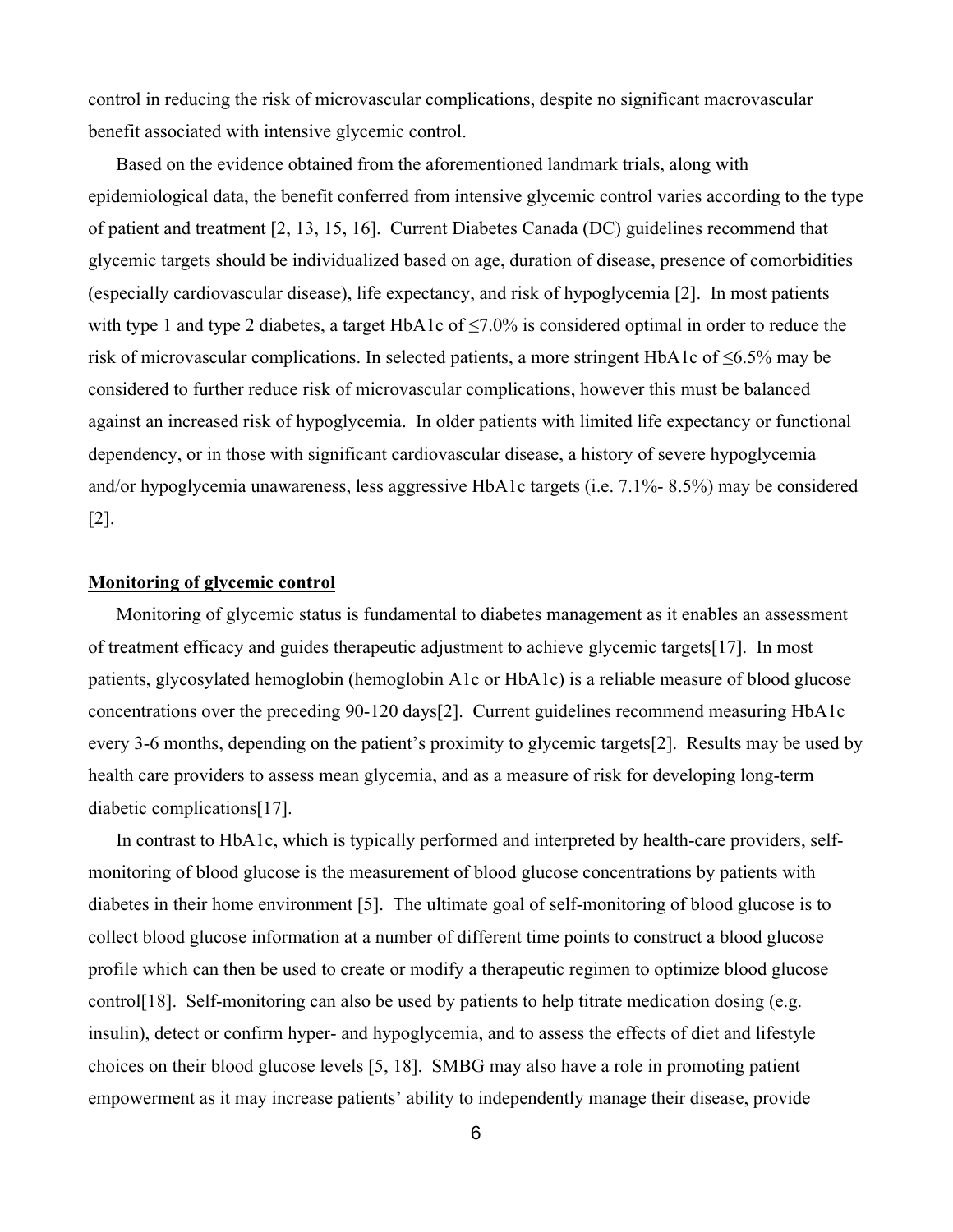control in reducing the risk of microvascular complications, despite no significant macrovascular benefit associated with intensive glycemic control.

Based on the evidence obtained from the aforementioned landmark trials, along with epidemiological data, the benefit conferred from intensive glycemic control varies according to the type of patient and treatment [2, 13, 15, 16]. Current Diabetes Canada (DC) guidelines recommend that glycemic targets should be individualized based on age, duration of disease, presence of comorbidities (especially cardiovascular disease), life expectancy, and risk of hypoglycemia [2]. In most patients with type 1 and type 2 diabetes, a target HbA1c of ≤7.0% is considered optimal in order to reduce the risk of microvascular complications. In selected patients, a more stringent HbA1c of ≤6.5% may be considered to further reduce risk of microvascular complications, however this must be balanced against an increased risk of hypoglycemia. In older patients with limited life expectancy or functional dependency, or in those with significant cardiovascular disease, a history of severe hypoglycemia and/or hypoglycemia unawareness, less aggressive HbA1c targets (i.e. 7.1%- 8.5%) may be considered [2].

## Monitoring of glycemic control

Monitoring of glycemic status is fundamental to diabetes management as it enables an assessment of treatment efficacy and guides therapeutic adjustment to achieve glycemic targets[17]. In most patients, glycosylated hemoglobin (hemoglobin A1c or HbA1c) is a reliable measure of blood glucose concentrations over the preceding 90-120 days[2]. Current guidelines recommend measuring HbA1c every 3-6 months, depending on the patient's proximity to glycemic targets[2]. Results may be used by health care providers to assess mean glycemia, and as a measure of risk for developing long-term diabetic complications[17].

In contrast to HbA1c, which is typically performed and interpreted by health-care providers, self-monitoring of blood glucose is the measurement of blood glucose concentrations by patients with diabetes in their home environment [5]. The ultimate goal of self-monitoring of blood glucose is to collect blood glucose information at a number of different time points to construct a blood glucose profile which can then be used to create or modify a therapeutic regimen to optimize blood glucose control[18]. Self-monitoring can also be used by patients to help titrate medication dosing (e.g. insulin), detect or confirm hyper- and hypoglycemia, and to assess the effects of diet and lifestyle choices on their blood glucose levels [5, 18]. SMBG may also have a role in promoting patient empowerment as it may increase patients' ability to independently manage their disease, provide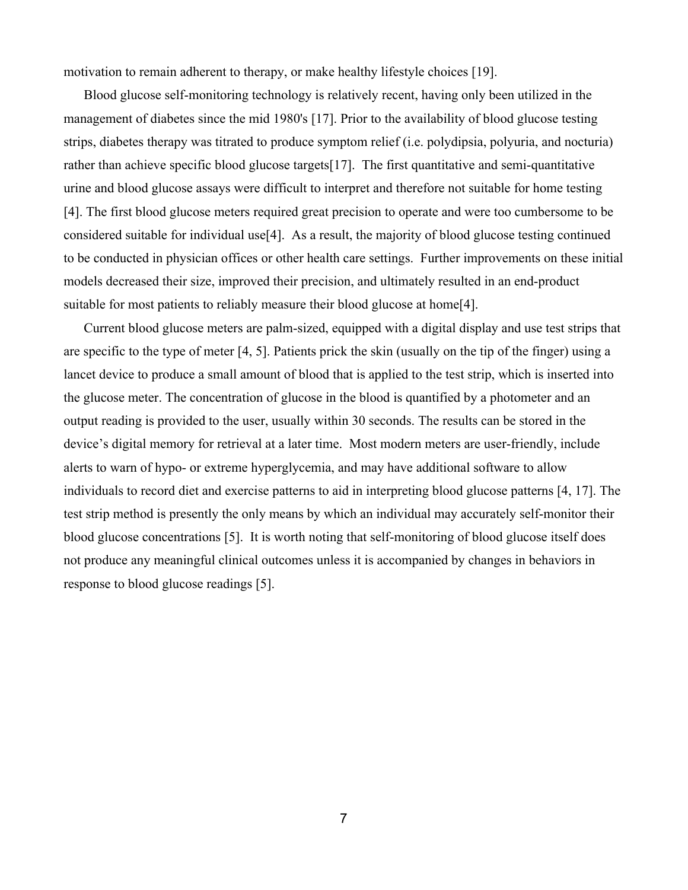motivation to remain adherent to therapy, or make healthy lifestyle choices [19].

Blood glucose self-monitoring technology is relatively recent, having only been utilized in the management of diabetes since the mid 1980's [17]. Prior to the availability of blood glucose testing strips, diabetes therapy was titrated to produce symptom relief (i.e. polydipsia, polyuria, and nocturia) rather than achieve specific blood glucose targets[17]. The first quantitative and semi-quantitative urine and blood glucose assays were difficult to interpret and therefore not suitable for home testing [4]. The first blood glucose meters required great precision to operate and were too cumbersome to be considered suitable for individual use[4]. As a result, the majority of blood glucose testing continued to be conducted in physician offices or other health care settings. Further improvements on these initial models decreased their size, improved their precision, and ultimately resulted in an end-product suitable for most patients to reliably measure their blood glucose at home[4].

Current blood glucose meters are palm-sized, equipped with a digital display and use test strips that are specific to the type of meter [4, 5]. Patients prick the skin (usually on the tip of the finger) using a lancet device to produce a small amount of blood that is applied to the test strip, which is inserted into the glucose meter. The concentration of glucose in the blood is quantified by a photometer and an output reading is provided to the user, usually within 30 seconds. The results can be stored in the device's digital memory for retrieval at a later time. Most modern meters are user-friendly, include alerts to warn of hypo- or extreme hyperglycemia, and may have additional software to allow individuals to record diet and exercise patterns to aid in interpreting blood glucose patterns [4, 17]. The test strip method is presently the only means by which an individual may accurately self-monitor their blood glucose concentrations [5]. It is worth noting that self-monitoring of blood glucose itself does not produce any meaningful clinical outcomes unless it is accompanied by changes in behaviors in response to blood glucose readings [5].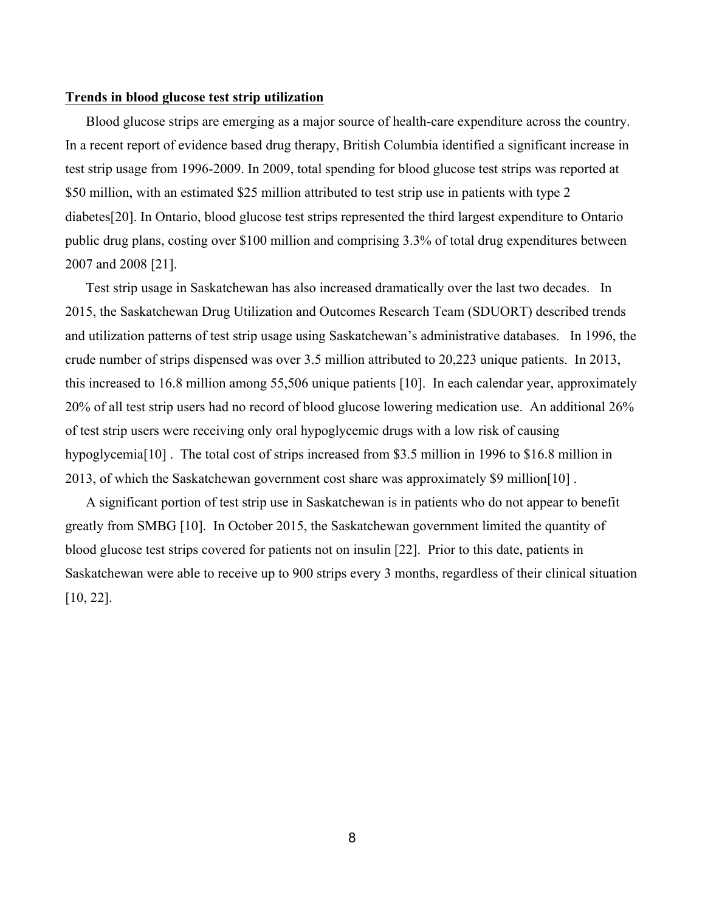**Trends in blood glucose test strip utilization**

Blood glucose strips are emerging as a major source of health-care expenditure across the country. In a recent report of evidence based drug therapy, British Columbia identified a significant increase in test strip usage from 1996-2009. In 2009, total spending for blood glucose test strips was reported at $50 million, with an estimated $25 million attributed to test strip use in patients with type 2 diabetes[20]. In Ontario, blood glucose test strips represented the third largest expenditure to Ontario public drug plans, costing over $100 million and comprising 3.3% of total drug expenditures between 2007 and 2008 [21].

Test strip usage in Saskatchewan has also increased dramatically over the last two decades. In 2015, the Saskatchewan Drug Utilization and Outcomes Research Team (SDUORT) described trends and utilization patterns of test strip usage using Saskatchewan's administrative databases. In 1996, the crude number of strips dispensed was over 3.5 million attributed to 20,223 unique patients. In 2013, this increased to 16.8 million among 55,506 unique patients [10]. In each calendar year, approximately 20% of all test strip users had no record of blood glucose lowering medication use. An additional 26% of test strip users were receiving only oral hypoglycemic drugs with a low risk of causing hypoglycemia[10] . The total cost of strips increased from $3.5 million in 1996 to $16.8 million in 2013, of which the Saskatchewan government cost share was approximately $9 million[10] .

A significant portion of test strip use in Saskatchewan is in patients who do not appear to benefit greatly from SMBG [10]. In October 2015, the Saskatchewan government limited the quantity of blood glucose test strips covered for patients not on insulin [22]. Prior to this date, patients in Saskatchewan were able to receive up to 900 strips every 3 months, regardless of their clinical situation [10, 22].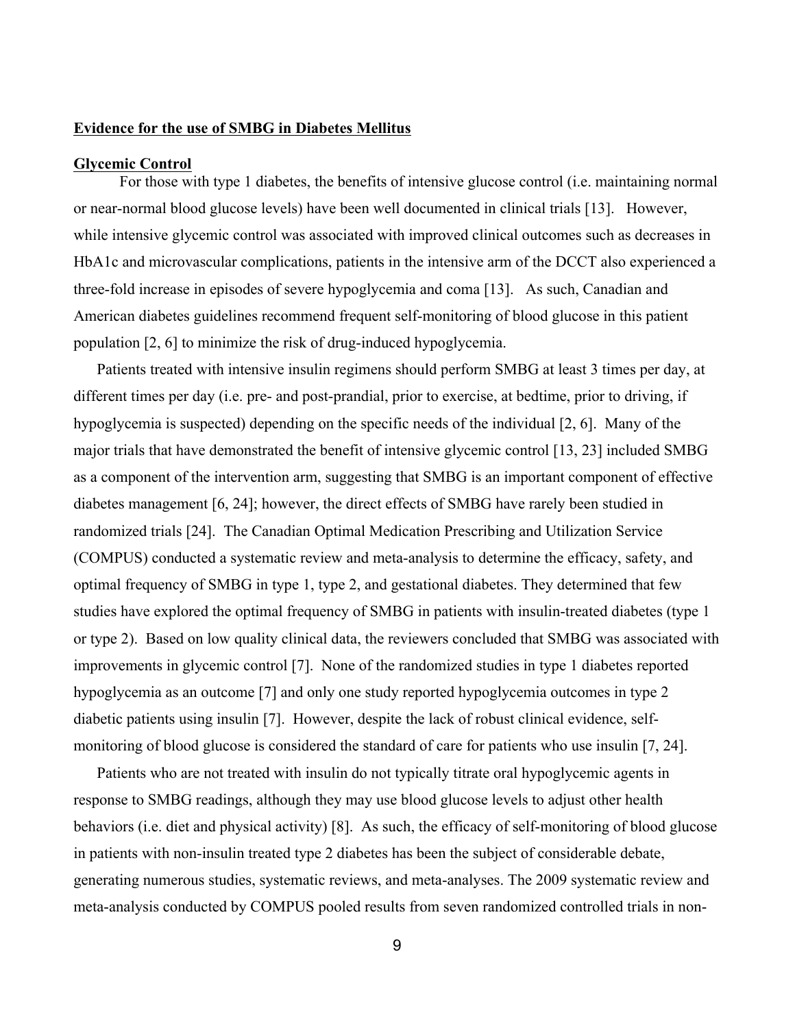## Evidence for the use of SMBG in Diabetes Mellitus

### Glycemic Control

For those with type 1 diabetes, the benefits of intensive glucose control (i.e. maintaining normal or near-normal blood glucose levels) have been well documented in clinical trials [13]. However, while intensive glycemic control was associated with improved clinical outcomes such as decreases in HbA1c and microvascular complications, patients in the intensive arm of the DCCT also experienced a three-fold increase in episodes of severe hypoglycemia and coma [13]. As such, Canadian and American diabetes guidelines recommend frequent self-monitoring of blood glucose in this patient population [2, 6] to minimize the risk of drug-induced hypoglycemia.

Patients treated with intensive insulin regimens should perform SMBG at least 3 times per day, at different times per day (i.e. pre- and post-prandial, prior to exercise, at bedtime, prior to driving, if hypoglycemia is suspected) depending on the specific needs of the individual [2, 6]. Many of the major trials that have demonstrated the benefit of intensive glycemic control [13, 23] included SMBG as a component of the intervention arm, suggesting that SMBG is an important component of effective diabetes management [6, 24]; however, the direct effects of SMBG have rarely been studied in randomized trials [24]. The Canadian Optimal Medication Prescribing and Utilization Service (COMPUS) conducted a systematic review and meta-analysis to determine the efficacy, safety, and optimal frequency of SMBG in type 1, type 2, and gestational diabetes. They determined that few studies have explored the optimal frequency of SMBG in patients with insulin-treated diabetes (type 1 or type 2). Based on low quality clinical data, the reviewers concluded that SMBG was associated with improvements in glycemic control [7]. None of the randomized studies in type 1 diabetes reported hypoglycemia as an outcome [7] and only one study reported hypoglycemia outcomes in type 2 diabetic patients using insulin [7]. However, despite the lack of robust clinical evidence, self-monitoring of blood glucose is considered the standard of care for patients who use insulin [7, 24].

Patients who are not treated with insulin do not typically titrate oral hypoglycemic agents in response to SMBG readings, although they may use blood glucose levels to adjust other health behaviors (i.e. diet and physical activity) [8]. As such, the efficacy of self-monitoring of blood glucose in patients with non-insulin treated type 2 diabetes has been the subject of considerable debate, generating numerous studies, systematic reviews, and meta-analyses. The 2009 systematic review and meta-analysis conducted by COMPUS pooled results from seven randomized controlled trials in non-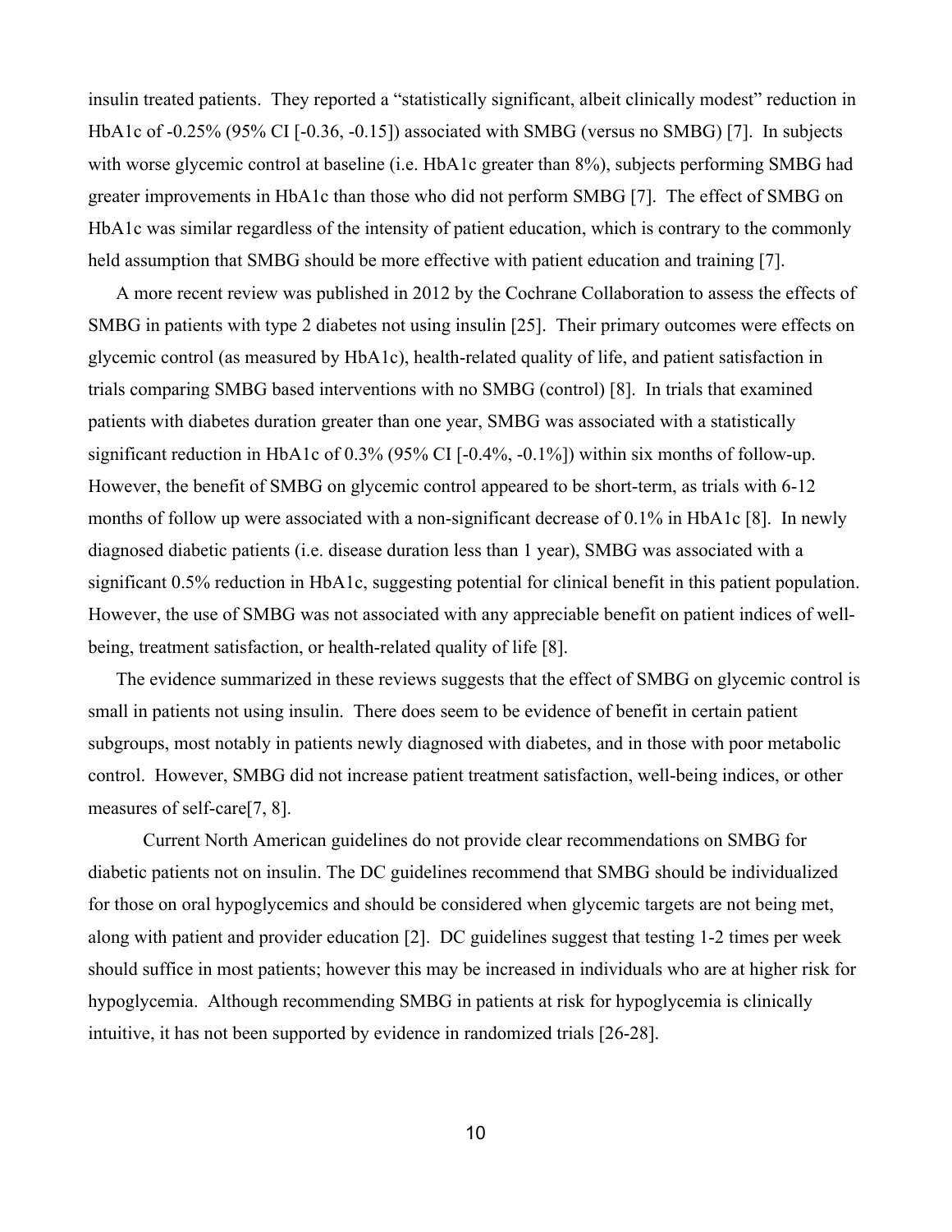insulin treated patients. They reported a "statistically significant, albeit clinically modest" reduction in HbA1c of -0.25% (95% CI [-0.36, -0.15]) associated with SMBG (versus no SMBG) [7]. In subjects with worse glycemic control at baseline (i.e. HbA1c greater than 8%), subjects performing SMBG had greater improvements in HbA1c than those who did not perform SMBG [7]. The effect of SMBG on HbA1c was similar regardless of the intensity of patient education, which is contrary to the commonly held assumption that SMBG should be more effective with patient education and training [7].

A more recent review was published in 2012 by the Cochrane Collaboration to assess the effects of SMBG in patients with type 2 diabetes not using insulin [25]. Their primary outcomes were effects on glycemic control (as measured by HbA1c), health-related quality of life, and patient satisfaction in trials comparing SMBG based interventions with no SMBG (control) [8]. In trials that examined patients with diabetes duration greater than one year, SMBG was associated with a statistically significant reduction in HbA1c of 0.3% (95% CI [-0.4%, -0.1%]) within six months of follow-up. However, the benefit of SMBG on glycemic control appeared to be short-term, as trials with 6-12 months of follow up were associated with a non-significant decrease of 0.1% in HbA1c [8]. In newly diagnosed diabetic patients (i.e. disease duration less than 1 year), SMBG was associated with a significant 0.5% reduction in HbA1c, suggesting potential for clinical benefit in this patient population. However, the use of SMBG was not associated with any appreciable benefit on patient indices of well-being, treatment satisfaction, or health-related quality of life [8].

The evidence summarized in these reviews suggests that the effect of SMBG on glycemic control is small in patients not using insulin. There does seem to be evidence of benefit in certain patient subgroups, most notably in patients newly diagnosed with diabetes, and in those with poor metabolic control. However, SMBG did not increase patient treatment satisfaction, well-being indices, or other measures of self-care[7, 8].

Current North American guidelines do not provide clear recommendations on SMBG for diabetic patients not on insulin. The DC guidelines recommend that SMBG should be individualized for those on oral hypoglycemics and should be considered when glycemic targets are not being met, along with patient and provider education [2]. DC guidelines suggest that testing 1-2 times per week should suffice in most patients; however this may be increased in individuals who are at higher risk for hypoglycemia. Although recommending SMBG in patients at risk for hypoglycemia is clinically intuitive, it has not been supported by evidence in randomized trials [26-28].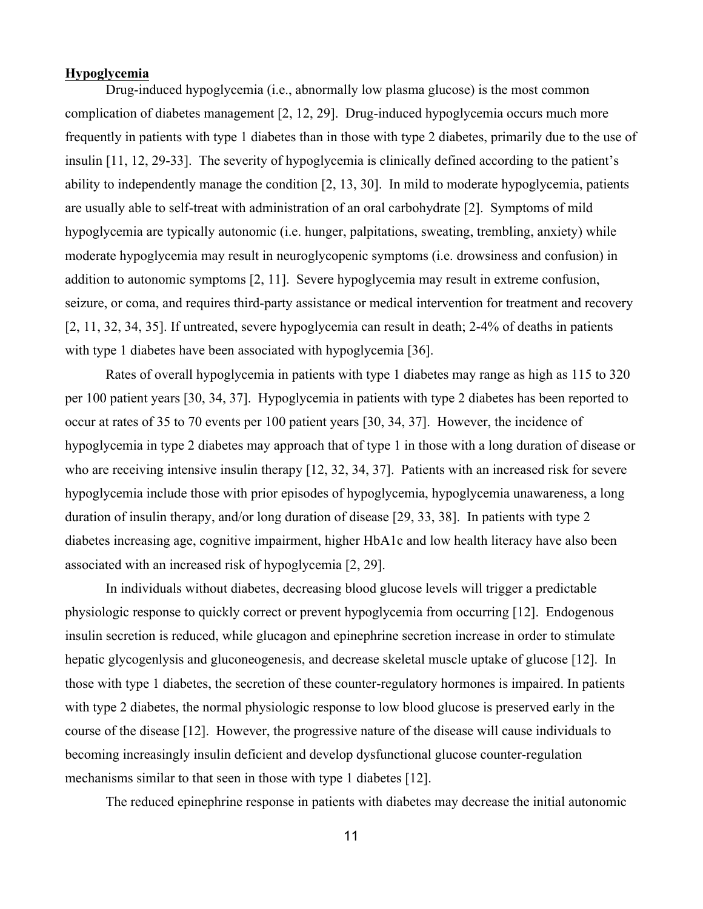**Hypoglycemia**

Drug-induced hypoglycemia (i.e., abnormally low plasma glucose) is the most common complication of diabetes management [2, 12, 29]. Drug-induced hypoglycemia occurs much more frequently in patients with type 1 diabetes than in those with type 2 diabetes, primarily due to the use of insulin [11, 12, 29-33]. The severity of hypoglycemia is clinically defined according to the patient's ability to independently manage the condition [2, 13, 30]. In mild to moderate hypoglycemia, patients are usually able to self-treat with administration of an oral carbohydrate [2]. Symptoms of mild hypoglycemia are typically autonomic (i.e. hunger, palpitations, sweating, trembling, anxiety) while moderate hypoglycemia may result in neuroglycopenic symptoms (i.e. drowsiness and confusion) in addition to autonomic symptoms [2, 11]. Severe hypoglycemia may result in extreme confusion, seizure, or coma, and requires third-party assistance or medical intervention for treatment and recovery [2, 11, 32, 34, 35]. If untreated, severe hypoglycemia can result in death; 2-4% of deaths in patients with type 1 diabetes have been associated with hypoglycemia [36].

Rates of overall hypoglycemia in patients with type 1 diabetes may range as high as 115 to 320 per 100 patient years [30, 34, 37]. Hypoglycemia in patients with type 2 diabetes has been reported to occur at rates of 35 to 70 events per 100 patient years [30, 34, 37]. However, the incidence of hypoglycemia in type 2 diabetes may approach that of type 1 in those with a long duration of disease or who are receiving intensive insulin therapy [12, 32, 34, 37]. Patients with an increased risk for severe hypoglycemia include those with prior episodes of hypoglycemia, hypoglycemia unawareness, a long duration of insulin therapy, and/or long duration of disease [29, 33, 38]. In patients with type 2 diabetes increasing age, cognitive impairment, higher HbA1c and low health literacy have also been associated with an increased risk of hypoglycemia [2, 29].

In individuals without diabetes, decreasing blood glucose levels will trigger a predictable physiologic response to quickly correct or prevent hypoglycemia from occurring [12]. Endogenous insulin secretion is reduced, while glucagon and epinephrine secretion increase in order to stimulate hepatic glycogenlysis and gluconeogenesis, and decrease skeletal muscle uptake of glucose [12]. In those with type 1 diabetes, the secretion of these counter-regulatory hormones is impaired. In patients with type 2 diabetes, the normal physiologic response to low blood glucose is preserved early in the course of the disease [12]. However, the progressive nature of the disease will cause individuals to becoming increasingly insulin deficient and develop dysfunctional glucose counter-regulation mechanisms similar to that seen in those with type 1 diabetes [12].

The reduced epinephrine response in patients with diabetes may decrease the initial autonomic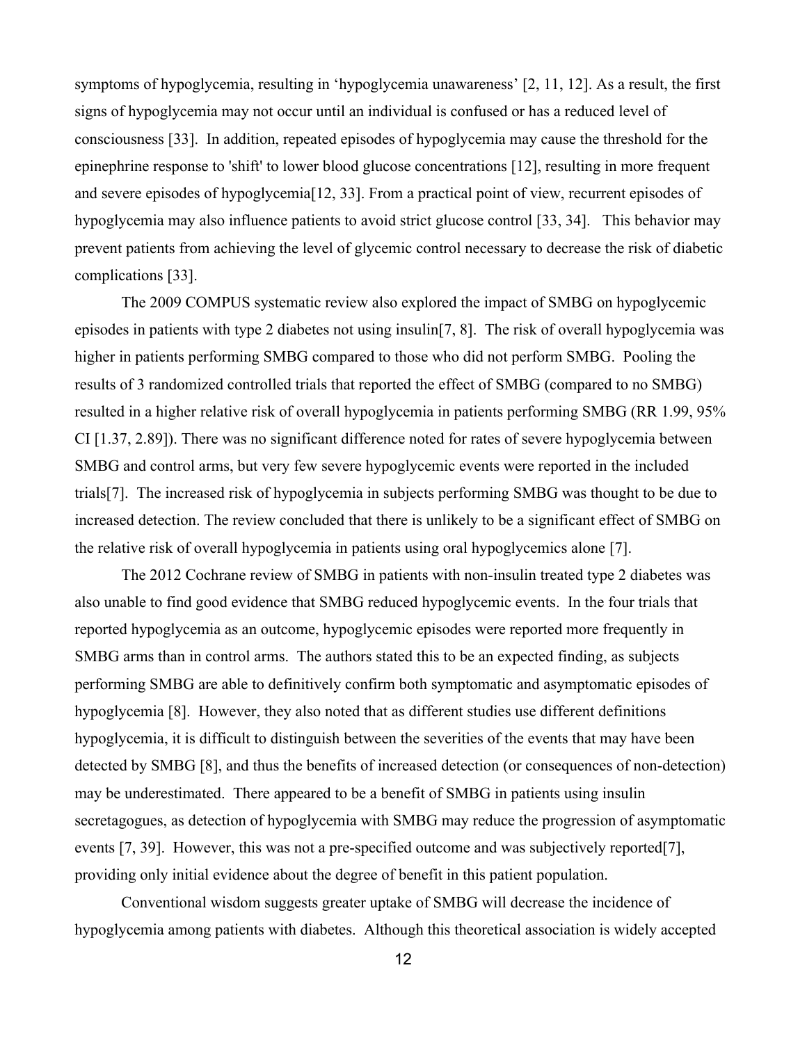symptoms of hypoglycemia, resulting in 'hypoglycemia unawareness' [2, 11, 12]. As a result, the first signs of hypoglycemia may not occur until an individual is confused or has a reduced level of consciousness [33]. In addition, repeated episodes of hypoglycemia may cause the threshold for the epinephrine response to 'shift' to lower blood glucose concentrations [12], resulting in more frequent and severe episodes of hypoglycemia[12, 33]. From a practical point of view, recurrent episodes of hypoglycemia may also influence patients to avoid strict glucose control [33, 34]. This behavior may prevent patients from achieving the level of glycemic control necessary to decrease the risk of diabetic complications [33].

The 2009 COMPUS systematic review also explored the impact of SMBG on hypoglycemic episodes in patients with type 2 diabetes not using insulin[7, 8]. The risk of overall hypoglycemia was higher in patients performing SMBG compared to those who did not perform SMBG. Pooling the results of 3 randomized controlled trials that reported the effect of SMBG (compared to no SMBG) resulted in a higher relative risk of overall hypoglycemia in patients performing SMBG (RR 1.99, 95% CI [1.37, 2.89]). There was no significant difference noted for rates of severe hypoglycemia between SMBG and control arms, but very few severe hypoglycemic events were reported in the included trials[7]. The increased risk of hypoglycemia in subjects performing SMBG was thought to be due to increased detection. The review concluded that there is unlikely to be a significant effect of SMBG on the relative risk of overall hypoglycemia in patients using oral hypoglycemics alone [7].

The 2012 Cochrane review of SMBG in patients with non-insulin treated type 2 diabetes was also unable to find good evidence that SMBG reduced hypoglycemic events. In the four trials that reported hypoglycemia as an outcome, hypoglycemic episodes were reported more frequently in SMBG arms than in control arms. The authors stated this to be an expected finding, as subjects performing SMBG are able to definitively confirm both symptomatic and asymptomatic episodes of hypoglycemia [8]. However, they also noted that as different studies use different definitions hypoglycemia, it is difficult to distinguish between the severities of the events that may have been detected by SMBG [8], and thus the benefits of increased detection (or consequences of non-detection) may be underestimated. There appeared to be a benefit of SMBG in patients using insulin secretagogues, as detection of hypoglycemia with SMBG may reduce the progression of asymptomatic events [7, 39]. However, this was not a pre-specified outcome and was subjectively reported[7], providing only initial evidence about the degree of benefit in this patient population.

Conventional wisdom suggests greater uptake of SMBG will decrease the incidence of hypoglycemia among patients with diabetes. Although this theoretical association is widely accepted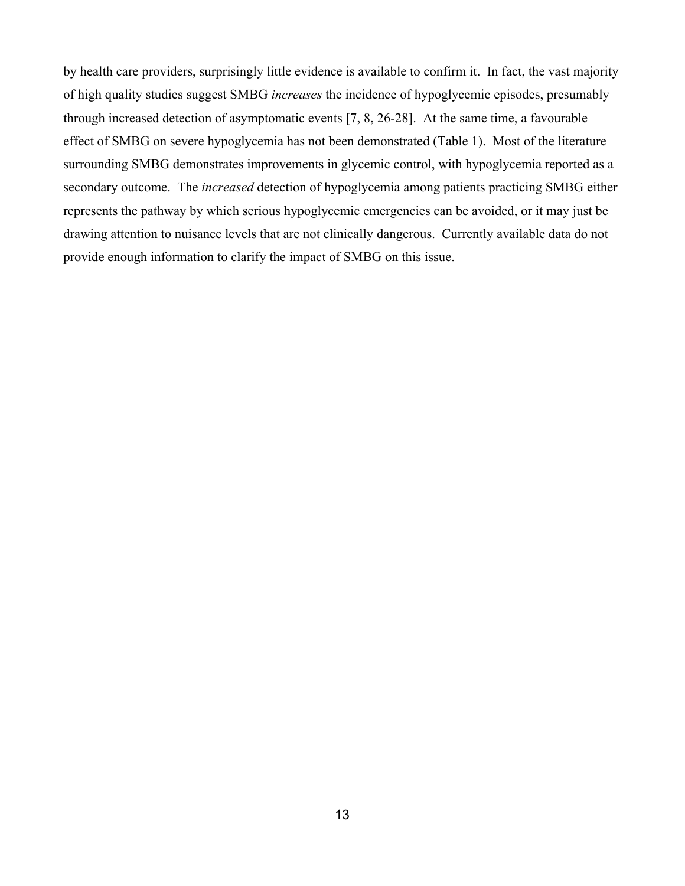by health care providers, surprisingly little evidence is available to confirm it. In fact, the vast majority of high quality studies suggest SMBG *increases* the incidence of hypoglycemic episodes, presumably through increased detection of asymptomatic events [7, 8, 26-28]. At the same time, a favourable effect of SMBG on severe hypoglycemia has not been demonstrated (Table 1). Most of the literature surrounding SMBG demonstrates improvements in glycemic control, with hypoglycemia reported as a secondary outcome. The *increased* detection of hypoglycemia among patients practicing SMBG either represents the pathway by which serious hypoglycemic emergencies can be avoided, or it may just be drawing attention to nuisance levels that are not clinically dangerous. Currently available data do not provide enough information to clarify the impact of SMBG on this issue.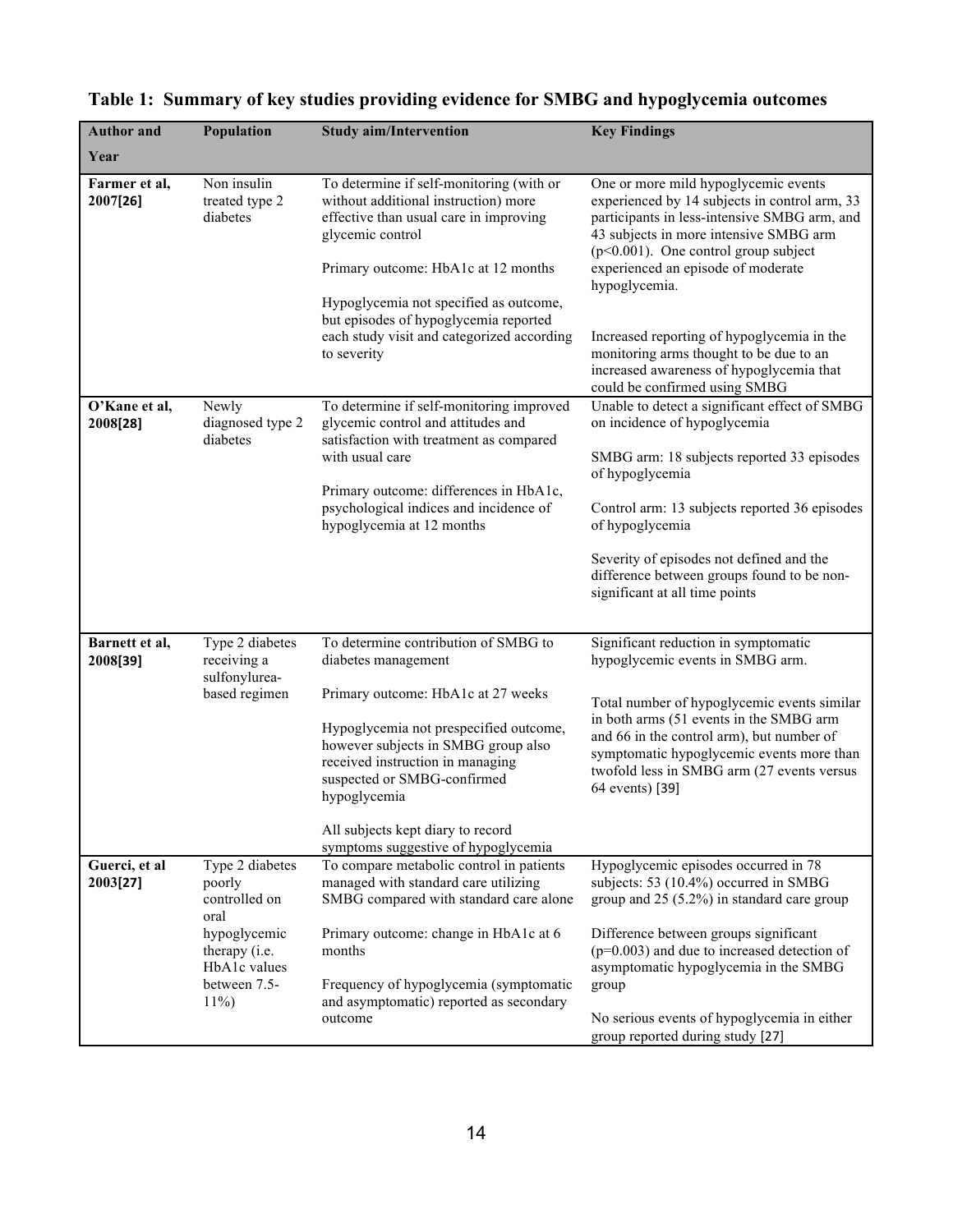**Table 1: Summary of key studies providing evidence for SMBG and hypoglycemia outcomes**

| Author and Year | Population | Study aim/Intervention | Key Findings |
|---|---|---|---|
| **Farmer et al, 2007[26]** | Non insulin treated type 2 diabetes | To determine if self-monitoring (with or without additional instruction) more effective than usual care in improving glycemic control<br><br>Primary outcome: HbA1c at 12 months<br><br>Hypoglycemia not specified as outcome, but episodes of hypoglycemia reported each study visit and categorized according to severity | One or more mild hypoglycemic events experienced by 14 subjects in control arm, 33 participants in less-intensive SMBG arm, and 43 subjects in more intensive SMBG arm ($p<0.001$). One control group subject experienced an episode of moderate hypoglycemia.<br><br>Increased reporting of hypoglycemia in the monitoring arms thought to be due to an increased awareness of hypoglycemia that could be confirmed using SMBG |
| **O'Kane et al, 2008[28]** | Newly diagnosed type 2 diabetes | To determine if self-monitoring improved glycemic control and attitudes and satisfaction with treatment as compared with usual care<br><br>Primary outcome: differences in HbA1c, psychological indices and incidence of hypoglycemia at 12 months | Unable to detect a significant effect of SMBG on incidence of hypoglycemia<br><br>SMBG arm: 18 subjects reported 33 episodes of hypoglycemia<br><br>Control arm: 13 subjects reported 36 episodes of hypoglycemia<br><br>Severity of episodes not defined and the difference between groups found to be non-significant at all time points |
| **Barnett et al, 2008[39]** | Type 2 diabetes receiving a sulfonylurea-based regimen | To determine contribution of SMBG to diabetes management<br><br>Primary outcome: HbA1c at 27 weeks<br><br>Hypoglycemia not prespecified outcome, however subjects in SMBG group also received instruction in managing suspected or SMBG-confirmed hypoglycemia<br><br>All subjects kept diary to record symptoms suggestive of hypoglycemia | Significant reduction in symptomatic hypoglycemic events in SMBG arm.<br><br>Total number of hypoglycemic events similar in both arms (51 events in the SMBG arm and 66 in the control arm), but number of symptomatic hypoglycemic events more than twofold less in SMBG arm (27 events versus 64 events) [39] |
| **Guerci, et al 2003[27]** | Type 2 diabetes poorly controlled on oral hypoglycemic therapy (i.e. HbA1c values between 7.5-11%) | To compare metabolic control in patients managed with standard care utilizing SMBG compared with standard care alone<br><br>Primary outcome: change in HbA1c at 6 months<br><br>Frequency of hypoglycemia (symptomatic and asymptomatic) reported as secondary outcome | Hypoglycemic episodes occurred in 78 subjects: 53 (10.4%) occurred in SMBG group and 25 (5.2%) in standard care group<br><br>Difference between groups significant ($p=0.003$) and due to increased detection of asymptomatic hypoglycemia in the SMBG group<br><br>No serious events of hypoglycemia in either group reported during study [27] |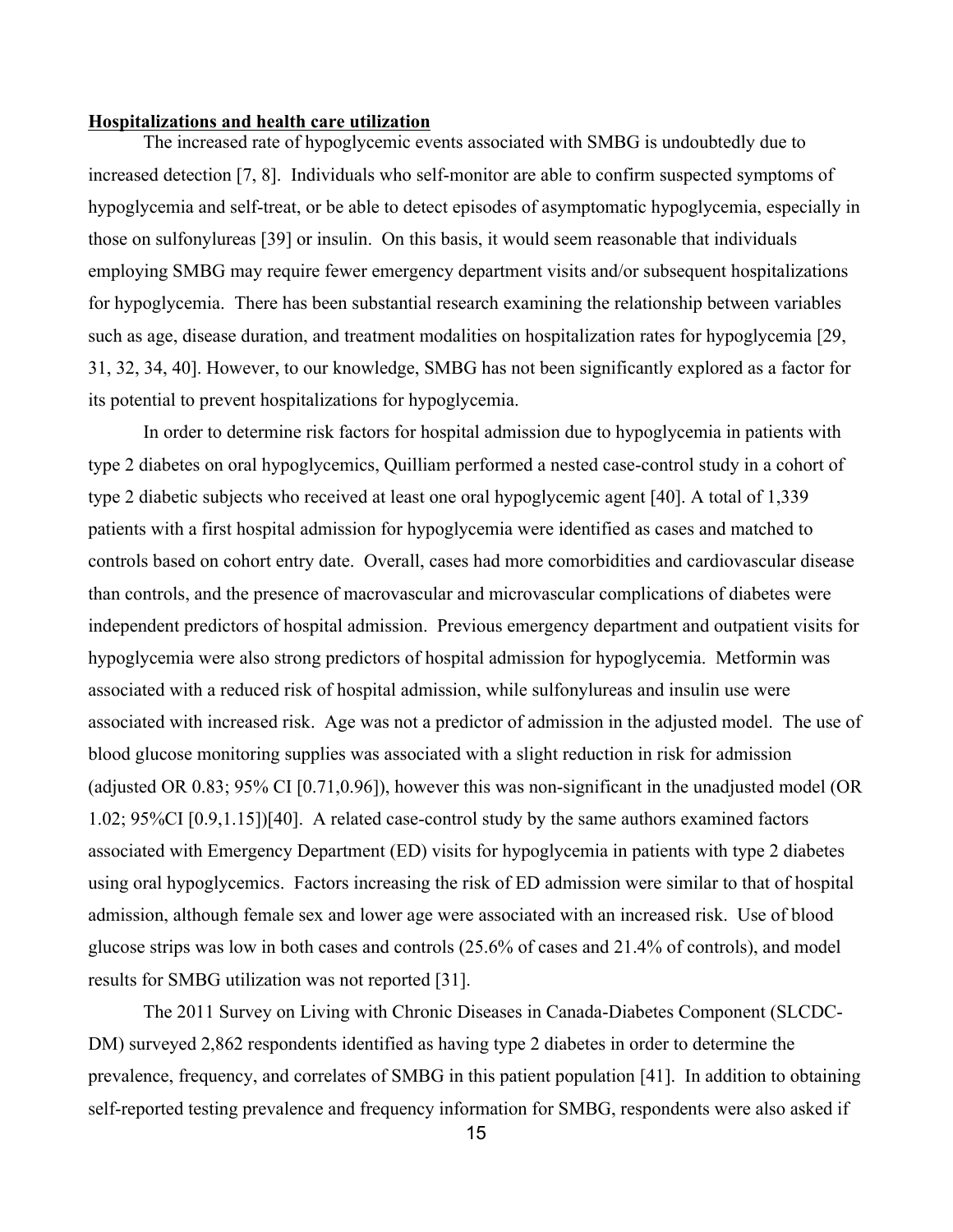**Hospitalizations and health care utilization**

The increased rate of hypoglycemic events associated with SMBG is undoubtedly due to increased detection [7, 8]. Individuals who self-monitor are able to confirm suspected symptoms of hypoglycemia and self-treat, or be able to detect episodes of asymptomatic hypoglycemia, especially in those on sulfonylureas [39] or insulin. On this basis, it would seem reasonable that individuals employing SMBG may require fewer emergency department visits and/or subsequent hospitalizations for hypoglycemia. There has been substantial research examining the relationship between variables such as age, disease duration, and treatment modalities on hospitalization rates for hypoglycemia [29, 31, 32, 34, 40]. However, to our knowledge, SMBG has not been significantly explored as a factor for its potential to prevent hospitalizations for hypoglycemia.

In order to determine risk factors for hospital admission due to hypoglycemia in patients with type 2 diabetes on oral hypoglycemics, Quilliam performed a nested case-control study in a cohort of type 2 diabetic subjects who received at least one oral hypoglycemic agent [40]. A total of 1,339 patients with a first hospital admission for hypoglycemia were identified as cases and matched to controls based on cohort entry date. Overall, cases had more comorbidities and cardiovascular disease than controls, and the presence of macrovascular and microvascular complications of diabetes were independent predictors of hospital admission. Previous emergency department and outpatient visits for hypoglycemia were also strong predictors of hospital admission for hypoglycemia. Metformin was associated with a reduced risk of hospital admission, while sulfonylureas and insulin use were associated with increased risk. Age was not a predictor of admission in the adjusted model. The use of blood glucose monitoring supplies was associated with a slight reduction in risk for admission (adjusted OR 0.83; 95% CI [0.71,0.96]), however this was non-significant in the unadjusted model (OR 1.02; 95%CI [0.9,1.15])[40]. A related case-control study by the same authors examined factors associated with Emergency Department (ED) visits for hypoglycemia in patients with type 2 diabetes using oral hypoglycemics. Factors increasing the risk of ED admission were similar to that of hospital admission, although female sex and lower age were associated with an increased risk. Use of blood glucose strips was low in both cases and controls (25.6% of cases and 21.4% of controls), and model results for SMBG utilization was not reported [31].

The 2011 Survey on Living with Chronic Diseases in Canada-Diabetes Component (SLCDC-DM) surveyed 2,862 respondents identified as having type 2 diabetes in order to determine the prevalence, frequency, and correlates of SMBG in this patient population [41]. In addition to obtaining self-reported testing prevalence and frequency information for SMBG, respondents were also asked if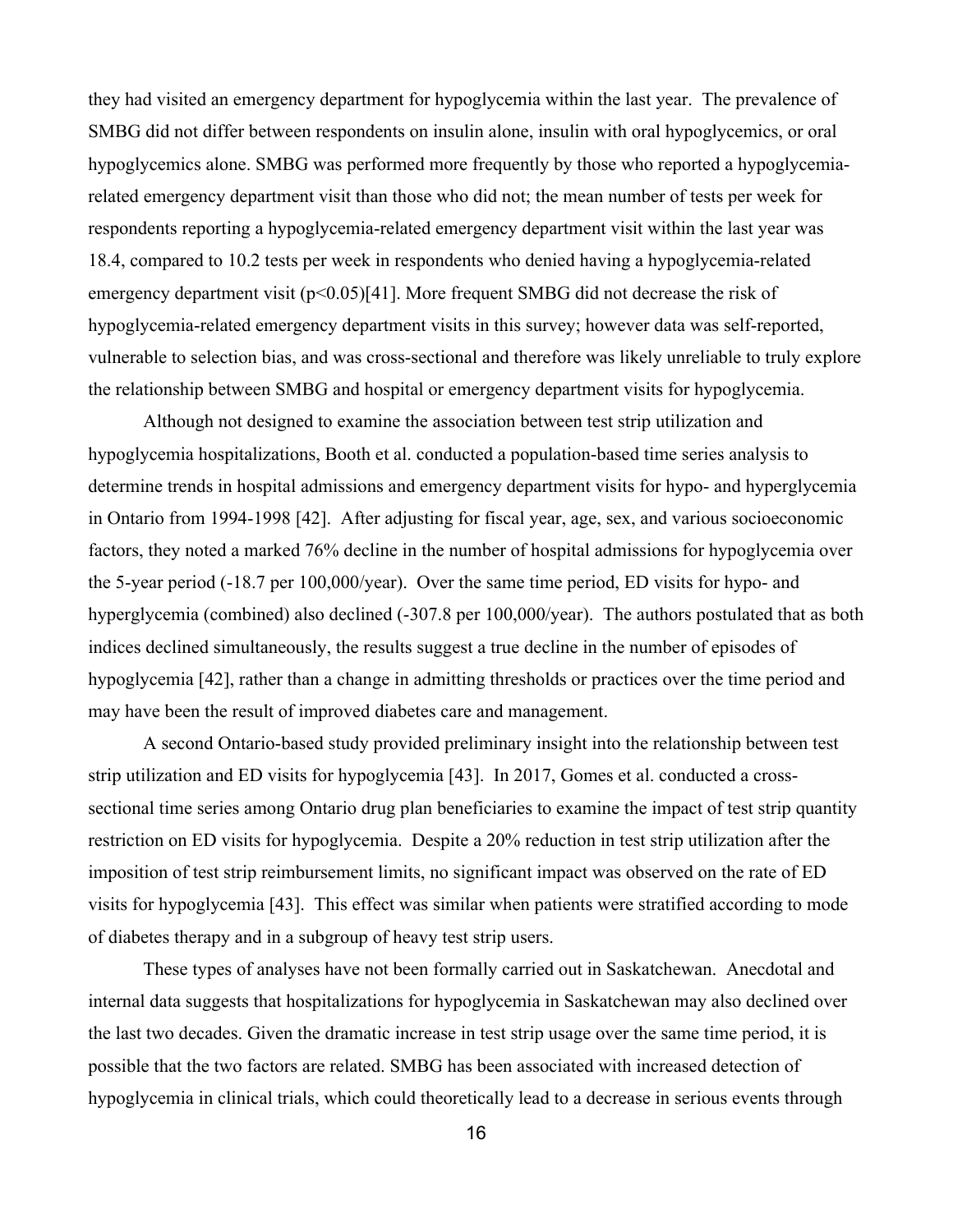they had visited an emergency department for hypoglycemia within the last year. The prevalence of SMBG did not differ between respondents on insulin alone, insulin with oral hypoglycemics, or oral hypoglycemics alone. SMBG was performed more frequently by those who reported a hypoglycemia-related emergency department visit than those who did not; the mean number of tests per week for respondents reporting a hypoglycemia-related emergency department visit within the last year was 18.4, compared to 10.2 tests per week in respondents who denied having a hypoglycemia-related emergency department visit ($p<0.05$)[41]. More frequent SMBG did not decrease the risk of hypoglycemia-related emergency department visits in this survey; however data was self-reported, vulnerable to selection bias, and was cross-sectional and therefore was likely unreliable to truly explore the relationship between SMBG and hospital or emergency department visits for hypoglycemia.

Although not designed to examine the association between test strip utilization and hypoglycemia hospitalizations, Booth et al. conducted a population-based time series analysis to determine trends in hospital admissions and emergency department visits for hypo- and hyperglycemia in Ontario from 1994-1998 [42]. After adjusting for fiscal year, age, sex, and various socioeconomic factors, they noted a marked 76% decline in the number of hospital admissions for hypoglycemia over the 5-year period (-18.7 per 100,000/year). Over the same time period, ED visits for hypo- and hyperglycemia (combined) also declined (-307.8 per 100,000/year). The authors postulated that as both indices declined simultaneously, the results suggest a true decline in the number of episodes of hypoglycemia [42], rather than a change in admitting thresholds or practices over the time period and may have been the result of improved diabetes care and management.

A second Ontario-based study provided preliminary insight into the relationship between test strip utilization and ED visits for hypoglycemia [43]. In 2017, Gomes et al. conducted a cross-sectional time series among Ontario drug plan beneficiaries to examine the impact of test strip quantity restriction on ED visits for hypoglycemia. Despite a 20% reduction in test strip utilization after the imposition of test strip reimbursement limits, no significant impact was observed on the rate of ED visits for hypoglycemia [43]. This effect was similar when patients were stratified according to mode of diabetes therapy and in a subgroup of heavy test strip users.

These types of analyses have not been formally carried out in Saskatchewan. Anecdotal and internal data suggests that hospitalizations for hypoglycemia in Saskatchewan may also declined over the last two decades. Given the dramatic increase in test strip usage over the same time period, it is possible that the two factors are related. SMBG has been associated with increased detection of hypoglycemia in clinical trials, which could theoretically lead to a decrease in serious events through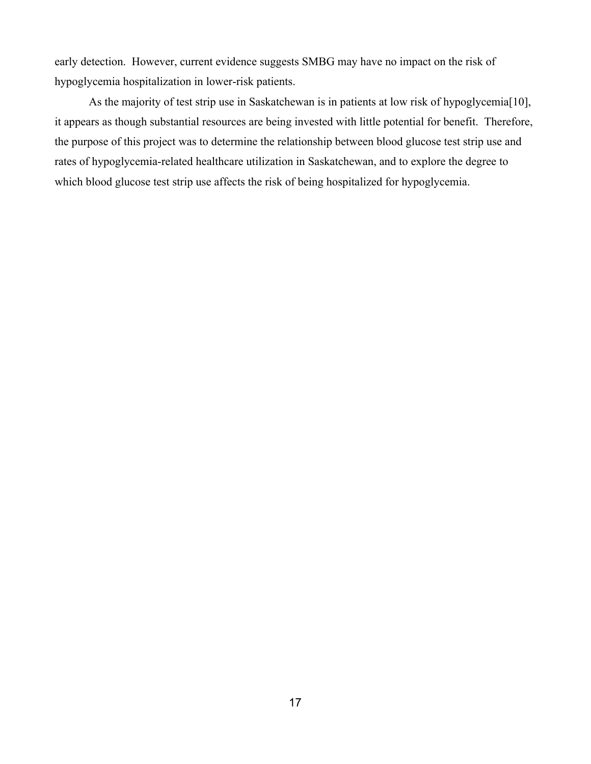early detection. However, current evidence suggests SMBG may have no impact on the risk of hypoglycemia hospitalization in lower-risk patients.

As the majority of test strip use in Saskatchewan is in patients at low risk of hypoglycemia[10], it appears as though substantial resources are being invested with little potential for benefit. Therefore, the purpose of this project was to determine the relationship between blood glucose test strip use and rates of hypoglycemia-related healthcare utilization in Saskatchewan, and to explore the degree to which blood glucose test strip use affects the risk of being hospitalized for hypoglycemia.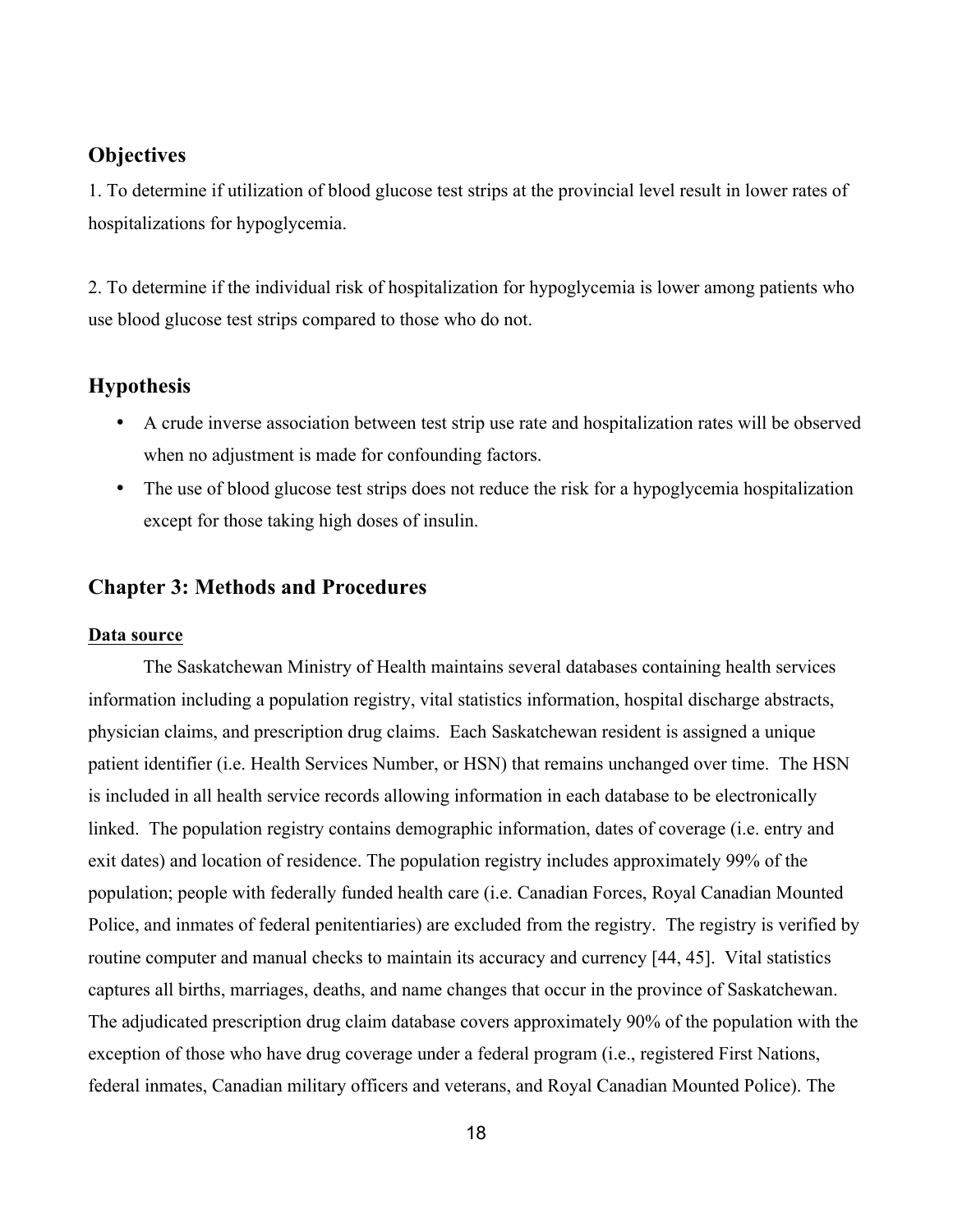## Objectives

1. To determine if utilization of blood glucose test strips at the provincial level result in lower rates of hospitalizations for hypoglycemia.

2. To determine if the individual risk of hospitalization for hypoglycemia is lower among patients who use blood glucose test strips compared to those who do not.

## Hypothesis

- A crude inverse association between test strip use rate and hospitalization rates will be observed when no adjustment is made for confounding factors.
- The use of blood glucose test strips does not reduce the risk for a hypoglycemia hospitalization except for those taking high doses of insulin.

## Chapter 3: Methods and Procedures

### Data source

The Saskatchewan Ministry of Health maintains several databases containing health services information including a population registry, vital statistics information, hospital discharge abstracts, physician claims, and prescription drug claims. Each Saskatchewan resident is assigned a unique patient identifier (i.e. Health Services Number, or HSN) that remains unchanged over time. The HSN is included in all health service records allowing information in each database to be electronically linked. The population registry contains demographic information, dates of coverage (i.e. entry and exit dates) and location of residence. The population registry includes approximately 99% of the population; people with federally funded health care (i.e. Canadian Forces, Royal Canadian Mounted Police, and inmates of federal penitentiaries) are excluded from the registry. The registry is verified by routine computer and manual checks to maintain its accuracy and currency [44, 45]. Vital statistics captures all births, marriages, deaths, and name changes that occur in the province of Saskatchewan. The adjudicated prescription drug claim database covers approximately 90% of the population with the exception of those who have drug coverage under a federal program (i.e., registered First Nations, federal inmates, Canadian military officers and veterans, and Royal Canadian Mounted Police). The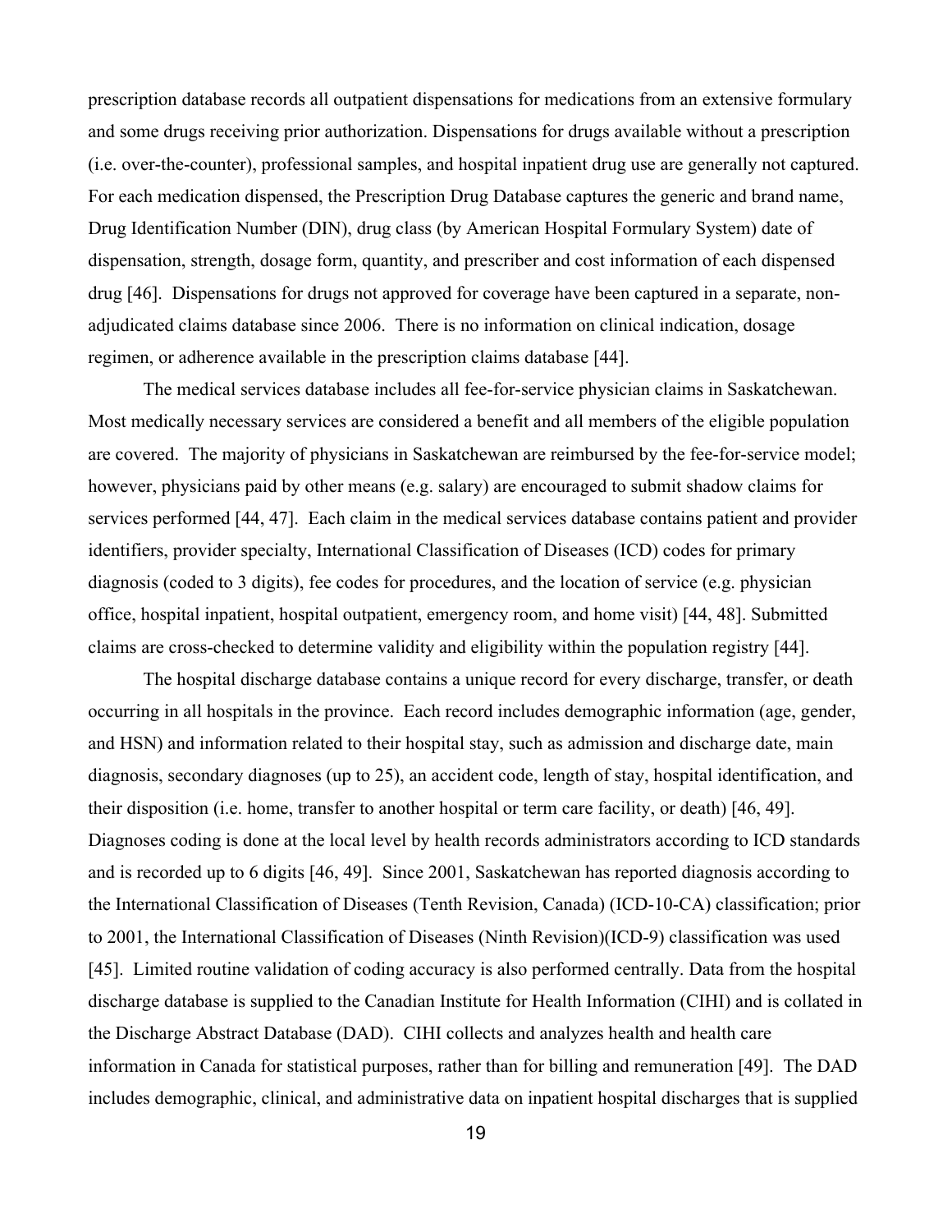prescription database records all outpatient dispensations for medications from an extensive formulary and some drugs receiving prior authorization. Dispensations for drugs available without a prescription (i.e. over-the-counter), professional samples, and hospital inpatient drug use are generally not captured. For each medication dispensed, the Prescription Drug Database captures the generic and brand name, Drug Identification Number (DIN), drug class (by American Hospital Formulary System) date of dispensation, strength, dosage form, quantity, and prescriber and cost information of each dispensed drug [46]. Dispensations for drugs not approved for coverage have been captured in a separate, non-adjudicated claims database since 2006. There is no information on clinical indication, dosage regimen, or adherence available in the prescription claims database [44].

The medical services database includes all fee-for-service physician claims in Saskatchewan. Most medically necessary services are considered a benefit and all members of the eligible population are covered. The majority of physicians in Saskatchewan are reimbursed by the fee-for-service model; however, physicians paid by other means (e.g. salary) are encouraged to submit shadow claims for services performed [44, 47]. Each claim in the medical services database contains patient and provider identifiers, provider specialty, International Classification of Diseases (ICD) codes for primary diagnosis (coded to 3 digits), fee codes for procedures, and the location of service (e.g. physician office, hospital inpatient, hospital outpatient, emergency room, and home visit) [44, 48]. Submitted claims are cross-checked to determine validity and eligibility within the population registry [44].

The hospital discharge database contains a unique record for every discharge, transfer, or death occurring in all hospitals in the province. Each record includes demographic information (age, gender, and HSN) and information related to their hospital stay, such as admission and discharge date, main diagnosis, secondary diagnoses (up to 25), an accident code, length of stay, hospital identification, and their disposition (i.e. home, transfer to another hospital or term care facility, or death) [46, 49]. Diagnoses coding is done at the local level by health records administrators according to ICD standards and is recorded up to 6 digits [46, 49]. Since 2001, Saskatchewan has reported diagnosis according to the International Classification of Diseases (Tenth Revision, Canada) (ICD-10-CA) classification; prior to 2001, the International Classification of Diseases (Ninth Revision)(ICD-9) classification was used [45]. Limited routine validation of coding accuracy is also performed centrally. Data from the hospital discharge database is supplied to the Canadian Institute for Health Information (CIHI) and is collated in the Discharge Abstract Database (DAD). CIHI collects and analyzes health and health care information in Canada for statistical purposes, rather than for billing and remuneration [49]. The DAD includes demographic, clinical, and administrative data on inpatient hospital discharges that is supplied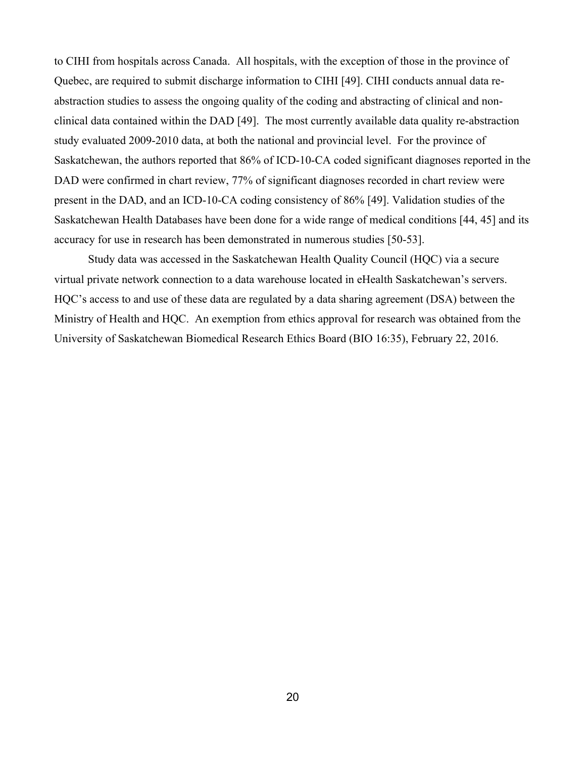to CIHI from hospitals across Canada. All hospitals, with the exception of those in the province of Quebec, are required to submit discharge information to CIHI [49]. CIHI conducts annual data re-abstraction studies to assess the ongoing quality of the coding and abstracting of clinical and non-clinical data contained within the DAD [49]. The most currently available data quality re-abstraction study evaluated 2009-2010 data, at both the national and provincial level. For the province of Saskatchewan, the authors reported that 86% of ICD-10-CA coded significant diagnoses reported in the DAD were confirmed in chart review, 77% of significant diagnoses recorded in chart review were present in the DAD, and an ICD-10-CA coding consistency of 86% [49]. Validation studies of the Saskatchewan Health Databases have been done for a wide range of medical conditions [44, 45] and its accuracy for use in research has been demonstrated in numerous studies [50-53].

Study data was accessed in the Saskatchewan Health Quality Council (HQC) via a secure virtual private network connection to a data warehouse located in eHealth Saskatchewan's servers. HQC's access to and use of these data are regulated by a data sharing agreement (DSA) between the Ministry of Health and HQC. An exemption from ethics approval for research was obtained from the University of Saskatchewan Biomedical Research Ethics Board (BIO 16:35), February 22, 2016.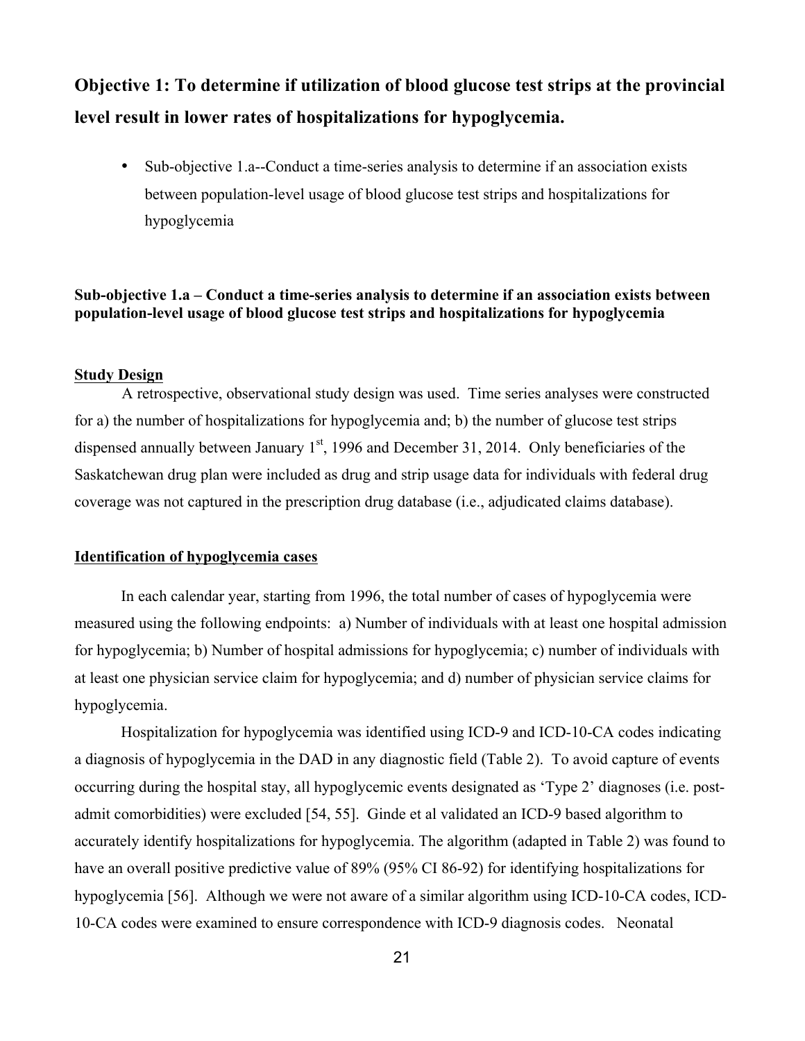## Objective 1: To determine if utilization of blood glucose test strips at the provincial level result in lower rates of hospitalizations for hypoglycemia.

- Sub-objective 1.a--Conduct a time-series analysis to determine if an association exists between population-level usage of blood glucose test strips and hospitalizations for hypoglycemia

### Sub-objective 1.a – Conduct a time-series analysis to determine if an association exists between population-level usage of blood glucose test strips and hospitalizations for hypoglycemia

**Study Design**

A retrospective, observational study design was used. Time series analyses were constructed for a) the number of hospitalizations for hypoglycemia and; b) the number of glucose test strips dispensed annually between January 1st, 1996 and December 31, 2014. Only beneficiaries of the Saskatchewan drug plan were included as drug and strip usage data for individuals with federal drug coverage was not captured in the prescription drug database (i.e., adjudicated claims database).

**Identification of hypoglycemia cases**

In each calendar year, starting from 1996, the total number of cases of hypoglycemia were measured using the following endpoints: a) Number of individuals with at least one hospital admission for hypoglycemia; b) Number of hospital admissions for hypoglycemia; c) number of individuals with at least one physician service claim for hypoglycemia; and d) number of physician service claims for hypoglycemia.

Hospitalization for hypoglycemia was identified using ICD-9 and ICD-10-CA codes indicating a diagnosis of hypoglycemia in the DAD in any diagnostic field (Table 2). To avoid capture of events occurring during the hospital stay, all hypoglycemic events designated as 'Type 2' diagnoses (i.e. post-admit comorbidities) were excluded [54, 55]. Ginde et al validated an ICD-9 based algorithm to accurately identify hospitalizations for hypoglycemia. The algorithm (adapted in Table 2) was found to have an overall positive predictive value of 89% (95% CI 86-92) for identifying hospitalizations for hypoglycemia [56]. Although we were not aware of a similar algorithm using ICD-10-CA codes, ICD-10-CA codes were examined to ensure correspondence with ICD-9 diagnosis codes. Neonatal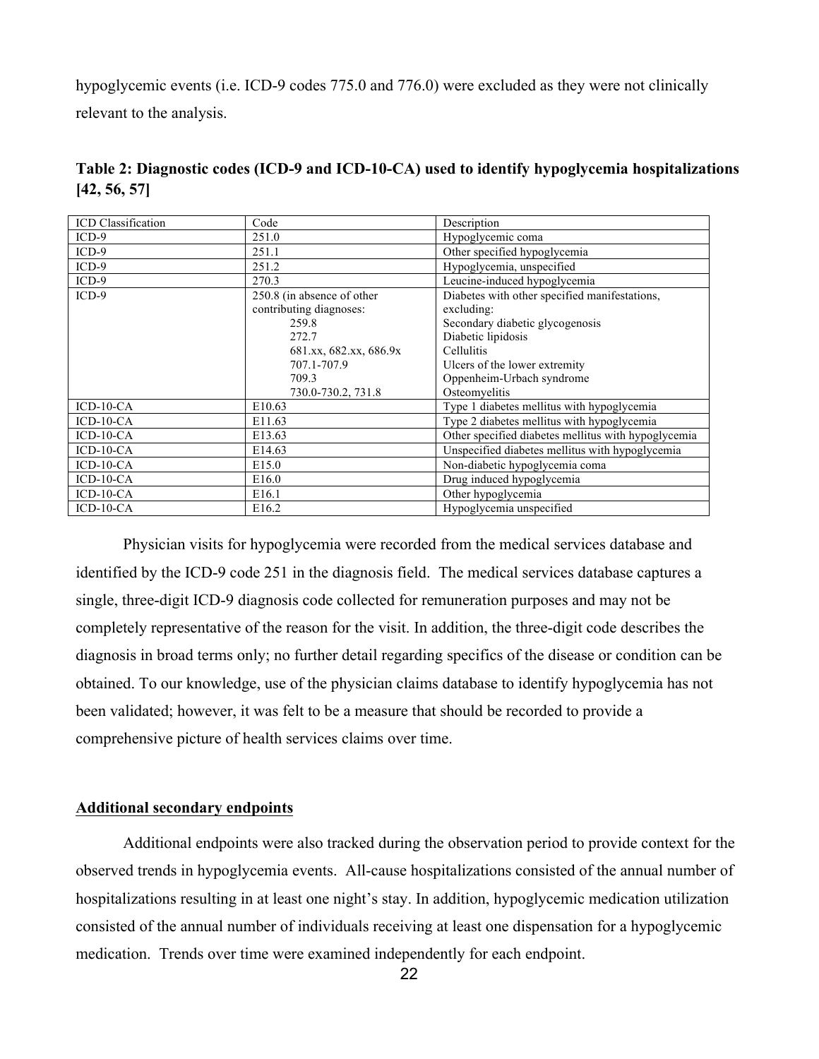hypoglycemic events (i.e. ICD-9 codes 775.0 and 776.0) were excluded as they were not clinically relevant to the analysis.

**Table 2: Diagnostic codes (ICD-9 and ICD-10-CA) used to identify hypoglycemia hospitalizations [42, 56, 57]**

| ICD Classification | Code | Description |
|---|---|---|
| ICD-9 | 251.0 | Hypoglycemic coma |
| ICD-9 | 251.1 | Other specified hypoglycemia |
| ICD-9 | 251.2 | Hypoglycemia, unspecified |
| ICD-9 | 270.3 | Leucine-induced hypoglycemia |
| ICD-9 | 250.8 (in absence of other contributing diagnoses: 259.8 272.7 681.xx, 682.xx, 686.9x 707.1-707.9 709.3 730.0-730.2, 731.8 | Diabetes with other specified manifestations, excluding: Secondary diabetic glycogenosis Diabetic lipidosis Cellulitis Ulcers of the lower extremity Oppenheim-Urbach syndrome Osteomyelitis |
| ICD-10-CA | E10.63 | Type 1 diabetes mellitus with hypoglycemia |
| ICD-10-CA | E11.63 | Type 2 diabetes mellitus with hypoglycemia |
| ICD-10-CA | E13.63 | Other specified diabetes mellitus with hypoglycemia |
| ICD-10-CA | E14.63 | Unspecified diabetes mellitus with hypoglycemia |
| ICD-10-CA | E15.0 | Non-diabetic hypoglycemia coma |
| ICD-10-CA | E16.0 | Drug induced hypoglycemia |
| ICD-10-CA | E16.1 | Other hypoglycemia |
| ICD-10-CA | E16.2 | Hypoglycemia unspecified |

Physician visits for hypoglycemia were recorded from the medical services database and identified by the ICD-9 code 251 in the diagnosis field. The medical services database captures a single, three-digit ICD-9 diagnosis code collected for remuneration purposes and may not be completely representative of the reason for the visit. In addition, the three-digit code describes the diagnosis in broad terms only; no further detail regarding specifics of the disease or condition can be obtained. To our knowledge, use of the physician claims database to identify hypoglycemia has not been validated; however, it was felt to be a measure that should be recorded to provide a comprehensive picture of health services claims over time.

**Additional secondary endpoints**

Additional endpoints were also tracked during the observation period to provide context for the observed trends in hypoglycemia events. All-cause hospitalizations consisted of the annual number of hospitalizations resulting in at least one night's stay. In addition, hypoglycemic medication utilization consisted of the annual number of individuals receiving at least one dispensation for a hypoglycemic medication. Trends over time were examined independently for each endpoint.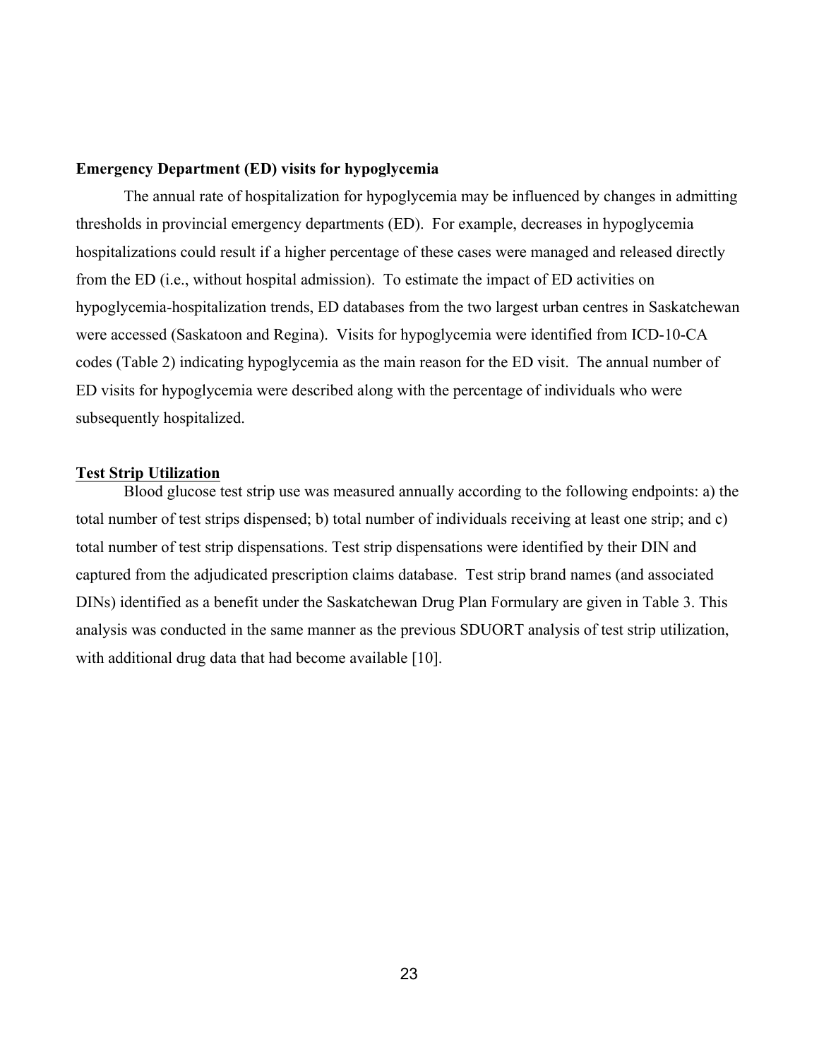**Emergency Department (ED) visits for hypoglycemia**

The annual rate of hospitalization for hypoglycemia may be influenced by changes in admitting thresholds in provincial emergency departments (ED). For example, decreases in hypoglycemia hospitalizations could result if a higher percentage of these cases were managed and released directly from the ED (i.e., without hospital admission). To estimate the impact of ED activities on hypoglycemia-hospitalization trends, ED databases from the two largest urban centres in Saskatchewan were accessed (Saskatoon and Regina). Visits for hypoglycemia were identified from ICD-10-CA codes (Table 2) indicating hypoglycemia as the main reason for the ED visit. The annual number of ED visits for hypoglycemia were described along with the percentage of individuals who were subsequently hospitalized.

**Test Strip Utilization**

Blood glucose test strip use was measured annually according to the following endpoints: a) the total number of test strips dispensed; b) total number of individuals receiving at least one strip; and c) total number of test strip dispensations. Test strip dispensations were identified by their DIN and captured from the adjudicated prescription claims database. Test strip brand names (and associated DINs) identified as a benefit under the Saskatchewan Drug Plan Formulary are given in Table 3. This analysis was conducted in the same manner as the previous SDUORT analysis of test strip utilization, with additional drug data that had become available [10].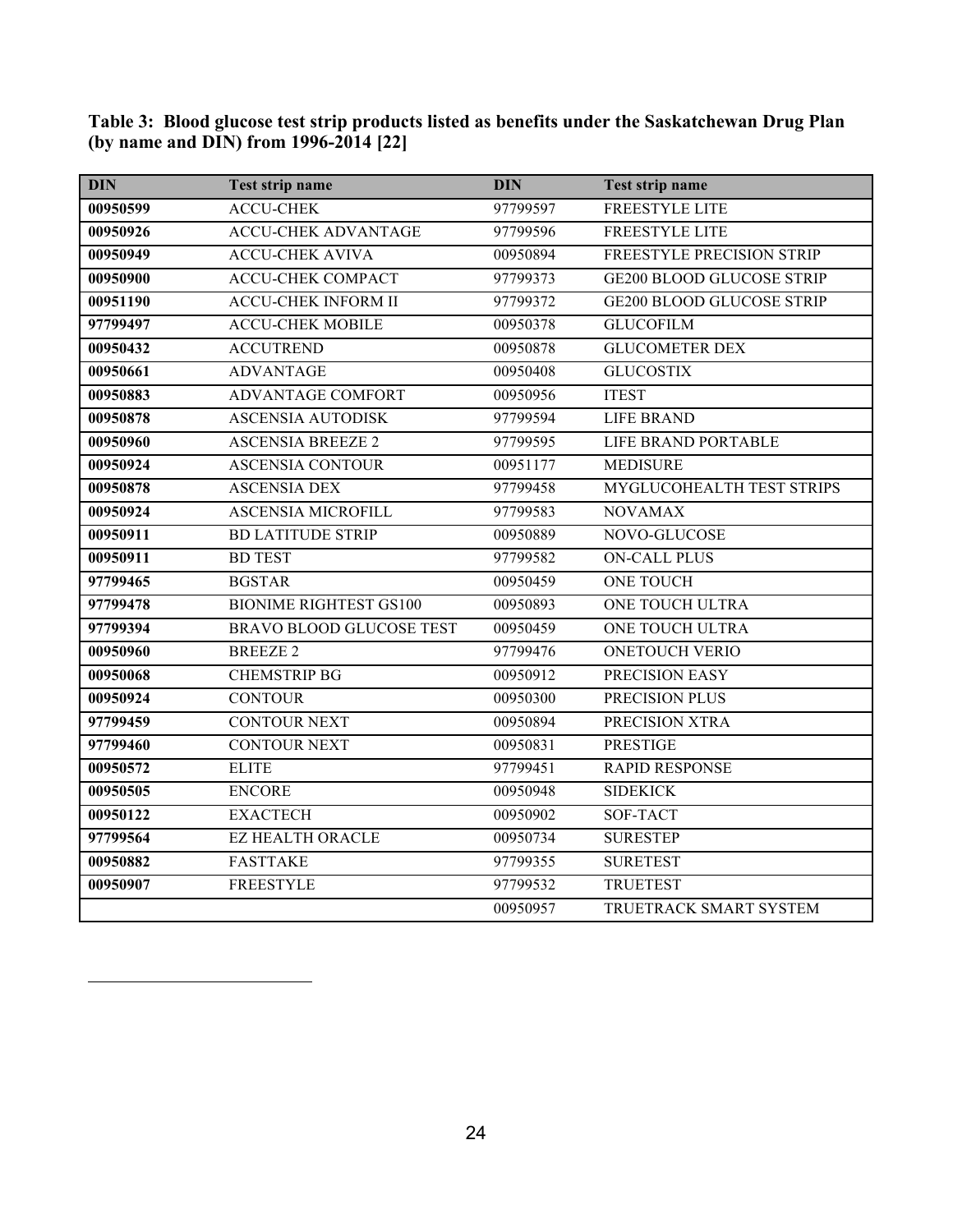**Table 3: Blood glucose test strip products listed as benefits under the Saskatchewan Drug Plan (by name and DIN) from 1996-2014 [22]**

| DIN | Test strip name | DIN | Test strip name |
|---|---|---|---|
| **00950599** | ACCU-CHEK | 97799597 | FREESTYLE LITE |
| **00950926** | ACCU-CHEK ADVANTAGE | 97799596 | FREESTYLE LITE |
| **00950949** | ACCU-CHEK AVIVA | 00950894 | FREESTYLE PRECISION STRIP |
| **00950900** | ACCU-CHEK COMPACT | 97799373 | GE200 BLOOD GLUCOSE STRIP |
| **00951190** | ACCU-CHEK INFORM II | 97799372 | GE200 BLOOD GLUCOSE STRIP |
| **97799497** | ACCU-CHEK MOBILE | 00950378 | GLUCOFILM |
| **00950432** | ACCUTREND | 00950878 | GLUCOMETER DEX |
| **00950661** | ADVANTAGE | 00950408 | GLUCOSTIX |
| **00950883** | ADVANTAGE COMFORT | 00950956 | ITEST |
| **00950878** | ASCENSIA AUTODISK | 97799594 | LIFE BRAND |
| **00950960** | ASCENSIA BREEZE 2 | 97799595 | LIFE BRAND PORTABLE |
| **00950924** | ASCENSIA CONTOUR | 00951177 | MEDISURE |
| **00950878** | ASCENSIA DEX | 97799458 | MYGLUCOHEALTH TEST STRIPS |
| **00950924** | ASCENSIA MICROFILL | 97799583 | NOVAMAX |
| **00950911** | BD LATITUDE STRIP | 00950889 | NOVO-GLUCOSE |
| **00950911** | BD TEST | 97799582 | ON-CALL PLUS |
| **97799465** | BGSTAR | 00950459 | ONE TOUCH |
| **97799478** | BIONIME RIGHTEST GS100 | 00950893 | ONE TOUCH ULTRA |
| **97799394** | BRAVO BLOOD GLUCOSE TEST | 00950459 | ONE TOUCH ULTRA |
| **00950960** | BREEZE 2 | 97799476 | ONETOUCH VERIO |
| **00950068** | CHEMSTRIP BG | 00950912 | PRECISION EASY |
| **00950924** | CONTOUR | 00950300 | PRECISION PLUS |
| **97799459** | CONTOUR NEXT | 00950894 | PRECISION XTRA |
| **97799460** | CONTOUR NEXT | 00950831 | PRESTIGE |
| **00950572** | ELITE | 97799451 | RAPID RESPONSE |
| **00950505** | ENCORE | 00950948 | SIDEKICK |
| **00950122** | EXACTECH | 00950902 | SOF-TACT |
| **97799564** | EZ HEALTH ORACLE | 00950734 | SURESTEP |
| **00950882** | FASTTAKE | 97799355 | SURETEST |
| **00950907** | FREESTYLE | 97799532 | TRUETEST |
| | | 00950957 | TRUETRACK SMART SYSTEM |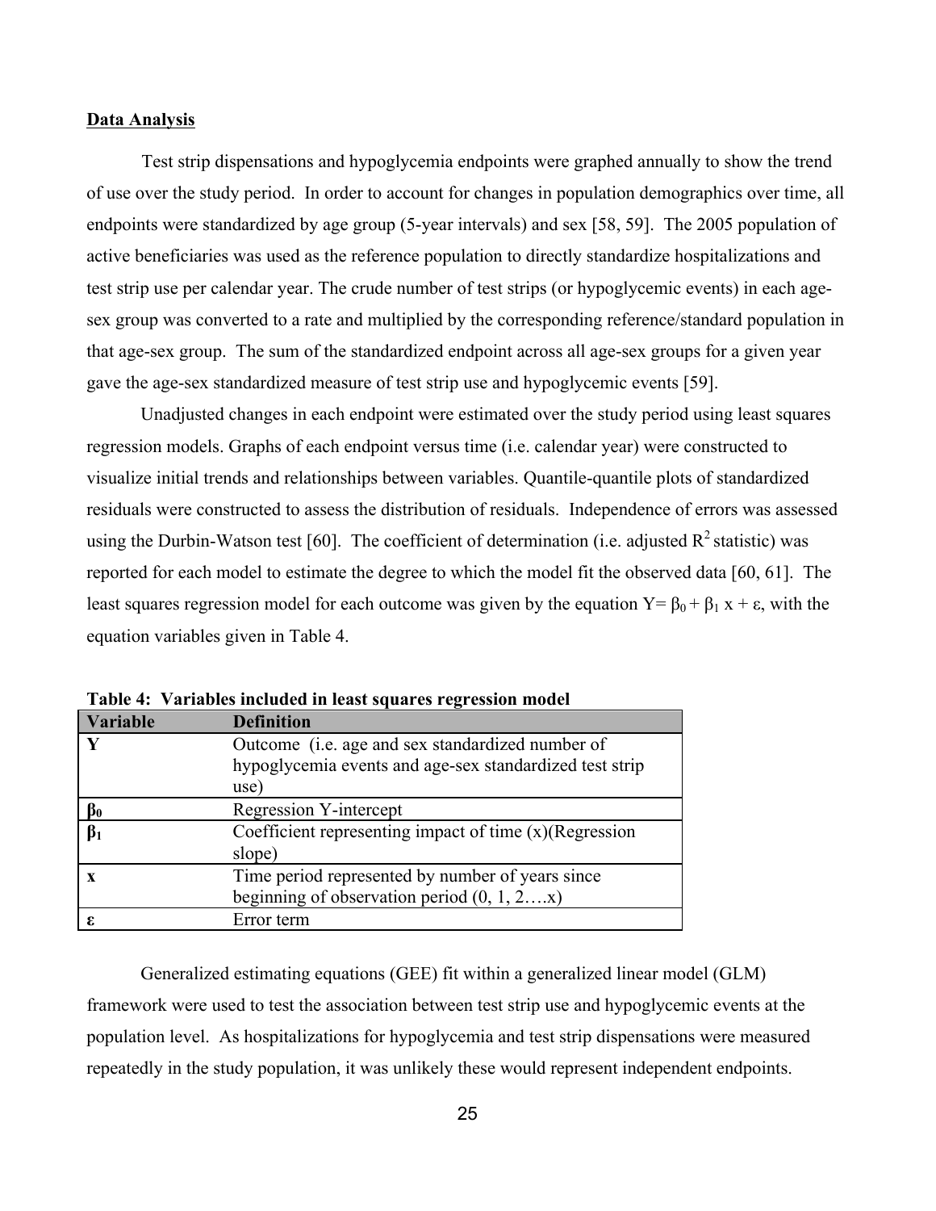**Data Analysis**

Test strip dispensations and hypoglycemia endpoints were graphed annually to show the trend of use over the study period. In order to account for changes in population demographics over time, all endpoints were standardized by age group (5-year intervals) and sex [58, 59]. The 2005 population of active beneficiaries was used as the reference population to directly standardize hospitalizations and test strip use per calendar year. The crude number of test strips (or hypoglycemic events) in each age-sex group was converted to a rate and multiplied by the corresponding reference/standard population in that age-sex group. The sum of the standardized endpoint across all age-sex groups for a given year gave the age-sex standardized measure of test strip use and hypoglycemic events [59].

Unadjusted changes in each endpoint were estimated over the study period using least squares regression models. Graphs of each endpoint versus time (i.e. calendar year) were constructed to visualize initial trends and relationships between variables. Quantile-quantile plots of standardized residuals were constructed to assess the distribution of residuals. Independence of errors was assessed using the Durbin-Watson test [60]. The coefficient of determination (i.e. adjusted $R^2$ statistic) was reported for each model to estimate the degree to which the model fit the observed data [60, 61]. The least squares regression model for each outcome was given by the equation $Y = \beta_0 + \beta_1 x + \varepsilon$, with the equation variables given in Table 4.

**Table 4: Variables included in least squares regression model**

| Variable | Definition |
|---|---|
| **Y** | Outcome (i.e. age and sex standardized number of hypoglycemia events and age-sex standardized test strip use) |
| $\beta_0$ | Regression Y-intercept |
| $\beta_1$ | Coefficient representing impact of time (x)(Regression slope) |
| **x** | Time period represented by number of years since beginning of observation period (0, 1, 2….x) |
| $\varepsilon$ | Error term |

Generalized estimating equations (GEE) fit within a generalized linear model (GLM) framework were used to test the association between test strip use and hypoglycemic events at the population level. As hospitalizations for hypoglycemia and test strip dispensations were measured repeatedly in the study population, it was unlikely these would represent independent endpoints.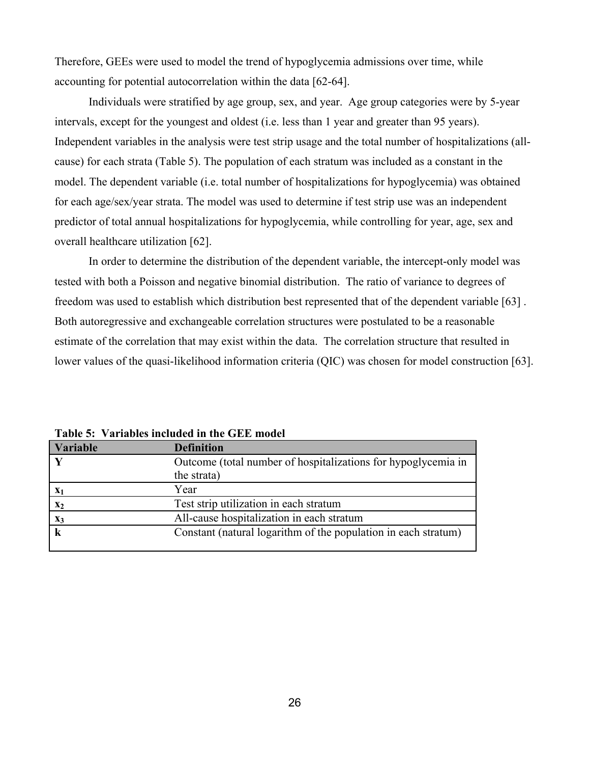Therefore, GEEs were used to model the trend of hypoglycemia admissions over time, while accounting for potential autocorrelation within the data [62-64].

Individuals were stratified by age group, sex, and year. Age group categories were by 5-year intervals, except for the youngest and oldest (i.e. less than 1 year and greater than 95 years). Independent variables in the analysis were test strip usage and the total number of hospitalizations (all-cause) for each strata (Table 5). The population of each stratum was included as a constant in the model. The dependent variable (i.e. total number of hospitalizations for hypoglycemia) was obtained for each age/sex/year strata. The model was used to determine if test strip use was an independent predictor of total annual hospitalizations for hypoglycemia, while controlling for year, age, sex and overall healthcare utilization [62].

In order to determine the distribution of the dependent variable, the intercept-only model was tested with both a Poisson and negative binomial distribution. The ratio of variance to degrees of freedom was used to establish which distribution best represented that of the dependent variable [63] . Both autoregressive and exchangeable correlation structures were postulated to be a reasonable estimate of the correlation that may exist within the data. The correlation structure that resulted in lower values of the quasi-likelihood information criteria (QIC) was chosen for model construction [63].

**Table 5: Variables included in the GEE model**

| Variable | Definition |
|---|---|
| **Y** | Outcome (total number of hospitalizations for hypoglycemia in the strata) |
| $\mathbf{x_1}$ | Year |
| $\mathbf{x_2}$ | Test strip utilization in each stratum |
| $\mathbf{x_3}$ | All-cause hospitalization in each stratum |
| **k** | Constant (natural logarithm of the population in each stratum) |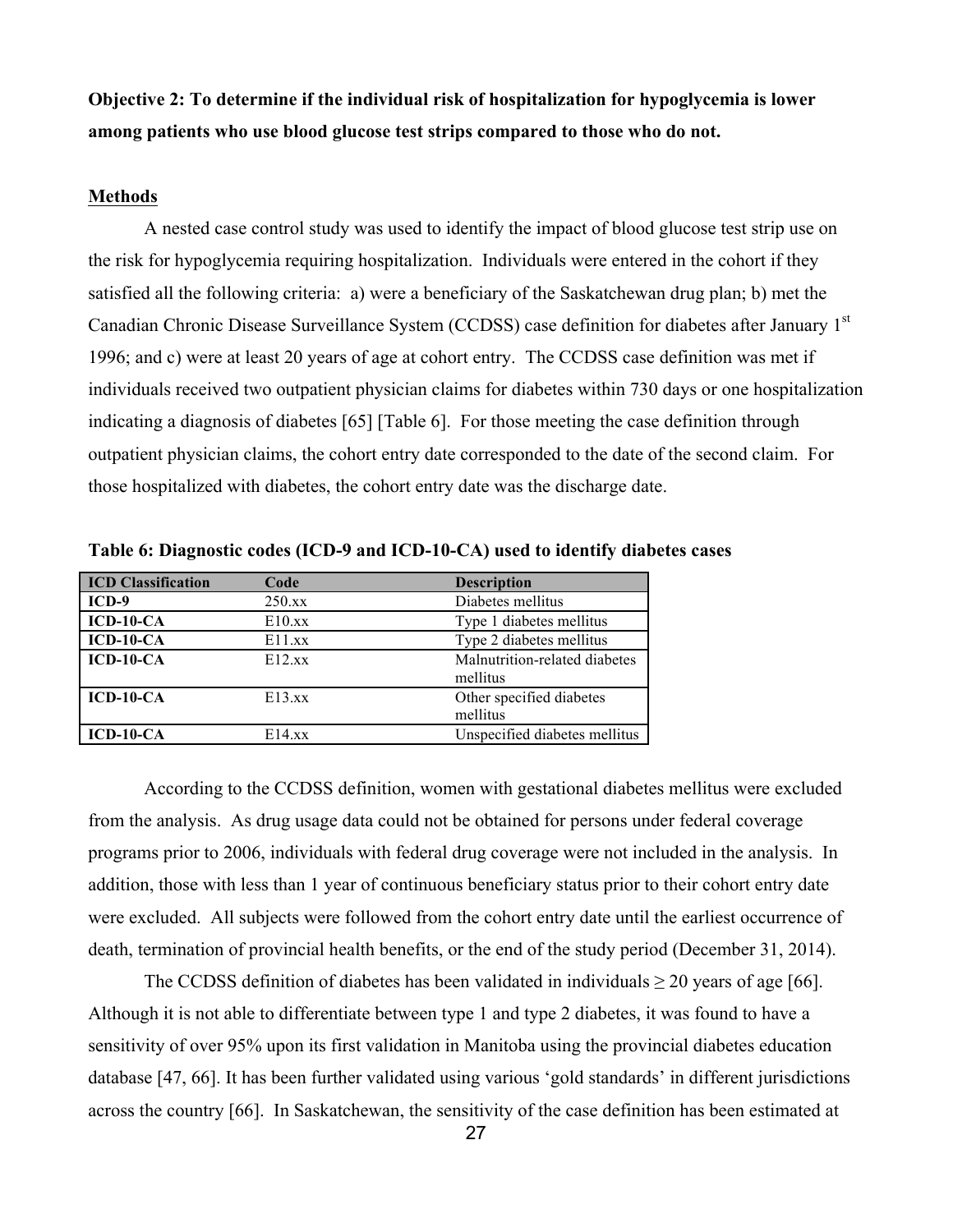**Objective 2: To determine if the individual risk of hospitalization for hypoglycemia is lower among patients who use blood glucose test strips compared to those who do not.**

**Methods**

A nested case control study was used to identify the impact of blood glucose test strip use on the risk for hypoglycemia requiring hospitalization. Individuals were entered in the cohort if they satisfied all the following criteria: a) were a beneficiary of the Saskatchewan drug plan; b) met the Canadian Chronic Disease Surveillance System (CCDSS) case definition for diabetes after January 1st 1996; and c) were at least 20 years of age at cohort entry. The CCDSS case definition was met if individuals received two outpatient physician claims for diabetes within 730 days or one hospitalization indicating a diagnosis of diabetes [65] [Table 6]. For those meeting the case definition through outpatient physician claims, the cohort entry date corresponded to the date of the second claim. For those hospitalized with diabetes, the cohort entry date was the discharge date.

**Table 6: Diagnostic codes (ICD-9 and ICD-10-CA) used to identify diabetes cases**

| ICD Classification | Code | Description |
| --- | --- | --- |
| **ICD-9** | 250.xx | Diabetes mellitus |
| **ICD-10-CA** | E10.xx | Type 1 diabetes mellitus |
| **ICD-10-CA** | E11.xx | Type 2 diabetes mellitus |
| **ICD-10-CA** | E12.xx | Malnutrition-related diabetes mellitus |
| **ICD-10-CA** | E13.xx | Other specified diabetes mellitus |
| **ICD-10-CA** | E14.xx | Unspecified diabetes mellitus |

According to the CCDSS definition, women with gestational diabetes mellitus were excluded from the analysis. As drug usage data could not be obtained for persons under federal coverage programs prior to 2006, individuals with federal drug coverage were not included in the analysis. In addition, those with less than 1 year of continuous beneficiary status prior to their cohort entry date were excluded. All subjects were followed from the cohort entry date until the earliest occurrence of death, termination of provincial health benefits, or the end of the study period (December 31, 2014).

The CCDSS definition of diabetes has been validated in individuals ≥ 20 years of age [66]. Although it is not able to differentiate between type 1 and type 2 diabetes, it was found to have a sensitivity of over 95% upon its first validation in Manitoba using the provincial diabetes education database [47, 66]. It has been further validated using various 'gold standards' in different jurisdictions across the country [66]. In Saskatchewan, the sensitivity of the case definition has been estimated at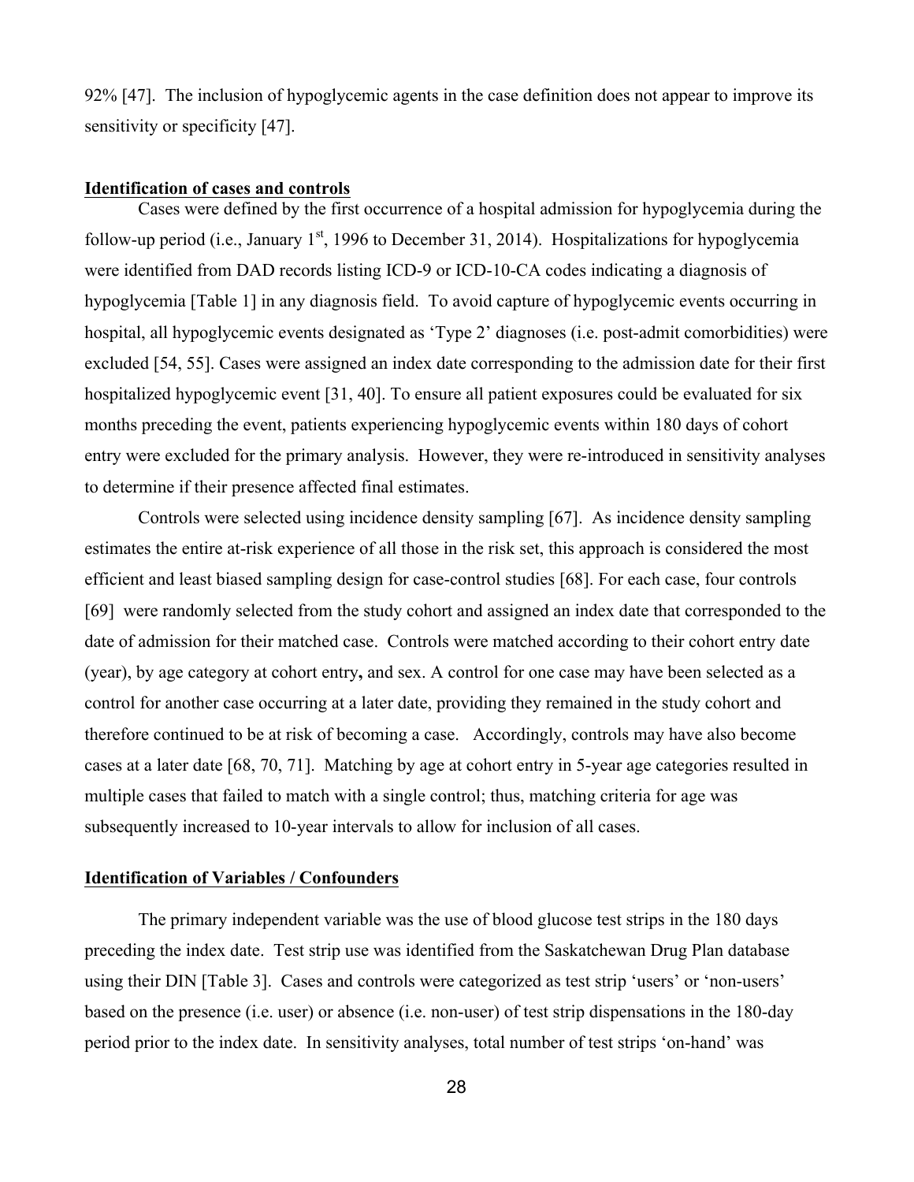92% [47]. The inclusion of hypoglycemic agents in the case definition does not appear to improve its sensitivity or specificity [47].

## Identification of cases and controls

Cases were defined by the first occurrence of a hospital admission for hypoglycemia during the follow-up period (i.e., January 1st, 1996 to December 31, 2014). Hospitalizations for hypoglycemia were identified from DAD records listing ICD-9 or ICD-10-CA codes indicating a diagnosis of hypoglycemia [Table 1] in any diagnosis field. To avoid capture of hypoglycemic events occurring in hospital, all hypoglycemic events designated as 'Type 2' diagnoses (i.e. post-admit comorbidities) were excluded [54, 55]. Cases were assigned an index date corresponding to the admission date for their first hospitalized hypoglycemic event [31, 40]. To ensure all patient exposures could be evaluated for six months preceding the event, patients experiencing hypoglycemic events within 180 days of cohort entry were excluded for the primary analysis. However, they were re-introduced in sensitivity analyses to determine if their presence affected final estimates.

Controls were selected using incidence density sampling [67]. As incidence density sampling estimates the entire at-risk experience of all those in the risk set, this approach is considered the most efficient and least biased sampling design for case-control studies [68]. For each case, four controls [69] were randomly selected from the study cohort and assigned an index date that corresponded to the date of admission for their matched case. Controls were matched according to their cohort entry date (year), by age category at cohort entry**,** and sex. A control for one case may have been selected as a control for another case occurring at a later date, providing they remained in the study cohort and therefore continued to be at risk of becoming a case. Accordingly, controls may have also become cases at a later date [68, 70, 71]. Matching by age at cohort entry in 5-year age categories resulted in multiple cases that failed to match with a single control; thus, matching criteria for age was subsequently increased to 10-year intervals to allow for inclusion of all cases.

## Identification of Variables / Confounders

The primary independent variable was the use of blood glucose test strips in the 180 days preceding the index date. Test strip use was identified from the Saskatchewan Drug Plan database using their DIN [Table 3]. Cases and controls were categorized as test strip 'users' or 'non-users' based on the presence (i.e. user) or absence (i.e. non-user) of test strip dispensations in the 180-day period prior to the index date. In sensitivity analyses, total number of test strips 'on-hand' was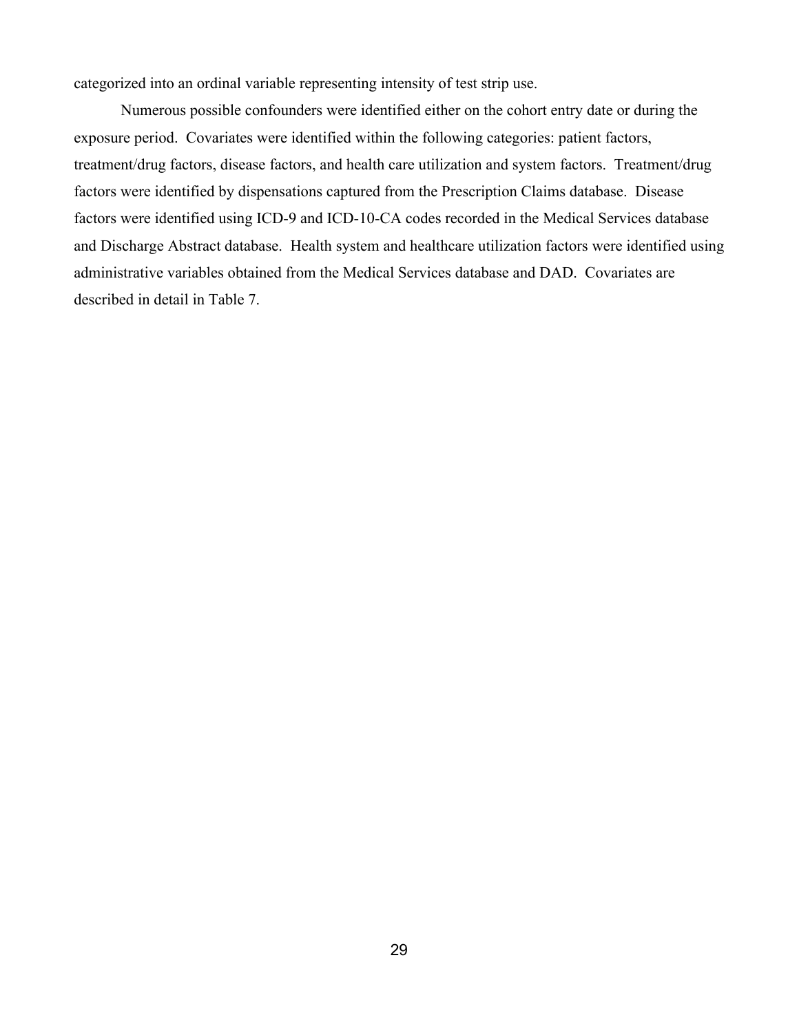categorized into an ordinal variable representing intensity of test strip use.

Numerous possible confounders were identified either on the cohort entry date or during the exposure period. Covariates were identified within the following categories: patient factors, treatment/drug factors, disease factors, and health care utilization and system factors. Treatment/drug factors were identified by dispensations captured from the Prescription Claims database. Disease factors were identified using ICD-9 and ICD-10-CA codes recorded in the Medical Services database and Discharge Abstract database. Health system and healthcare utilization factors were identified using administrative variables obtained from the Medical Services database and DAD. Covariates are described in detail in Table 7.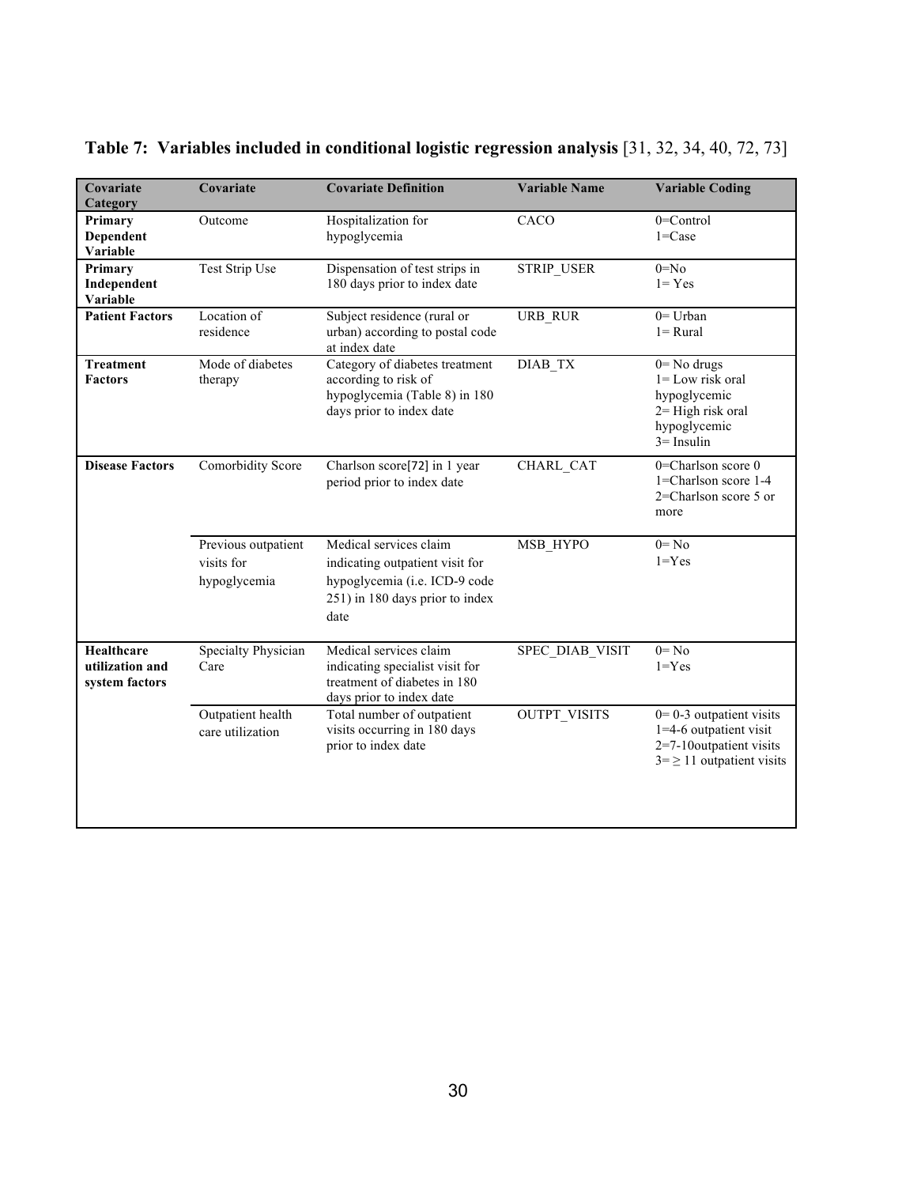**Table 7: Variables included in conditional logistic regression analysis** [31, 32, 34, 40, 72, 73]

| Covariate Category | Covariate | Covariate Definition | Variable Name | Variable Coding |
|---|---|---|---|---|
| **Primary Dependent Variable** | Outcome | Hospitalization for hypoglycemia | CACO | 0=Control<br>1=Case |
| **Primary Independent Variable** | Test Strip Use | Dispensation of test strips in 180 days prior to index date | STRIP_USER | 0=No<br>1= Yes |
| **Patient Factors** | Location of residence | Subject residence (rural or urban) according to postal code at index date | URB_RUR | 0= Urban<br>1= Rural |
| **Treatment Factors** | Mode of diabetes therapy | Category of diabetes treatment according to risk of hypoglycemia (Table 8) in 180 days prior to index date | DIAB_TX | 0= No drugs<br>1= Low risk oral hypoglycemic<br>2= High risk oral hypoglycemic<br>3= Insulin |
| **Disease Factors** | Comorbidity Score | Charlson score[72] in 1 year period prior to index date | CHARL_CAT | 0=Charlson score 0<br>1=Charlson score 1-4<br>2=Charlson score 5 or more |
| | Previous outpatient visits for hypoglycemia | Medical services claim indicating outpatient visit for hypoglycemia (i.e. ICD-9 code 251) in 180 days prior to index date | MSB_HYPO | 0= No<br>1=Yes |
| **Healthcare utilization and system factors** | Specialty Physician Care | Medical services claim indicating specialist visit for treatment of diabetes in 180 days prior to index date | SPEC_DIAB_VISIT | 0= No<br>1=Yes |
| | Outpatient health care utilization | Total number of outpatient visits occurring in 180 days prior to index date | OUTPT_VISITS | 0= 0-3 outpatient visits<br>1=4-6 outpatient visit<br>2=7-10outpatient visits<br>3= $\geq$ 11 outpatient visits |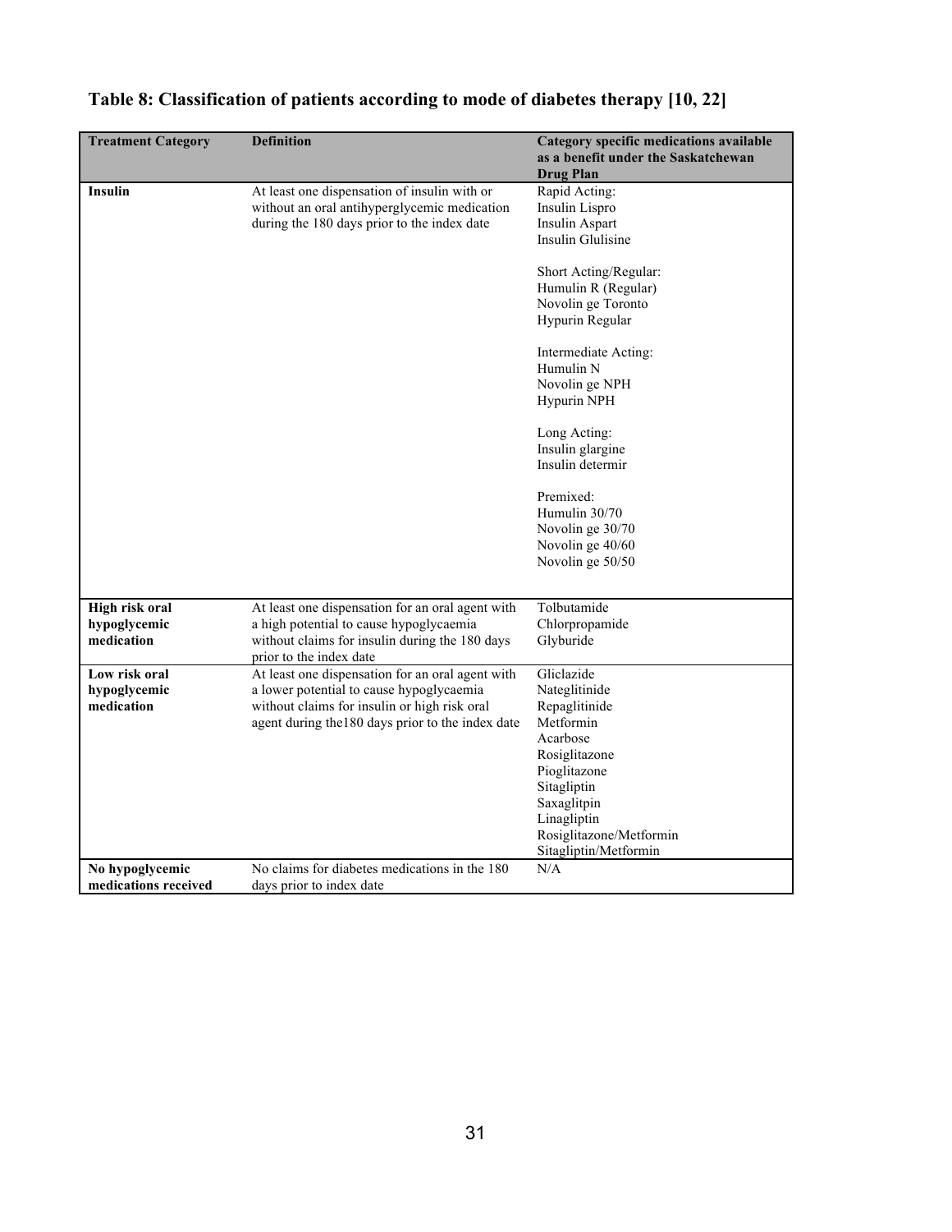**Table 8: Classification of patients according to mode of diabetes therapy [10, 22]**

| Treatment Category | Definition | Category specific medications available as a benefit under the Saskatchewan Drug Plan |
|---|---|---|
| **Insulin** | At least one dispensation of insulin with or without an oral antihyperglycemic medication during the 180 days prior to the index date | Rapid Acting:<br>Insulin Lispro<br>Insulin Aspart<br>Insulin Glulisine<br><br>Short Acting/Regular:<br>Humulin R (Regular)<br>Novolin ge Toronto<br>Hypurin Regular<br><br>Intermediate Acting:<br>Humulin N<br>Novolin ge NPH<br>Hypurin NPH<br><br>Long Acting:<br>Insulin glargine<br>Insulin determir<br><br>Premixed:<br>Humulin 30/70<br>Novolin ge 30/70<br>Novolin ge 40/60<br>Novolin ge 50/50 |
| **High risk oral hypoglycemic medication** | At least one dispensation for an oral agent with a high potential to cause hypoglycaemia without claims for insulin during the 180 days prior to the index date | Tolbutamide<br>Chlorpropamide<br>Glyburide |
| **Low risk oral hypoglycemic medication** | At least one dispensation for an oral agent with a lower potential to cause hypoglycaemia without claims for insulin or high risk oral agent during the180 days prior to the index date | Gliclazide<br>Nateglitinide<br>Repaglitinide<br>Metformin<br>Acarbose<br>Rosiglitazone<br>Pioglitazone<br>Sitagliptin<br>Saxaglitpin<br>Linagliptin<br>Rosiglitazone/Metformin<br>Sitagliptin/Metformin |
| **No hypoglycemic medications received** | No claims for diabetes medications in the 180 days prior to index date | N/A |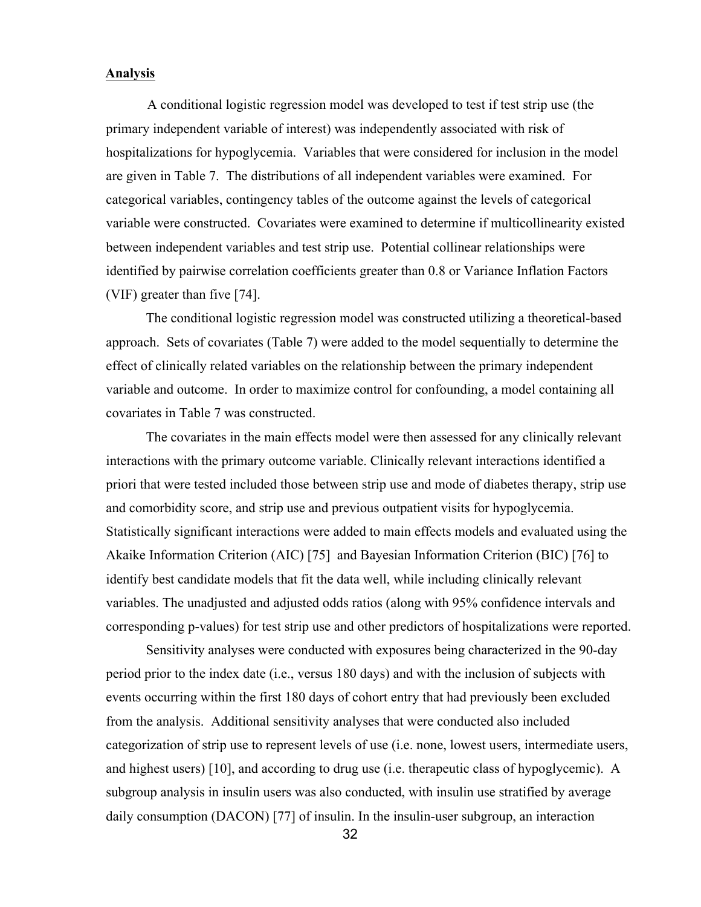**Analysis**

A conditional logistic regression model was developed to test if test strip use (the primary independent variable of interest) was independently associated with risk of hospitalizations for hypoglycemia. Variables that were considered for inclusion in the model are given in Table 7. The distributions of all independent variables were examined. For categorical variables, contingency tables of the outcome against the levels of categorical variable were constructed. Covariates were examined to determine if multicollinearity existed between independent variables and test strip use. Potential collinear relationships were identified by pairwise correlation coefficients greater than 0.8 or Variance Inflation Factors (VIF) greater than five [74].

The conditional logistic regression model was constructed utilizing a theoretical-based approach. Sets of covariates (Table 7) were added to the model sequentially to determine the effect of clinically related variables on the relationship between the primary independent variable and outcome. In order to maximize control for confounding, a model containing all covariates in Table 7 was constructed.

The covariates in the main effects model were then assessed for any clinically relevant interactions with the primary outcome variable. Clinically relevant interactions identified a priori that were tested included those between strip use and mode of diabetes therapy, strip use and comorbidity score, and strip use and previous outpatient visits for hypoglycemia. Statistically significant interactions were added to main effects models and evaluated using the Akaike Information Criterion (AIC) [75] and Bayesian Information Criterion (BIC) [76] to identify best candidate models that fit the data well, while including clinically relevant variables. The unadjusted and adjusted odds ratios (along with 95% confidence intervals and corresponding p-values) for test strip use and other predictors of hospitalizations were reported.

Sensitivity analyses were conducted with exposures being characterized in the 90-day period prior to the index date (i.e., versus 180 days) and with the inclusion of subjects with events occurring within the first 180 days of cohort entry that had previously been excluded from the analysis. Additional sensitivity analyses that were conducted also included categorization of strip use to represent levels of use (i.e. none, lowest users, intermediate users, and highest users) [10], and according to drug use (i.e. therapeutic class of hypoglycemic). A subgroup analysis in insulin users was also conducted, with insulin use stratified by average daily consumption (DACON) [77] of insulin. In the insulin-user subgroup, an interaction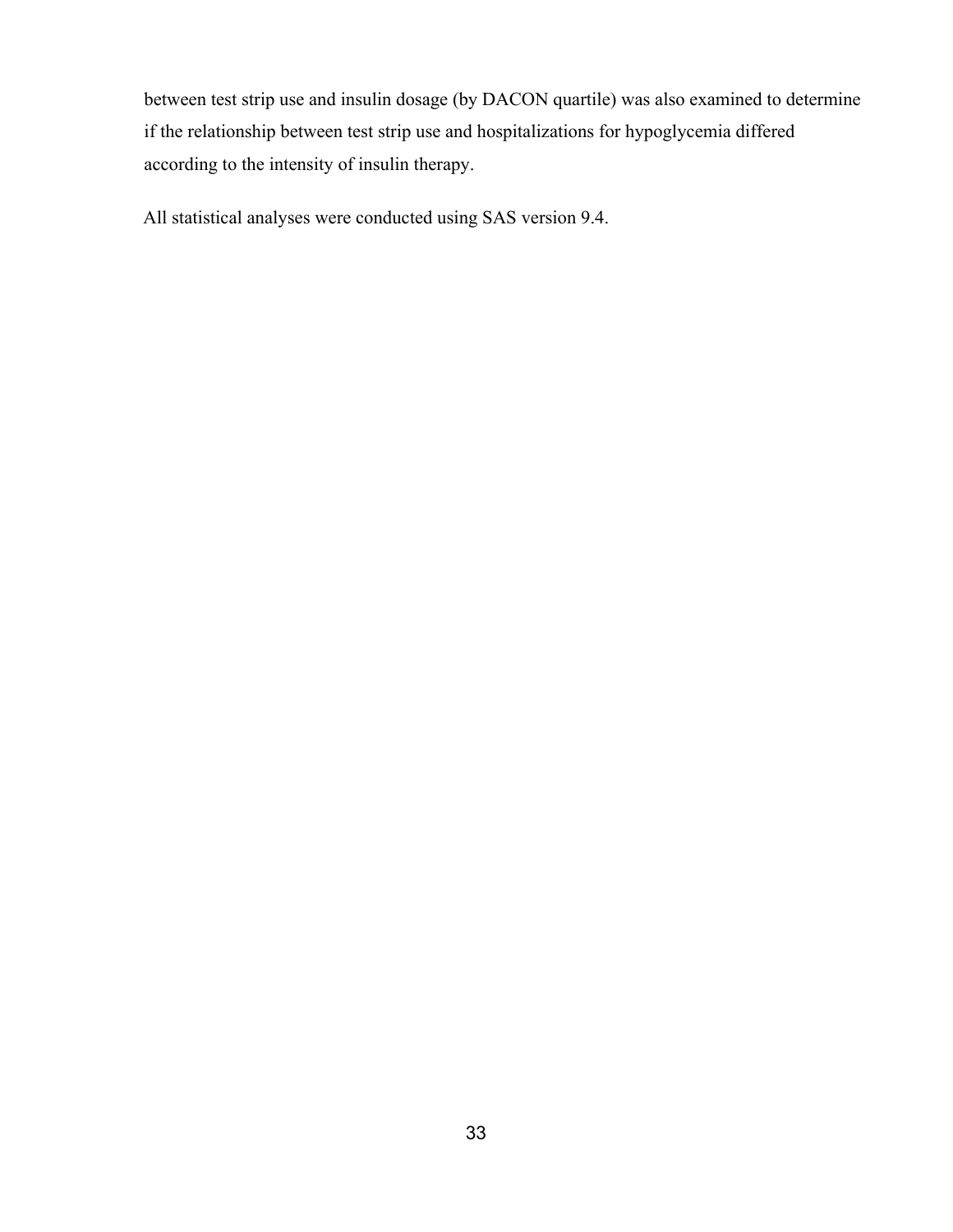between test strip use and insulin dosage (by DACON quartile) was also examined to determine if the relationship between test strip use and hospitalizations for hypoglycemia differed according to the intensity of insulin therapy.

All statistical analyses were conducted using SAS version 9.4.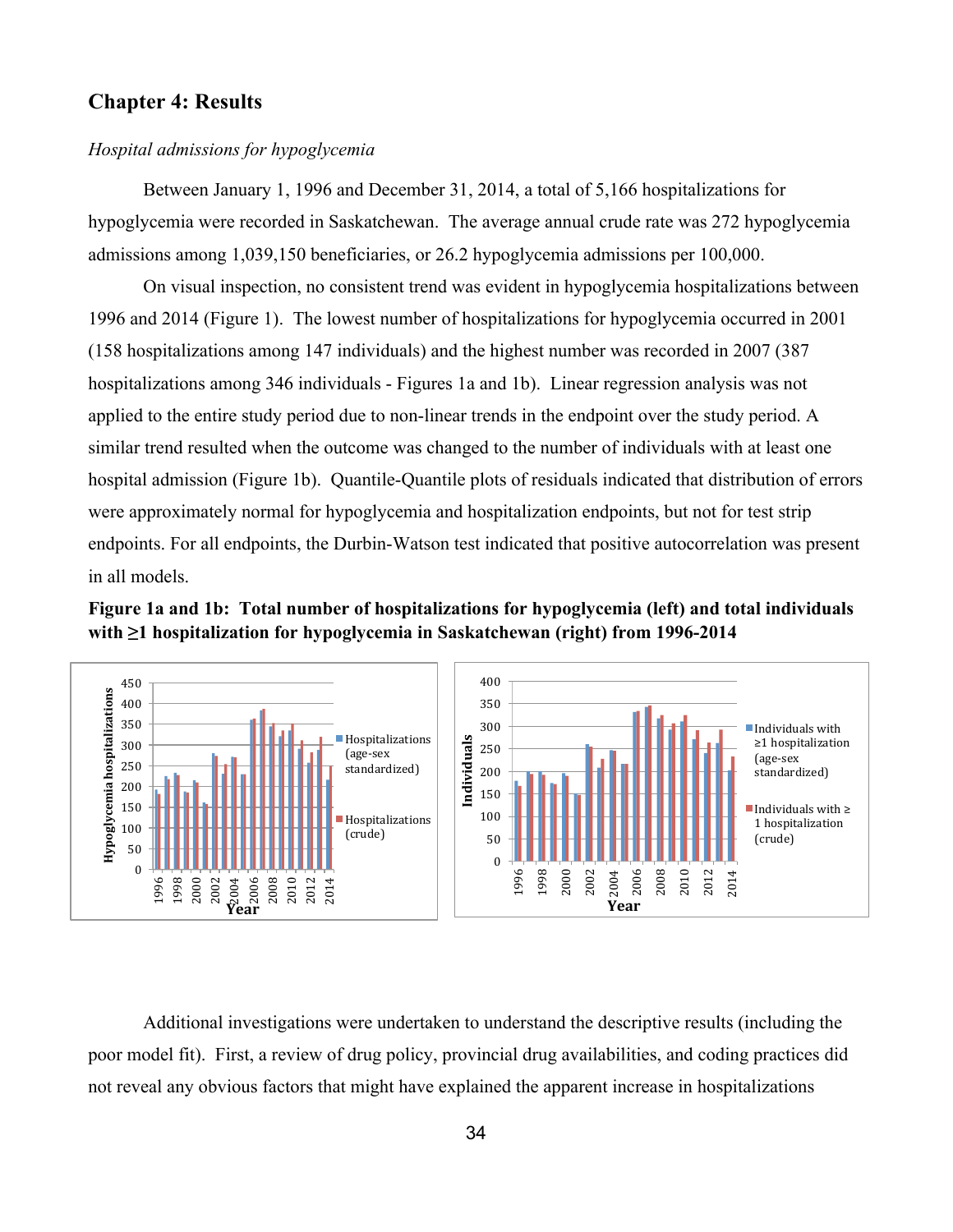## Chapter 4: Results

*Hospital admissions for hypoglycemia*

Between January 1, 1996 and December 31, 2014, a total of 5,166 hospitalizations for hypoglycemia were recorded in Saskatchewan. The average annual crude rate was 272 hypoglycemia admissions among 1,039,150 beneficiaries, or 26.2 hypoglycemia admissions per 100,000.

On visual inspection, no consistent trend was evident in hypoglycemia hospitalizations between 1996 and 2014 (Figure 1). The lowest number of hospitalizations for hypoglycemia occurred in 2001 (158 hospitalizations among 147 individuals) and the highest number was recorded in 2007 (387 hospitalizations among 346 individuals - Figures 1a and 1b). Linear regression analysis was not applied to the entire study period due to non-linear trends in the endpoint over the study period. A similar trend resulted when the outcome was changed to the number of individuals with at least one hospital admission (Figure 1b). Quantile-Quantile plots of residuals indicated that distribution of errors were approximately normal for hypoglycemia and hospitalization endpoints, but not for test strip endpoints. For all endpoints, the Durbin-Watson test indicated that positive autocorrelation was present in all models.

**Figure 1a and 1b: Total number of hospitalizations for hypoglycemia (left) and total individuals with ≥1 hospitalization for hypoglycemia in Saskatchewan (right) from 1996-2014**

Additional investigations were undertaken to understand the descriptive results (including the poor model fit). First, a review of drug policy, provincial drug availabilities, and coding practices did not reveal any obvious factors that might have explained the apparent increase in hospitalizations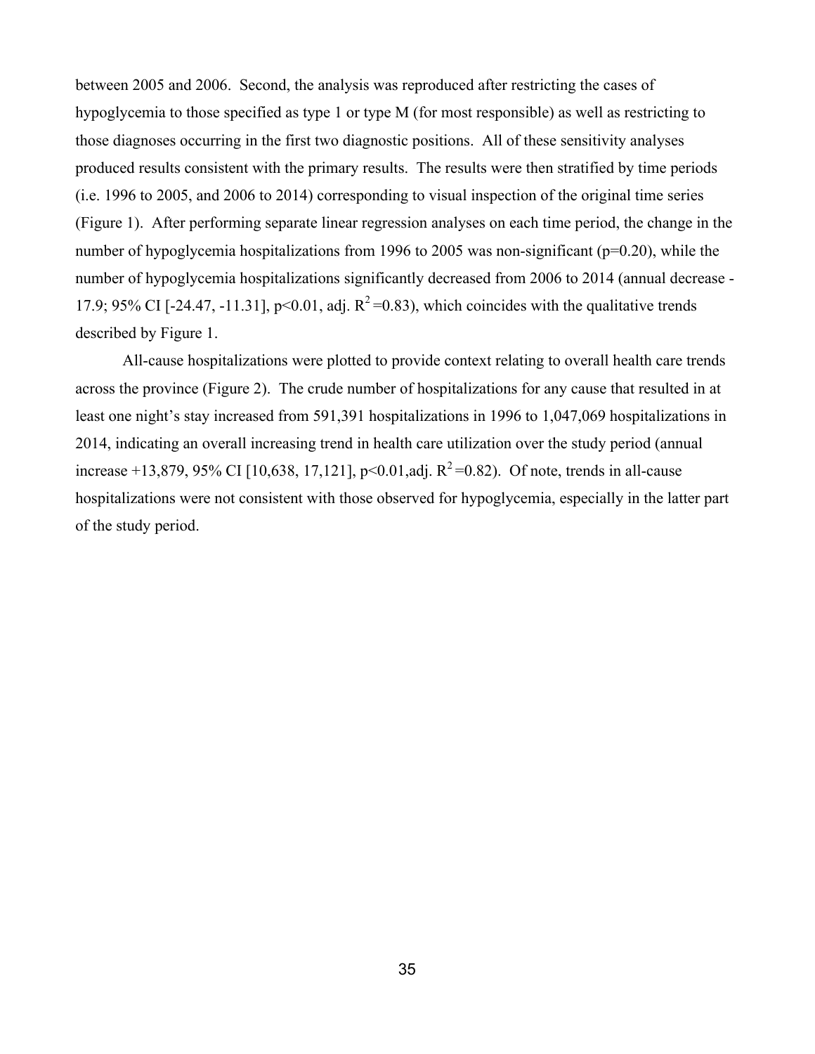between 2005 and 2006. Second, the analysis was reproduced after restricting the cases of hypoglycemia to those specified as type 1 or type M (for most responsible) as well as restricting to those diagnoses occurring in the first two diagnostic positions. All of these sensitivity analyses produced results consistent with the primary results. The results were then stratified by time periods (i.e. 1996 to 2005, and 2006 to 2014) corresponding to visual inspection of the original time series (Figure 1). After performing separate linear regression analyses on each time period, the change in the number of hypoglycemia hospitalizations from 1996 to 2005 was non-significant ($p=0.20$), while the number of hypoglycemia hospitalizations significantly decreased from 2006 to 2014 (annual decrease -17.9; 95% CI [-24.47, -11.31], $p<0.01$, adj. $R^2=0.83$), which coincides with the qualitative trends described by Figure 1.

All-cause hospitalizations were plotted to provide context relating to overall health care trends across the province (Figure 2). The crude number of hospitalizations for any cause that resulted in at least one night's stay increased from 591,391 hospitalizations in 1996 to 1,047,069 hospitalizations in 2014, indicating an overall increasing trend in health care utilization over the study period (annual increase +13,879, 95% CI [10,638, 17,121], $p<0.01$,adj. $R^2=0.82$). Of note, trends in all-cause hospitalizations were not consistent with those observed for hypoglycemia, especially in the latter part of the study period.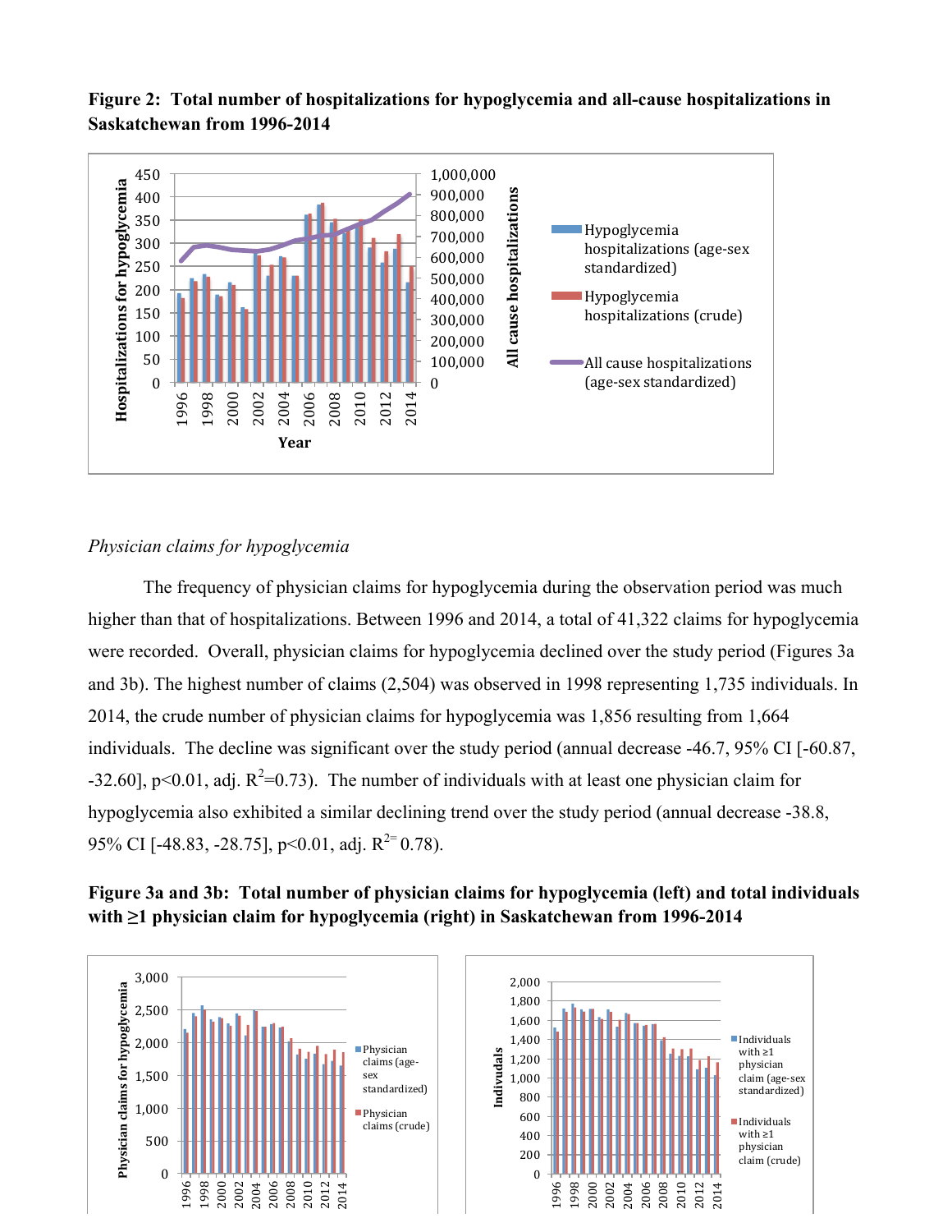**Figure 2: Total number of hospitalizations for hypoglycemia and all-cause hospitalizations in Saskatchewan from 1996-2014**

*Physician claims for hypoglycemia*

The frequency of physician claims for hypoglycemia during the observation period was much higher than that of hospitalizations. Between 1996 and 2014, a total of 41,322 claims for hypoglycemia were recorded. Overall, physician claims for hypoglycemia declined over the study period (Figures 3a and 3b). The highest number of claims (2,504) was observed in 1998 representing 1,735 individuals. In 2014, the crude number of physician claims for hypoglycemia was 1,856 resulting from 1,664 individuals. The decline was significant over the study period (annual decrease -46.7, 95% CI [-60.87, -32.60], $p<0.01$, adj. $R^2=0.73$). The number of individuals with at least one physician claim for hypoglycemia also exhibited a similar declining trend over the study period (annual decrease -38.8, 95% CI [-48.83, -28.75], $p<0.01$, adj. $R^{2=}$ 0.78).

**Figure 3a and 3b: Total number of physician claims for hypoglycemia (left) and total individuals with ≥1 physician claim for hypoglycemia (right) in Saskatchewan from 1996-2014**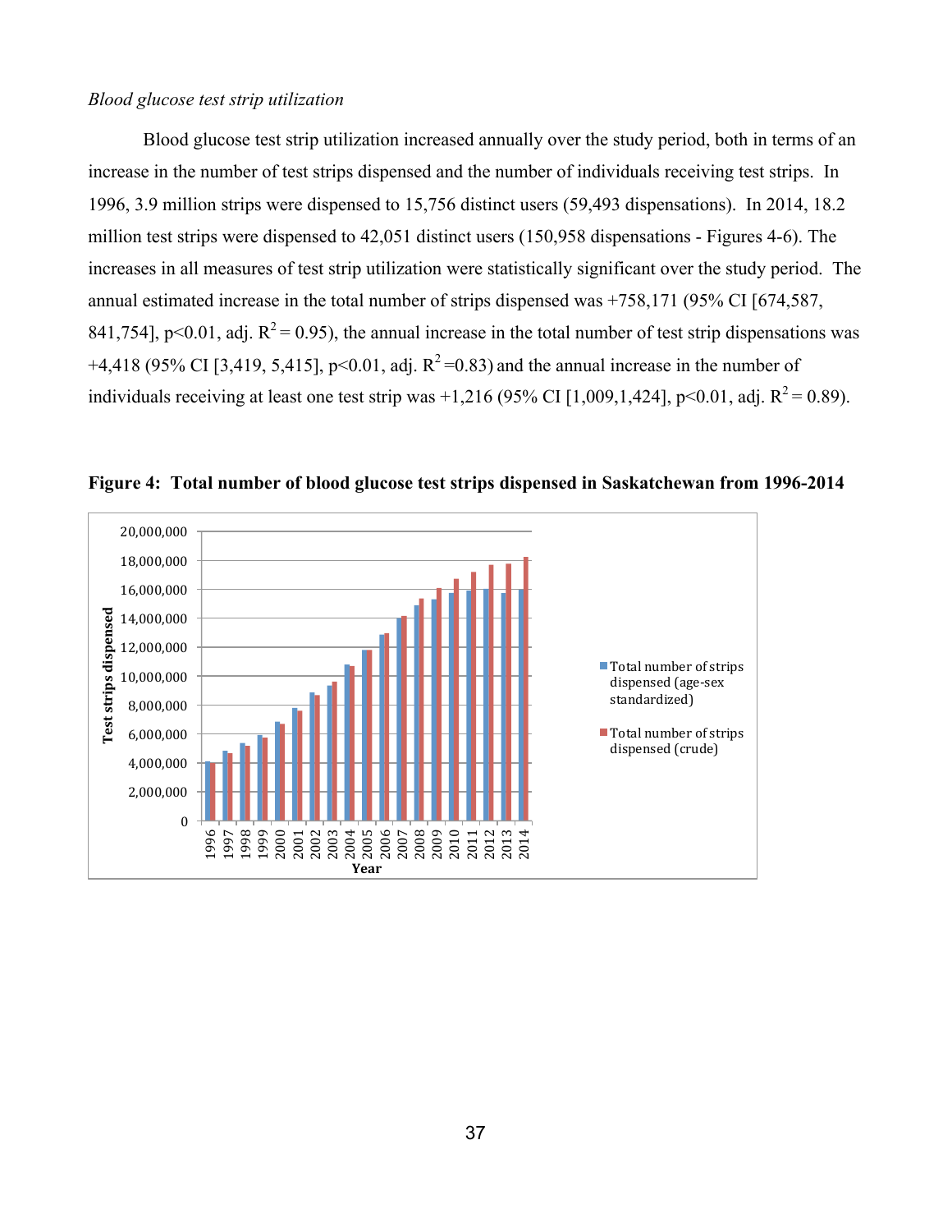*Blood glucose test strip utilization*

Blood glucose test strip utilization increased annually over the study period, both in terms of an increase in the number of test strips dispensed and the number of individuals receiving test strips. In 1996, 3.9 million strips were dispensed to 15,756 distinct users (59,493 dispensations). In 2014, 18.2 million test strips were dispensed to 42,051 distinct users (150,958 dispensations - Figures 4-6). The increases in all measures of test strip utilization were statistically significant over the study period. The annual estimated increase in the total number of strips dispensed was +758,171 (95% CI [674,587, 841,754], $p<0.01$, adj. $R^2 = 0.95$), the annual increase in the total number of test strip dispensations was +4,418 (95% CI [3,419, 5,415], $p<0.01$, adj. $R^2 =0.83$) and the annual increase in the number of individuals receiving at least one test strip was +1,216 (95% CI [1,009,1,424], $p<0.01$, adj. $R^2 = 0.89$).

**Figure 4: Total number of blood glucose test strips dispensed in Saskatchewan from 1996-2014**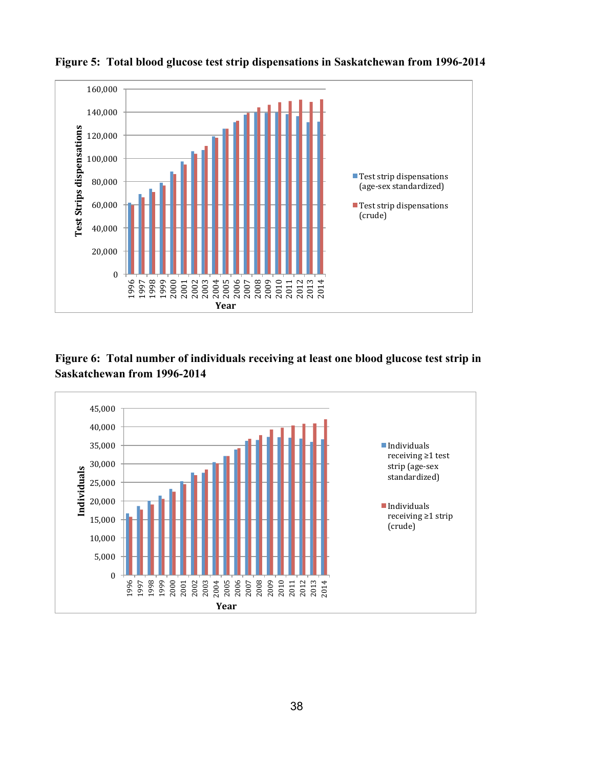**Figure 5: Total blood glucose test strip dispensations in Saskatchewan from 1996-2014**

**Figure 6: Total number of individuals receiving at least one blood glucose test strip in Saskatchewan from 1996-2014**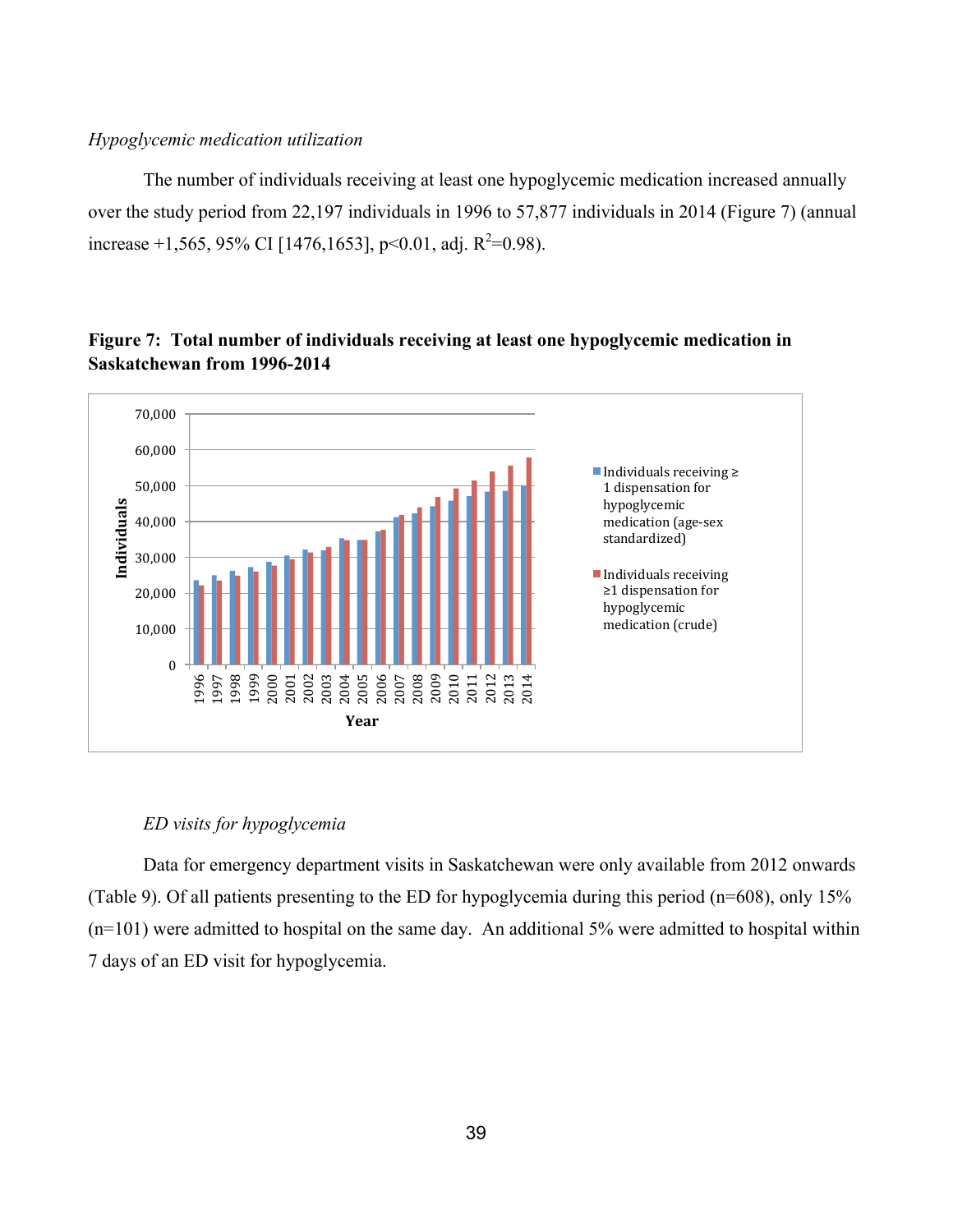*Hypoglycemic medication utilization*

The number of individuals receiving at least one hypoglycemic medication increased annually over the study period from 22,197 individuals in 1996 to 57,877 individuals in 2014 (Figure 7) (annual increase +1,565, 95% CI [1476,1653], $p<0.01$, adj. $R^2=0.98$).

**Figure 7: Total number of individuals receiving at least one hypoglycemic medication in Saskatchewan from 1996-2014**

*ED visits for hypoglycemia*

Data for emergency department visits in Saskatchewan were only available from 2012 onwards (Table 9). Of all patients presenting to the ED for hypoglycemia during this period (n=608), only 15% (n=101) were admitted to hospital on the same day. An additional 5% were admitted to hospital within 7 days of an ED visit for hypoglycemia.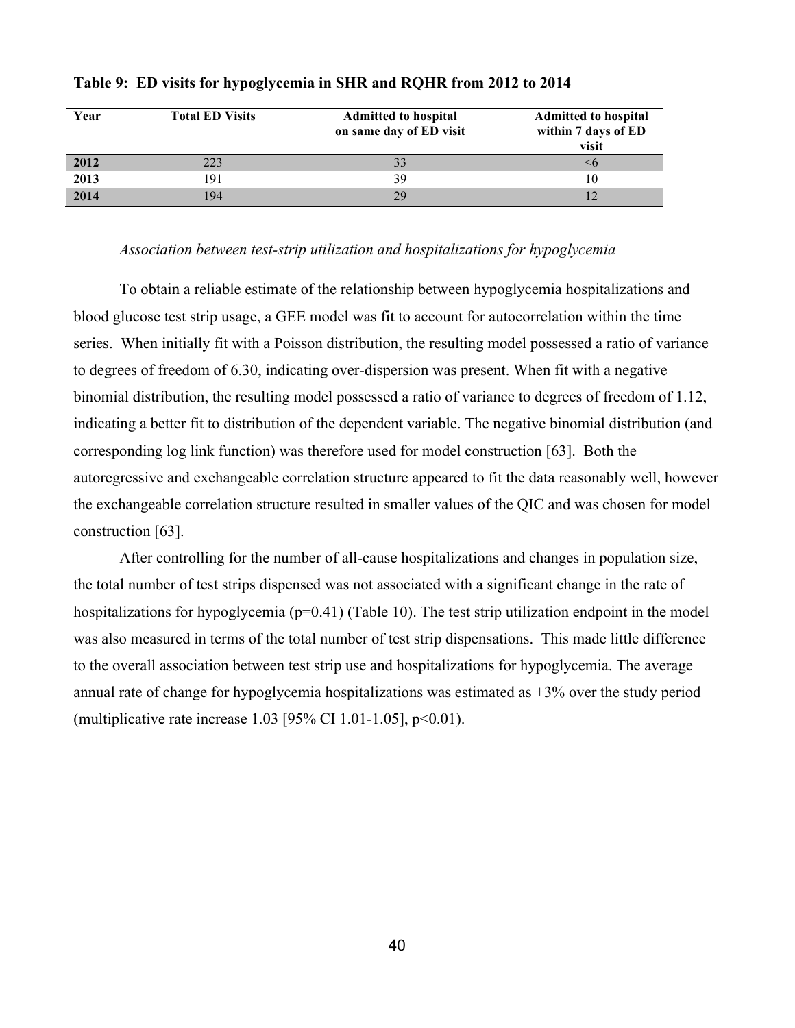**Table 9: ED visits for hypoglycemia in SHR and RQHR from 2012 to 2014**

| Year | Total ED Visits | Admitted to hospital on same day of ED visit | Admitted to hospital within 7 days of ED visit |
|---|---|---|---|
| **2012** | 223 | 33 | <6 |
| **2013** | 191 | 39 | 10 |
| **2014** | 194 | 29 | 12 |

*Association between test-strip utilization and hospitalizations for hypoglycemia*

To obtain a reliable estimate of the relationship between hypoglycemia hospitalizations and blood glucose test strip usage, a GEE model was fit to account for autocorrelation within the time series. When initially fit with a Poisson distribution, the resulting model possessed a ratio of variance to degrees of freedom of 6.30, indicating over-dispersion was present. When fit with a negative binomial distribution, the resulting model possessed a ratio of variance to degrees of freedom of 1.12, indicating a better fit to distribution of the dependent variable. The negative binomial distribution (and corresponding log link function) was therefore used for model construction [63]. Both the autoregressive and exchangeable correlation structure appeared to fit the data reasonably well, however the exchangeable correlation structure resulted in smaller values of the QIC and was chosen for model construction [63].

After controlling for the number of all-cause hospitalizations and changes in population size, the total number of test strips dispensed was not associated with a significant change in the rate of hospitalizations for hypoglycemia ($p=0.41$) (Table 10). The test strip utilization endpoint in the model was also measured in terms of the total number of test strip dispensations. This made little difference to the overall association between test strip use and hospitalizations for hypoglycemia. The average annual rate of change for hypoglycemia hospitalizations was estimated as +3% over the study period (multiplicative rate increase 1.03 [95% CI 1.01-1.05], $p<0.01$).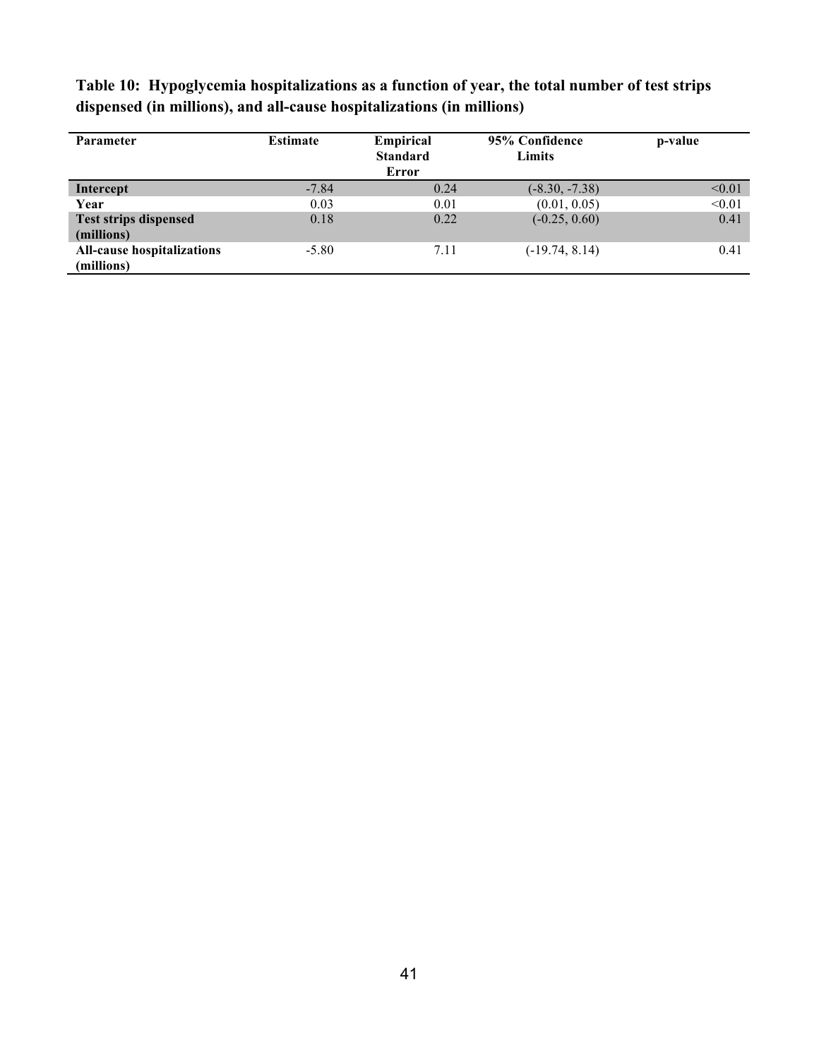**Table 10: Hypoglycemia hospitalizations as a function of year, the total number of test strips dispensed (in millions), and all-cause hospitalizations (in millions)**

| Parameter | Estimate | Empirical Standard Error | 95% Confidence Limits | p-value |
|---|---|---|---|---|
| **Intercept** | -7.84 | 0.24 | (-8.30, -7.38) | <0.01 |
| **Year** | 0.03 | 0.01 | (0.01, 0.05) | <0.01 |
| **Test strips dispensed (millions)** | 0.18 | 0.22 | (-0.25, 0.60) | 0.41 |
| **All-cause hospitalizations (millions)** | -5.80 | 7.11 | (-19.74, 8.14) | 0.41 |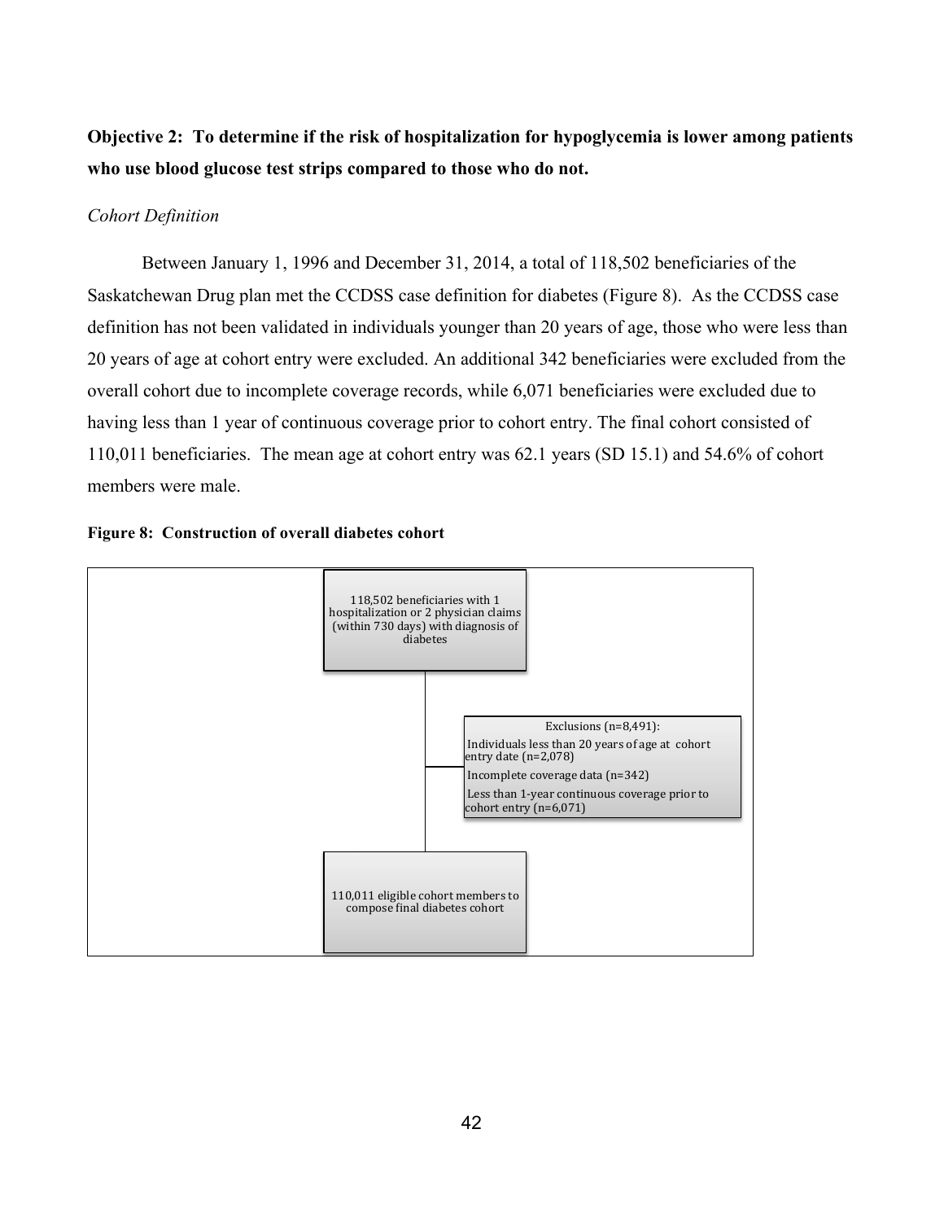**Objective 2: To determine if the risk of hospitalization for hypoglycemia is lower among patients who use blood glucose test strips compared to those who do not.**

*Cohort Definition*

Between January 1, 1996 and December 31, 2014, a total of 118,502 beneficiaries of the Saskatchewan Drug plan met the CCDSS case definition for diabetes (Figure 8). As the CCDSS case definition has not been validated in individuals younger than 20 years of age, those who were less than 20 years of age at cohort entry were excluded. An additional 342 beneficiaries were excluded from the overall cohort due to incomplete coverage records, while 6,071 beneficiaries were excluded due to having less than 1 year of continuous coverage prior to cohort entry. The final cohort consisted of 110,011 beneficiaries. The mean age at cohort entry was 62.1 years (SD 15.1) and 54.6% of cohort members were male.

**Figure 8: Construction of overall diabetes cohort**

118,502 beneficiaries with 1 hospitalization or 2 physician claims (within 730 days) with diagnosis of diabetes

Exclusions (n=8,491):
Individuals less than 20 years of age at cohort entry date (n=2,078)
Incomplete coverage data (n=342)
Less than 1-year continuous coverage prior to cohort entry (n=6,071)

110,011 eligible cohort members to compose final diabetes cohort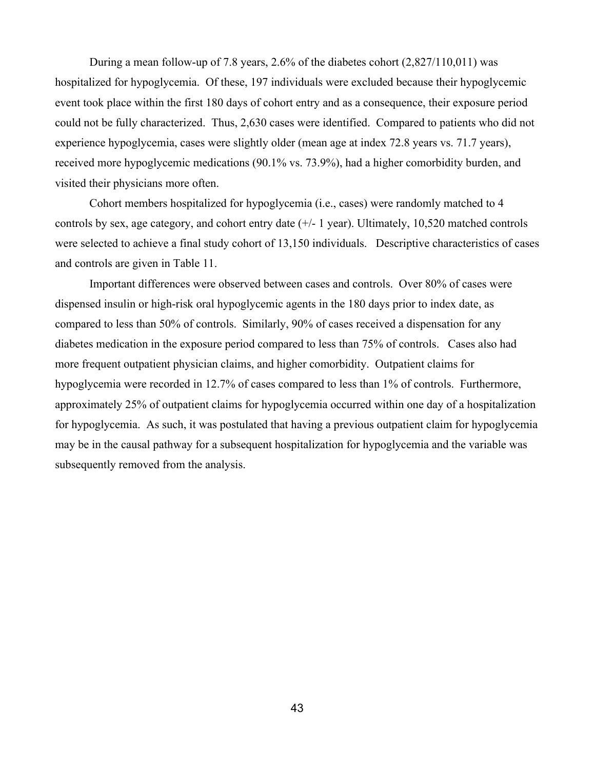During a mean follow-up of 7.8 years, 2.6% of the diabetes cohort (2,827/110,011) was hospitalized for hypoglycemia. Of these, 197 individuals were excluded because their hypoglycemic event took place within the first 180 days of cohort entry and as a consequence, their exposure period could not be fully characterized. Thus, 2,630 cases were identified. Compared to patients who did not experience hypoglycemia, cases were slightly older (mean age at index 72.8 years vs. 71.7 years), received more hypoglycemic medications (90.1% vs. 73.9%), had a higher comorbidity burden, and visited their physicians more often.

Cohort members hospitalized for hypoglycemia (i.e., cases) were randomly matched to 4 controls by sex, age category, and cohort entry date (+/- 1 year). Ultimately, 10,520 matched controls were selected to achieve a final study cohort of 13,150 individuals. Descriptive characteristics of cases and controls are given in Table 11.

Important differences were observed between cases and controls. Over 80% of cases were dispensed insulin or high-risk oral hypoglycemic agents in the 180 days prior to index date, as compared to less than 50% of controls. Similarly, 90% of cases received a dispensation for any diabetes medication in the exposure period compared to less than 75% of controls. Cases also had more frequent outpatient physician claims, and higher comorbidity. Outpatient claims for hypoglycemia were recorded in 12.7% of cases compared to less than 1% of controls. Furthermore, approximately 25% of outpatient claims for hypoglycemia occurred within one day of a hospitalization for hypoglycemia. As such, it was postulated that having a previous outpatient claim for hypoglycemia may be in the causal pathway for a subsequent hospitalization for hypoglycemia and the variable was subsequently removed from the analysis.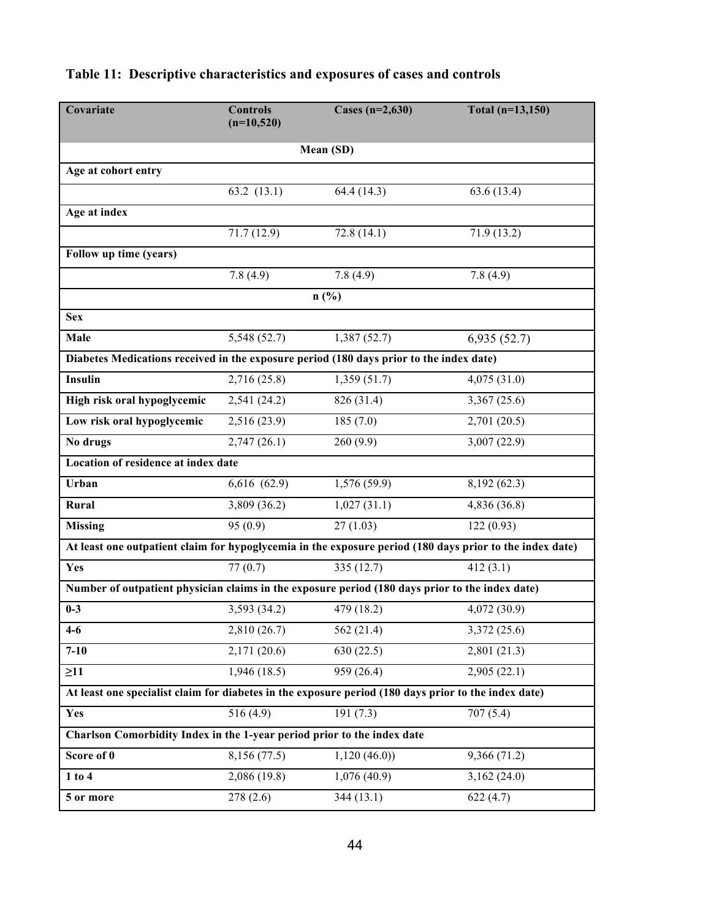**Table 11: Descriptive characteristics and exposures of cases and controls**

| Covariate | Controls (n=10,520) | Cases (n=2,630) | Total (n=13,150) |
|---|---|---|---|
| | Mean (SD) | | |
| **Age at cohort entry** | | | |
| | 63.2 (13.1) | 64.4 (14.3) | 63.6 (13.4) |
| **Age at index** | | | |
| | 71.7 (12.9) | 72.8 (14.1) | 71.9 (13.2) |
| **Follow up time (years)** | | | |
| | 7.8 (4.9) | 7.8 (4.9) | 7.8 (4.9) |
| | n (%) | | |
| **Sex** | | | |
| **Male** | 5,548 (52.7) | 1,387 (52.7) | 6,935 (52.7) |
| **Diabetes Medications received in the exposure period (180 days prior to the index date)** | | | |
| **Insulin** | 2,716 (25.8) | 1,359 (51.7) | 4,075 (31.0) |
| **High risk oral hypoglycemic** | 2,541 (24.2) | 826 (31.4) | 3,367 (25.6) |
| **Low risk oral hypoglycemic** | 2,516 (23.9) | 185 (7.0) | 2,701 (20.5) |
| **No drugs** | 2,747 (26.1) | 260 (9.9) | 3,007 (22.9) |
| **Location of residence at index date** | | | |
| **Urban** | 6,616 (62.9) | 1,576 (59.9) | 8,192 (62.3) |
| **Rural** | 3,809 (36.2) | 1,027 (31.1) | 4,836 (36.8) |
| **Missing** | 95 (0.9) | 27 (1.03) | 122 (0.93) |
| **At least one outpatient claim for hypoglycemia in the exposure period (180 days prior to the index date)** | | | |
| **Yes** | 77 (0.7) | 335 (12.7) | 412 (3.1) |
| **Number of outpatient physician claims in the exposure period (180 days prior to the index date)** | | | |
| **0-3** | 3,593 (34.2) | 479 (18.2) | 4,072 (30.9) |
| **4-6** | 2,810 (26.7) | 562 (21.4) | 3,372 (25.6) |
| **7-10** | 2,171 (20.6) | 630 (22.5) | 2,801 (21.3) |
| **≥11** | 1,946 (18.5) | 959 (26.4) | 2,905 (22.1) |
| **At least one specialist claim for diabetes in the exposure period (180 days prior to the index date)** | | | |
| **Yes** | 516 (4.9) | 191 (7.3) | 707 (5.4) |
| **Charlson Comorbidity Index in the 1-year period prior to the index date** | | | |
| **Score of 0** | 8,156 (77.5) | 1,120 (46.0)) | 9,366 (71.2) |
| **1 to 4** | 2,086 (19.8) | 1,076 (40.9) | 3,162 (24.0) |
| **5 or more** | 278 (2.6) | 344 (13.1) | 622 (4.7) |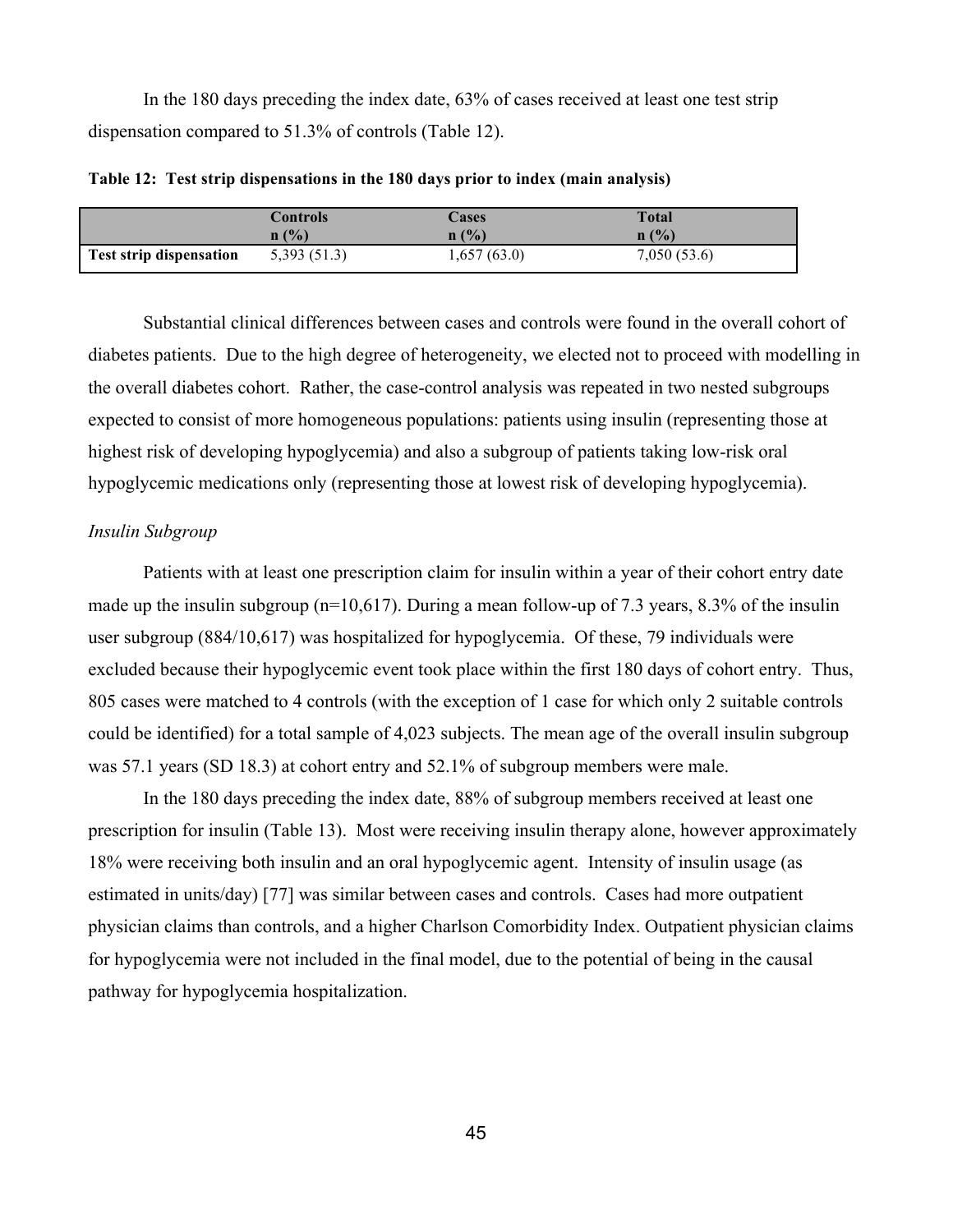In the 180 days preceding the index date, 63% of cases received at least one test strip dispensation compared to 51.3% of controls (Table 12).

**Table 12: Test strip dispensations in the 180 days prior to index (main analysis)**

| | Controls n (%) | Cases n (%) | Total n (%) |
|---|---|---|---|
| **Test strip dispensation** | 5,393 (51.3) | 1,657 (63.0) | 7,050 (53.6) |

Substantial clinical differences between cases and controls were found in the overall cohort of diabetes patients. Due to the high degree of heterogeneity, we elected not to proceed with modelling in the overall diabetes cohort. Rather, the case-control analysis was repeated in two nested subgroups expected to consist of more homogeneous populations: patients using insulin (representing those at highest risk of developing hypoglycemia) and also a subgroup of patients taking low-risk oral hypoglycemic medications only (representing those at lowest risk of developing hypoglycemia).

*Insulin Subgroup*

Patients with at least one prescription claim for insulin within a year of their cohort entry date made up the insulin subgroup (n=10,617). During a mean follow-up of 7.3 years, 8.3% of the insulin user subgroup (884/10,617) was hospitalized for hypoglycemia. Of these, 79 individuals were excluded because their hypoglycemic event took place within the first 180 days of cohort entry. Thus, 805 cases were matched to 4 controls (with the exception of 1 case for which only 2 suitable controls could be identified) for a total sample of 4,023 subjects. The mean age of the overall insulin subgroup was 57.1 years (SD 18.3) at cohort entry and 52.1% of subgroup members were male.

In the 180 days preceding the index date, 88% of subgroup members received at least one prescription for insulin (Table 13). Most were receiving insulin therapy alone, however approximately 18% were receiving both insulin and an oral hypoglycemic agent. Intensity of insulin usage (as estimated in units/day) [77] was similar between cases and controls. Cases had more outpatient physician claims than controls, and a higher Charlson Comorbidity Index. Outpatient physician claims for hypoglycemia were not included in the final model, due to the potential of being in the causal pathway for hypoglycemia hospitalization.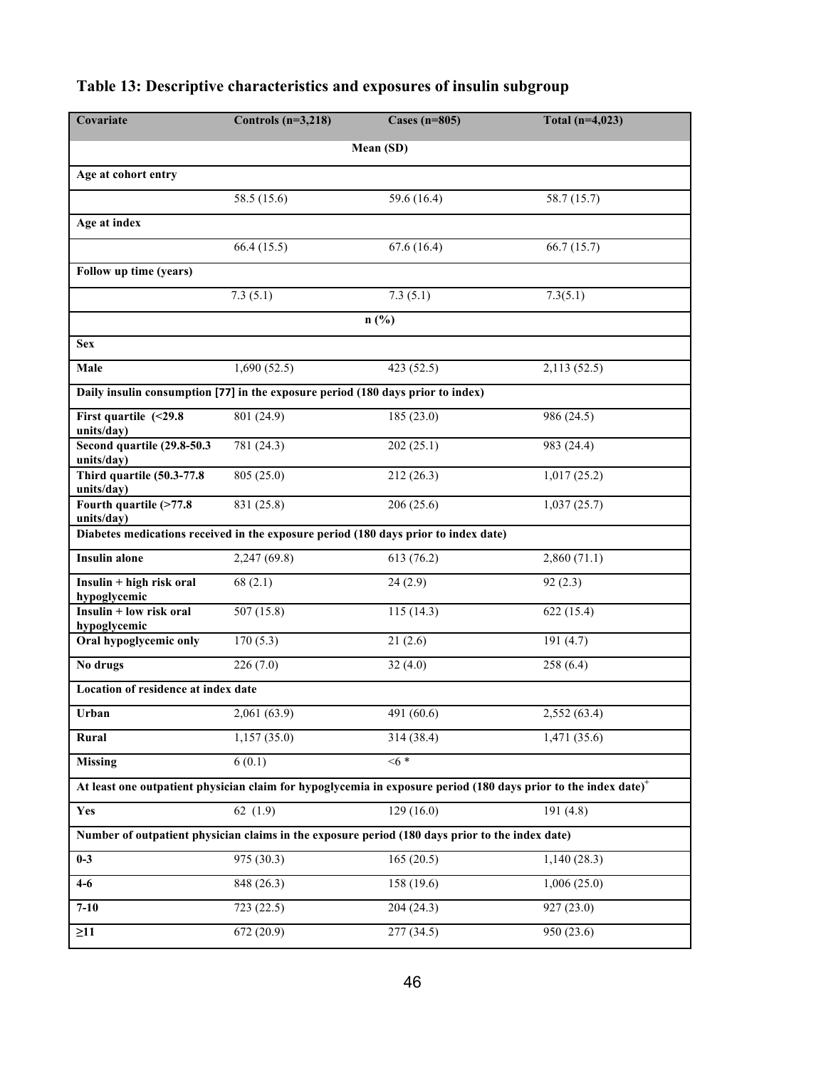## Table 13: Descriptive characteristics and exposures of insulin subgroup

| Covariate | Controls (n=3,218) | Cases (n=805) | Total (n=4,023) |
|---|---|---|---|
| | | **Mean (SD)** | |
| **Age at cohort entry** | | | |
| | 58.5 (15.6) | 59.6 (16.4) | 58.7 (15.7) |
| **Age at index** | | | |
| | 66.4 (15.5) | 67.6 (16.4) | 66.7 (15.7) |
| **Follow up time (years)** | | | |
| | 7.3 (5.1) | 7.3 (5.1) | 7.3(5.1) |
| | | **n (%)** | |
| **Sex** | | | |
| **Male** | 1,690 (52.5) | 423 (52.5) | 2,113 (52.5) |
| **Daily insulin consumption [77] in the exposure period (180 days prior to index)** | | | |
| **First quartile (<29.8 units/day)** | 801 (24.9) | 185 (23.0) | 986 (24.5) |
| **Second quartile (29.8-50.3 units/day)** | 781 (24.3) | 202 (25.1) | 983 (24.4) |
| **Third quartile (50.3-77.8 units/day)** | 805 (25.0) | 212 (26.3) | 1,017 (25.2) |
| **Fourth quartile (>77.8 units/day)** | 831 (25.8) | 206 (25.6) | 1,037 (25.7) |
| **Diabetes medications received in the exposure period (180 days prior to index date)** | | | |
| **Insulin alone** | 2,247 (69.8) | 613 (76.2) | 2,860 (71.1) |
| **Insulin + high risk oral hypoglycemic** | 68 (2.1) | 24 (2.9) | 92 (2.3) |
| **Insulin + low risk oral hypoglycemic** | 507 (15.8) | 115 (14.3) | 622 (15.4) |
| **Oral hypoglycemic only** | 170 (5.3) | 21 (2.6) | 191 (4.7) |
| **No drugs** | 226 (7.0) | 32 (4.0) | 258 (6.4) |
| **Location of residence at index date** | | | |
| **Urban** | 2,061 (63.9) | 491 (60.6) | 2,552 (63.4) |
| **Rural** | 1,157 (35.0) | 314 (38.4) | 1,471 (35.6) |
| **Missing** | 6 (0.1) | <6 * | |
| **At least one outpatient physician claim for hypoglycemia in exposure period (180 days prior to the index date)[+]** | | | |
| **Yes** | 62 (1.9) | 129 (16.0) | 191 (4.8) |
| **Number of outpatient physician claims in the exposure period (180 days prior to the index date)** | | | |
| **0-3** | 975 (30.3) | 165 (20.5) | 1,140 (28.3) |
| **4-6** | 848 (26.3) | 158 (19.6) | 1,006 (25.0) |
| **7-10** | 723 (22.5) | 204 (24.3) | 927 (23.0) |
| **≥11** | 672 (20.9) | 277 (34.5) | 950 (23.6) |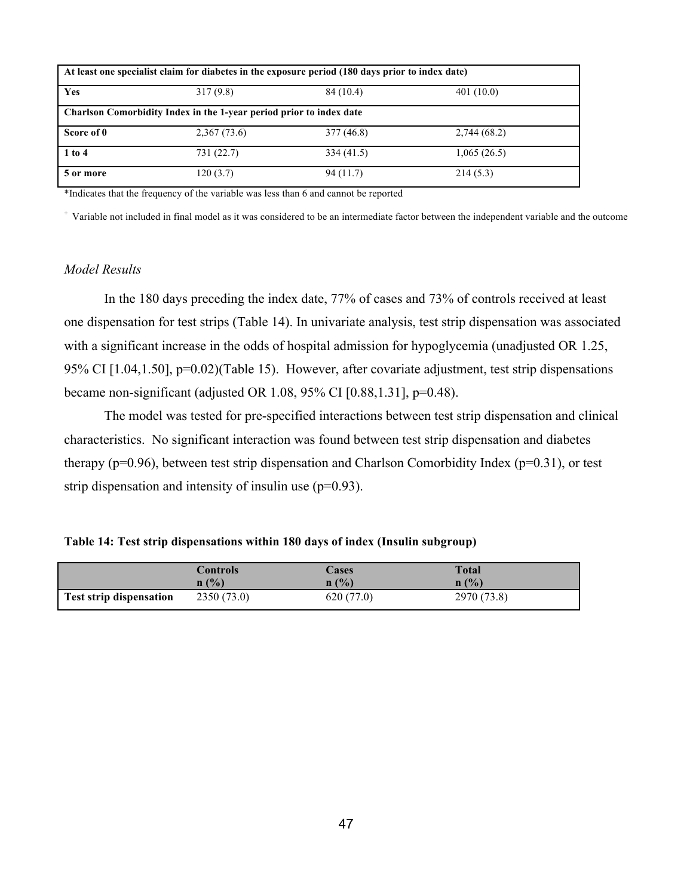| | | | |
|---|---|---|---|
| **At least one specialist claim for diabetes in the exposure period (180 days prior to index date)** | | | |
| **Yes** | 317 (9.8) | 84 (10.4) | 401 (10.0) |
| **Charlson Comorbidity Index in the 1-year period prior to index date** | | | |
| **Score of 0** | 2,367 (73.6) | 377 (46.8) | 2,744 (68.2) |
| **1 to 4** | 731 (22.7) | 334 (41.5) | 1,065 (26.5) |
| **5 or more** | 120 (3.7) | 94 (11.7) | 214 (5.3) |

*Indicates that the frequency of the variable was less than 6 and cannot be reported

+ Variable not included in final model as it was considered to be an intermediate factor between the independent variable and the outcome

*Model Results*

In the 180 days preceding the index date, 77% of cases and 73% of controls received at least one dispensation for test strips (Table 14). In univariate analysis, test strip dispensation was associated with a significant increase in the odds of hospital admission for hypoglycemia (unadjusted OR 1.25, 95% CI [1.04,1.50], p=0.02)(Table 15). However, after covariate adjustment, test strip dispensations became non-significant (adjusted OR 1.08, 95% CI [0.88,1.31], p=0.48).

The model was tested for pre-specified interactions between test strip dispensation and clinical characteristics. No significant interaction was found between test strip dispensation and diabetes therapy (p=0.96), between test strip dispensation and Charlson Comorbidity Index (p=0.31), or test strip dispensation and intensity of insulin use (p=0.93).

**Table 14: Test strip dispensations within 180 days of index (Insulin subgroup)**

| | Controls n (%) | Cases n (%) | Total n (%) |
|---|---|---|---|
| **Test strip dispensation** | 2350 (73.0) | 620 (77.0) | 2970 (73.8) |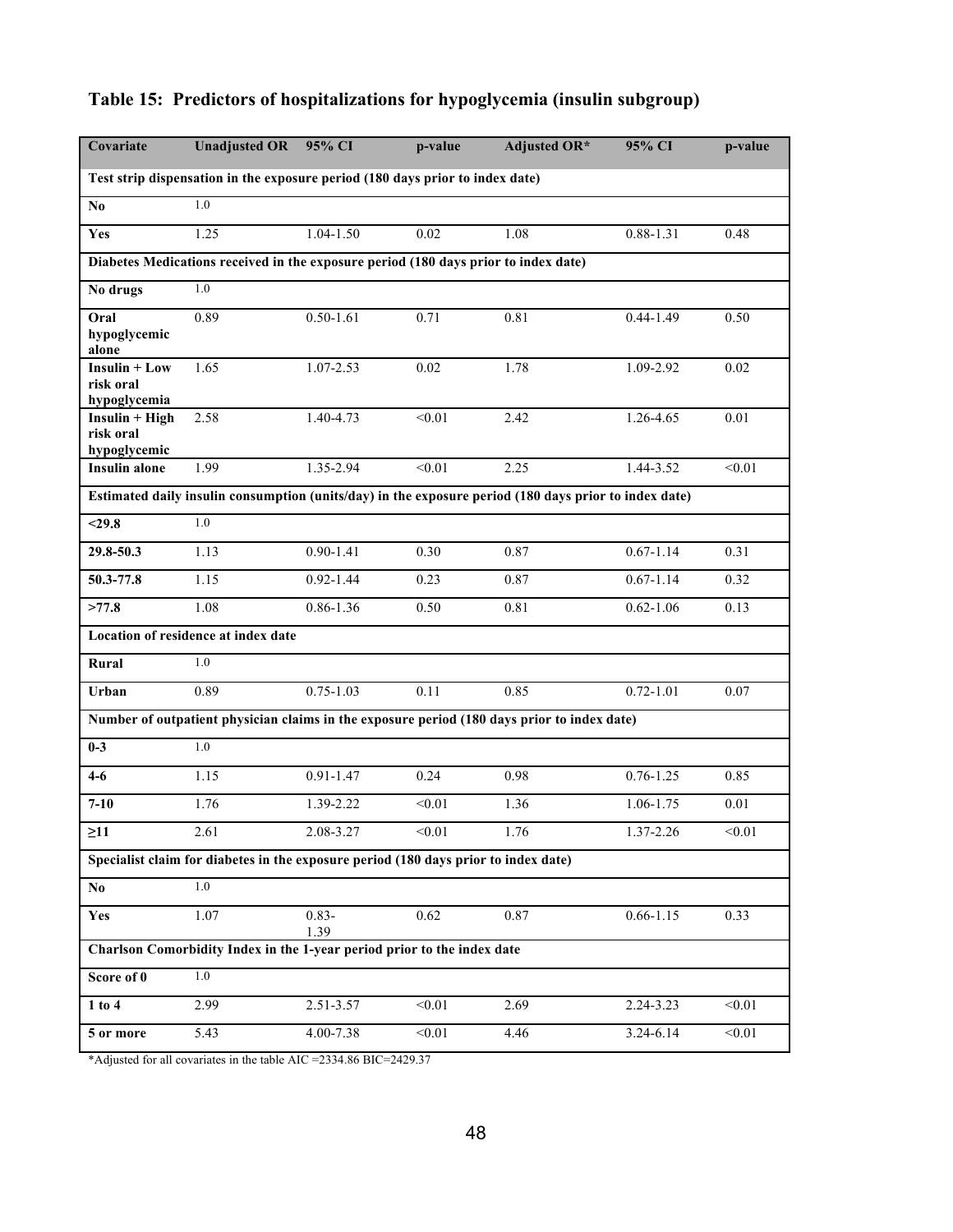## Table 15: Predictors of hospitalizations for hypoglycemia (insulin subgroup)

| Covariate | Unadjusted OR | 95% CI | p-value | Adjusted OR* | 95% CI | p-value |
|---|---|---|---|---|---|---|
| **Test strip dispensation in the exposure period (180 days prior to index date)** | | | | | | |
| **No** | 1.0 | | | | | |
| **Yes** | 1.25 | 1.04-1.50 | 0.02 | 1.08 | 0.88-1.31 | 0.48 |
| **Diabetes Medications received in the exposure period (180 days prior to index date)** | | | | | | |
| **No drugs** | 1.0 | | | | | |
| **Oral hypoglycemic alone** | 0.89 | 0.50-1.61 | 0.71 | 0.81 | 0.44-1.49 | 0.50 |
| **Insulin + Low risk oral hypoglycemia** | 1.65 | 1.07-2.53 | 0.02 | 1.78 | 1.09-2.92 | 0.02 |
| **Insulin + High risk oral hypoglycemic** | 2.58 | 1.40-4.73 | <0.01 | 2.42 | 1.26-4.65 | 0.01 |
| **Insulin alone** | 1.99 | 1.35-2.94 | <0.01 | 2.25 | 1.44-3.52 | <0.01 |
| **Estimated daily insulin consumption (units/day) in the exposure period (180 days prior to index date)** | | | | | | |
| **<29.8** | 1.0 | | | | | |
| **29.8-50.3** | 1.13 | 0.90-1.41 | 0.30 | 0.87 | 0.67-1.14 | 0.31 |
| **50.3-77.8** | 1.15 | 0.92-1.44 | 0.23 | 0.87 | 0.67-1.14 | 0.32 |
| **>77.8** | 1.08 | 0.86-1.36 | 0.50 | 0.81 | 0.62-1.06 | 0.13 |
| **Location of residence at index date** | | | | | | |
| **Rural** | 1.0 | | | | | |
| **Urban** | 0.89 | 0.75-1.03 | 0.11 | 0.85 | 0.72-1.01 | 0.07 |
| **Number of outpatient physician claims in the exposure period (180 days prior to index date)** | | | | | | |
| **0-3** | 1.0 | | | | | |
| **4-6** | 1.15 | 0.91-1.47 | 0.24 | 0.98 | 0.76-1.25 | 0.85 |
| **7-10** | 1.76 | 1.39-2.22 | <0.01 | 1.36 | 1.06-1.75 | 0.01 |
| **≥11** | 2.61 | 2.08-3.27 | <0.01 | 1.76 | 1.37-2.26 | <0.01 |
| **Specialist claim for diabetes in the exposure period (180 days prior to index date)** | | | | | | |
| **No** | 1.0 | | | | | |
| **Yes** | 1.07 | 0.83-1.39 | 0.62 | 0.87 | 0.66-1.15 | 0.33 |
| **Charlson Comorbidity Index in the 1-year period prior to the index date** | | | | | | |
| **Score of 0** | 1.0 | | | | | |
| **1 to 4** | 2.99 | 2.51-3.57 | <0.01 | 2.69 | 2.24-3.23 | <0.01 |
| **5 or more** | 5.43 | 4.00-7.38 | <0.01 | 4.46 | 3.24-6.14 | <0.01 |

*Adjusted for all covariates in the table AIC =2334.86 BIC=2429.37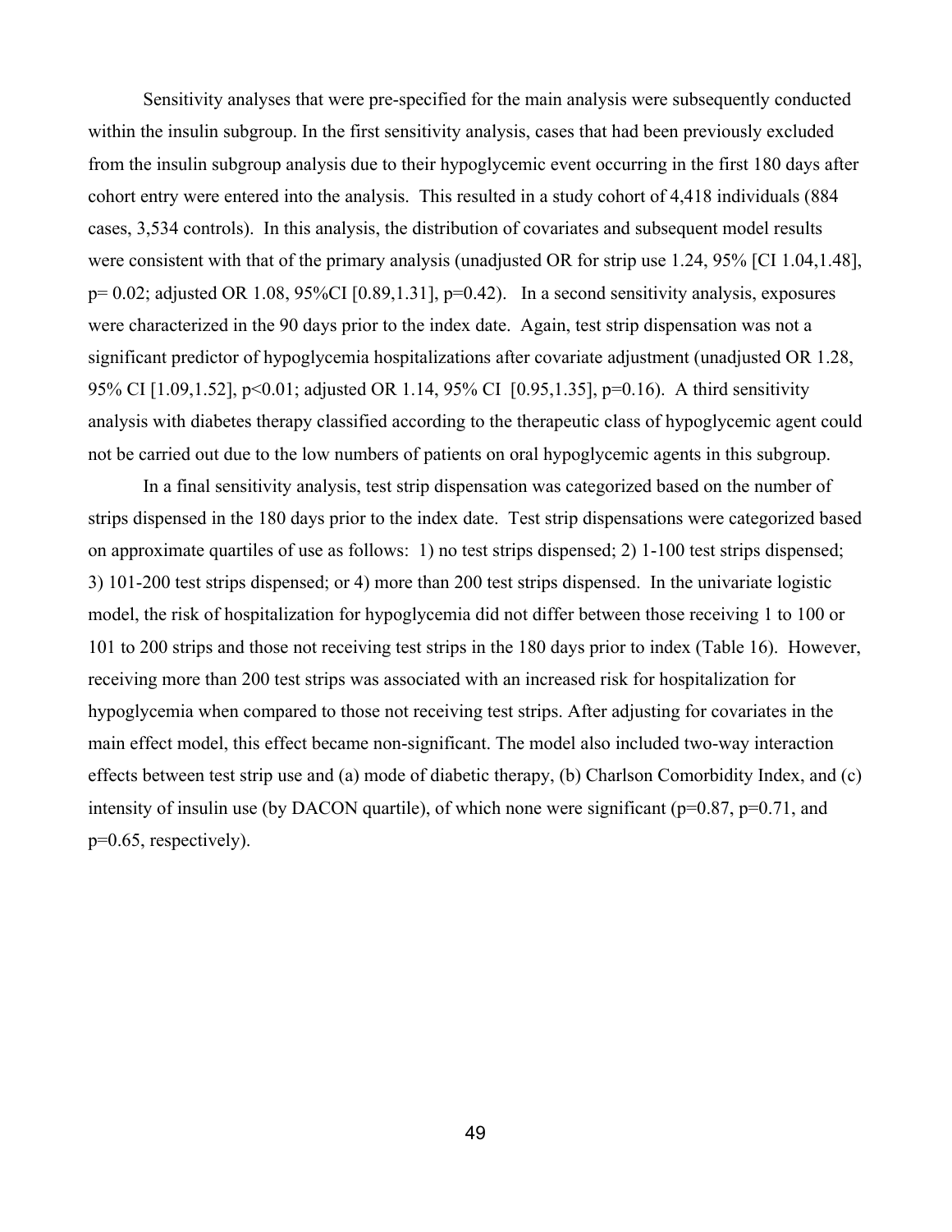Sensitivity analyses that were pre-specified for the main analysis were subsequently conducted within the insulin subgroup. In the first sensitivity analysis, cases that had been previously excluded from the insulin subgroup analysis due to their hypoglycemic event occurring in the first 180 days after cohort entry were entered into the analysis. This resulted in a study cohort of 4,418 individuals (884 cases, 3,534 controls). In this analysis, the distribution of covariates and subsequent model results were consistent with that of the primary analysis (unadjusted OR for strip use 1.24, 95% [CI 1.04,1.48], $p = 0.02$; adjusted OR 1.08, 95%CI [0.89,1.31], $p=0.42$). In a second sensitivity analysis, exposures were characterized in the 90 days prior to the index date. Again, test strip dispensation was not a significant predictor of hypoglycemia hospitalizations after covariate adjustment (unadjusted OR 1.28, 95% CI [1.09,1.52], $p<0.01$; adjusted OR 1.14, 95% CI [0.95,1.35], $p=0.16$). A third sensitivity analysis with diabetes therapy classified according to the therapeutic class of hypoglycemic agent could not be carried out due to the low numbers of patients on oral hypoglycemic agents in this subgroup.

In a final sensitivity analysis, test strip dispensation was categorized based on the number of strips dispensed in the 180 days prior to the index date. Test strip dispensations were categorized based on approximate quartiles of use as follows: 1) no test strips dispensed; 2) 1-100 test strips dispensed; 3) 101-200 test strips dispensed; or 4) more than 200 test strips dispensed. In the univariate logistic model, the risk of hospitalization for hypoglycemia did not differ between those receiving 1 to 100 or 101 to 200 strips and those not receiving test strips in the 180 days prior to index (Table 16). However, receiving more than 200 test strips was associated with an increased risk for hospitalization for hypoglycemia when compared to those not receiving test strips. After adjusting for covariates in the main effect model, this effect became non-significant. The model also included two-way interaction effects between test strip use and (a) mode of diabetic therapy, (b) Charlson Comorbidity Index, and (c) intensity of insulin use (by DACON quartile), of which none were significant ($p=0.87$, $p=0.71$, and $p=0.65$, respectively).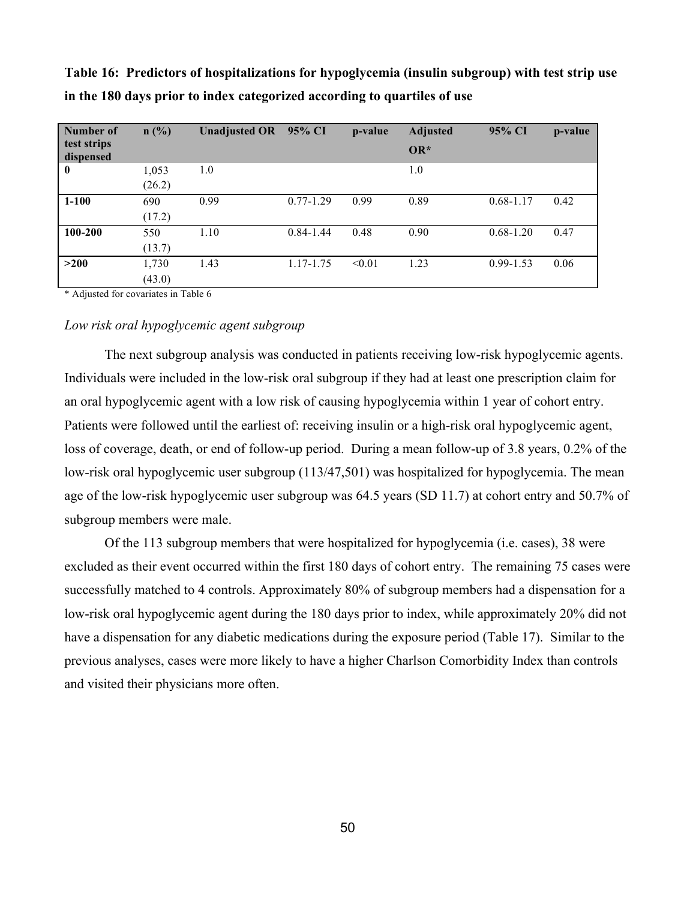**Table 16: Predictors of hospitalizations for hypoglycemia (insulin subgroup) with test strip use in the 180 days prior to index categorized according to quartiles of use**

| Number of test strips dispensed | n (%) | Unadjusted OR | 95% CI | p-value | Adjusted OR* | 95% CI | p-value |
|---|---|---|---|---|---|---|---|
| **0** | 1,053 (26.2) | 1.0 | | | 1.0 | | |
| **1-100** | 690 (17.2) | 0.99 | 0.77-1.29 | 0.99 | 0.89 | 0.68-1.17 | 0.42 |
| **100-200** | 550 (13.7) | 1.10 | 0.84-1.44 | 0.48 | 0.90 | 0.68-1.20 | 0.47 |
| **>200** | 1,730 (43.0) | 1.43 | 1.17-1.75 | <0.01 | 1.23 | 0.99-1.53 | 0.06 |

\* Adjusted for covariates in Table 6

*Low risk oral hypoglycemic agent subgroup*

The next subgroup analysis was conducted in patients receiving low-risk hypoglycemic agents. Individuals were included in the low-risk oral subgroup if they had at least one prescription claim for an oral hypoglycemic agent with a low risk of causing hypoglycemia within 1 year of cohort entry. Patients were followed until the earliest of: receiving insulin or a high-risk oral hypoglycemic agent, loss of coverage, death, or end of follow-up period. During a mean follow-up of 3.8 years, 0.2% of the low-risk oral hypoglycemic user subgroup (113/47,501) was hospitalized for hypoglycemia. The mean age of the low-risk hypoglycemic user subgroup was 64.5 years (SD 11.7) at cohort entry and 50.7% of subgroup members were male.

Of the 113 subgroup members that were hospitalized for hypoglycemia (i.e. cases), 38 were excluded as their event occurred within the first 180 days of cohort entry. The remaining 75 cases were successfully matched to 4 controls. Approximately 80% of subgroup members had a dispensation for a low-risk oral hypoglycemic agent during the 180 days prior to index, while approximately 20% did not have a dispensation for any diabetic medications during the exposure period (Table 17). Similar to the previous analyses, cases were more likely to have a higher Charlson Comorbidity Index than controls and visited their physicians more often.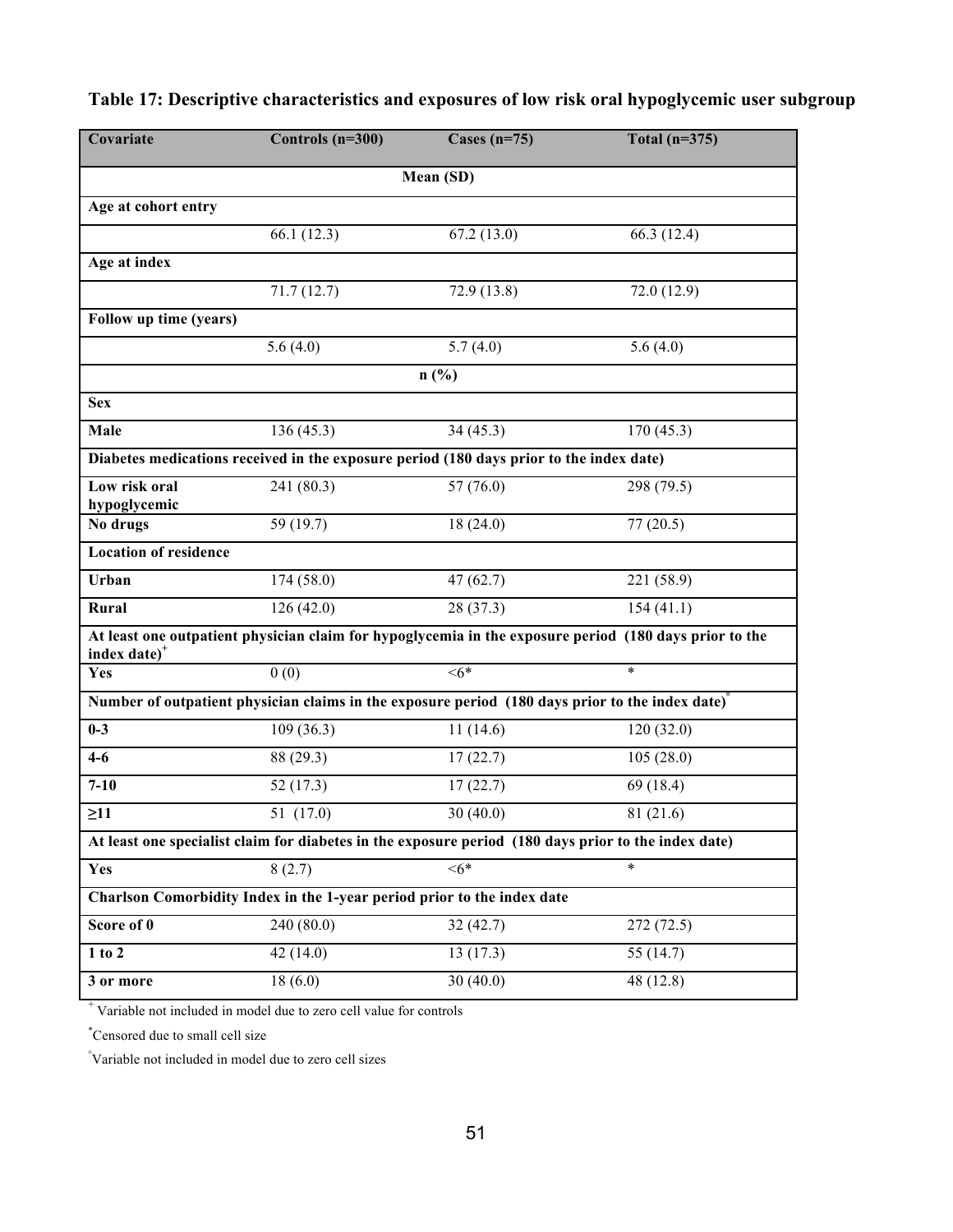**Table 17: Descriptive characteristics and exposures of low risk oral hypoglycemic user subgroup**

| Covariate | Controls (n=300) | Cases (n=75) | Total (n=375) |
|---|---|---|---|
| | | **Mean (SD)** | |
| **Age at cohort entry** | | | |
| | 66.1 (12.3) | 67.2 (13.0) | 66.3 (12.4) |
| **Age at index** | | | |
| | 71.7 (12.7) | 72.9 (13.8) | 72.0 (12.9) |
| **Follow up time (years)** | | | |
| | 5.6 (4.0) | 5.7 (4.0) | 5.6 (4.0) |
| | | **n (%)** | |
| **Sex** | | | |
| **Male** | 136 (45.3) | 34 (45.3) | 170 (45.3) |
| **Diabetes medications received in the exposure period (180 days prior to the index date)** | | | |
| **Low risk oral hypoglycemic** | 241 (80.3) | 57 (76.0) | 298 (79.5) |
| **No drugs** | 59 (19.7) | 18 (24.0) | 77 (20.5) |
| **Location of residence** | | | |
| **Urban** | 174 (58.0) | 47 (62.7) | 221 (58.9) |
| **Rural** | 126 (42.0) | 28 (37.3) | 154 (41.1) |
| **At least one outpatient physician claim for hypoglycemia in the exposure period (180 days prior to the index date)$^{+}$** | | | |
| **Yes** | 0 (0) | <6* | * |
| **Number of outpatient physician claims in the exposure period (180 days prior to the index date)$^{\circ}$** | | | |
| **0-3** | 109 (36.3) | 11 (14.6) | 120 (32.0) |
| **4-6** | 88 (29.3) | 17 (22.7) | 105 (28.0) |
| **7-10** | 52 (17.3) | 17 (22.7) | 69 (18.4) |
| **≥11** | 51 (17.0) | 30 (40.0) | 81 (21.6) |
| **At least one specialist claim for diabetes in the exposure period (180 days prior to the index date)** | | | |
| **Yes** | 8 (2.7) | <6* | * |
| **Charlson Comorbidity Index in the 1-year period prior to the index date** | | | |
| **Score of 0** | 240 (80.0) | 32 (42.7) | 272 (72.5) |
| **1 to 2** | 42 (14.0) | 13 (17.3) | 55 (14.7) |
| **3 or more** | 18 (6.0) | 30 (40.0) | 48 (12.8) |

$^{+}$ Variable not included in model due to zero cell value for controls

$^{*}$Censored due to small cell size

$^{\circ}$Variable not included in model due to zero cell sizes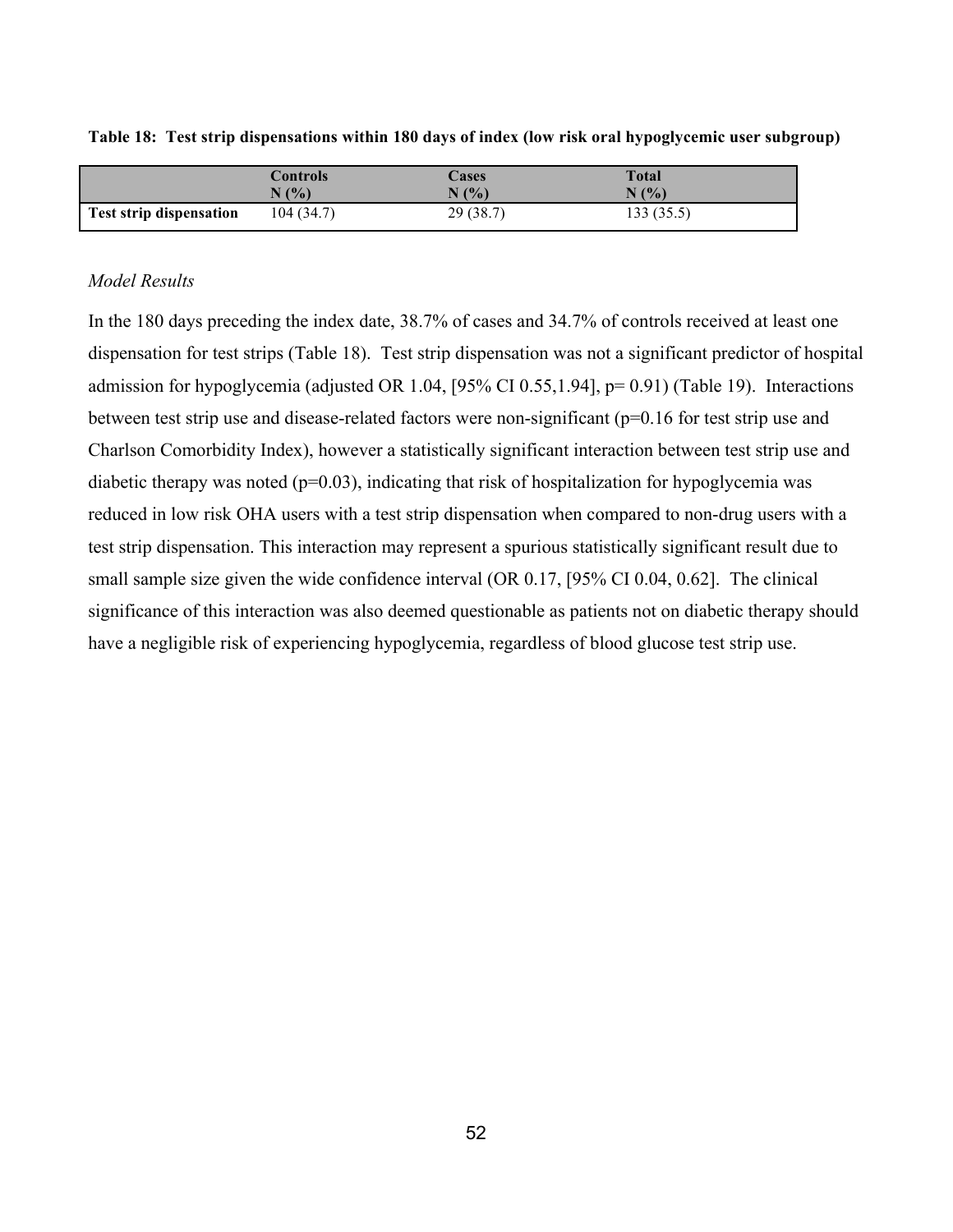**Table 18: Test strip dispensations within 180 days of index (low risk oral hypoglycemic user subgroup)**

| | Controls N (%) | Cases N (%) | Total N (%) |
|---|---|---|---|
| **Test strip dispensation** | 104 (34.7) | 29 (38.7) | 133 (35.5) |

*Model Results*

In the 180 days preceding the index date, 38.7% of cases and 34.7% of controls received at least one dispensation for test strips (Table 18). Test strip dispensation was not a significant predictor of hospital admission for hypoglycemia (adjusted OR 1.04, [95% CI 0.55,1.94], p= 0.91) (Table 19). Interactions between test strip use and disease-related factors were non-significant (p=0.16 for test strip use and Charlson Comorbidity Index), however a statistically significant interaction between test strip use and diabetic therapy was noted (p=0.03), indicating that risk of hospitalization for hypoglycemia was reduced in low risk OHA users with a test strip dispensation when compared to non-drug users with a test strip dispensation. This interaction may represent a spurious statistically significant result due to small sample size given the wide confidence interval (OR 0.17, [95% CI 0.04, 0.62]. The clinical significance of this interaction was also deemed questionable as patients not on diabetic therapy should have a negligible risk of experiencing hypoglycemia, regardless of blood glucose test strip use.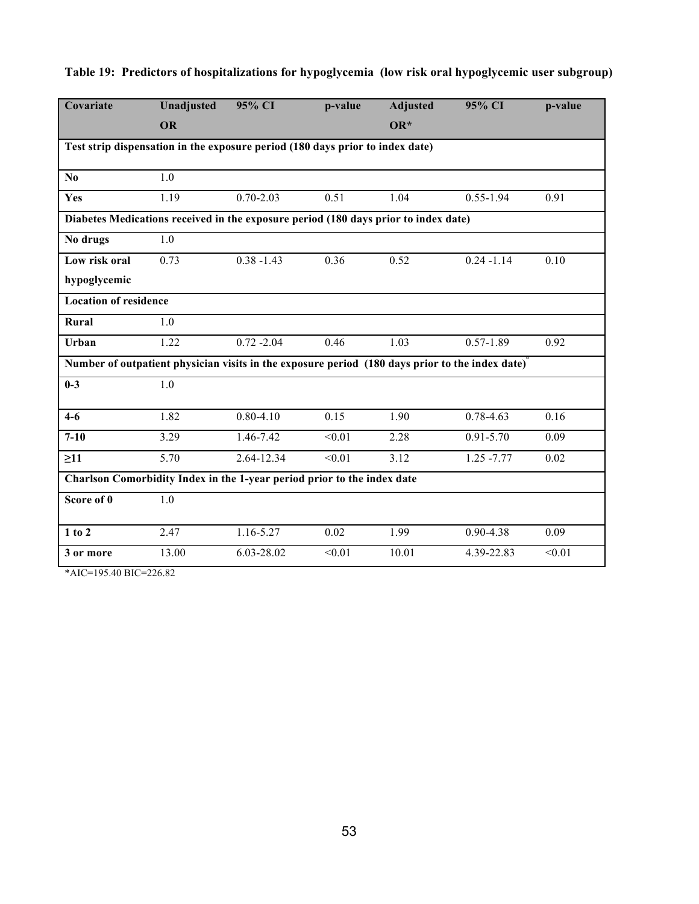**Table 19: Predictors of hospitalizations for hypoglycemia (low risk oral hypoglycemic user subgroup)**

| Covariate | Unadjusted OR | 95% CI | p-value | Adjusted OR* | 95% CI | p-value |
|---|---|---|---|---|---|---|
| **Test strip dispensation in the exposure period (180 days prior to index date)** | | | | | | |
| **No** | 1.0 | | | | | |
| **Yes** | 1.19 | 0.70-2.03 | 0.51 | 1.04 | 0.55-1.94 | 0.91 |
| **Diabetes Medications received in the exposure period (180 days prior to index date)** | | | | | | |
| **No drugs** | 1.0 | | | | | |
| **Low risk oral hypoglycemic** | 0.73 | 0.38 -1.43 | 0.36 | 0.52 | 0.24 -1.14 | 0.10 |
| **Location of residence** | | | | | | |
| **Rural** | 1.0 | | | | | |
| **Urban** | 1.22 | 0.72 -2.04 | 0.46 | 1.03 | 0.57-1.89 | 0.92 |
| **Number of outpatient physician visits in the exposure period (180 days prior to the index date)°** | | | | | | |
| **0-3** | 1.0 | | | | | |
| **4-6** | 1.82 | 0.80-4.10 | 0.15 | 1.90 | 0.78-4.63 | 0.16 |
| **7-10** | 3.29 | 1.46-7.42 | <0.01 | 2.28 | 0.91-5.70 | 0.09 |
| **≥11** | 5.70 | 2.64-12.34 | <0.01 | 3.12 | 1.25 -7.77 | 0.02 |
| **Charlson Comorbidity Index in the 1-year period prior to the index date** | | | | | | |
| **Score of 0** | 1.0 | | | | | |
| **1 to 2** | 2.47 | 1.16-5.27 | 0.02 | 1.99 | 0.90-4.38 | 0.09 |
| **3 or more** | 13.00 | 6.03-28.02 | <0.01 | 10.01 | 4.39-22.83 | <0.01 |

*AIC=195.40 BIC=226.82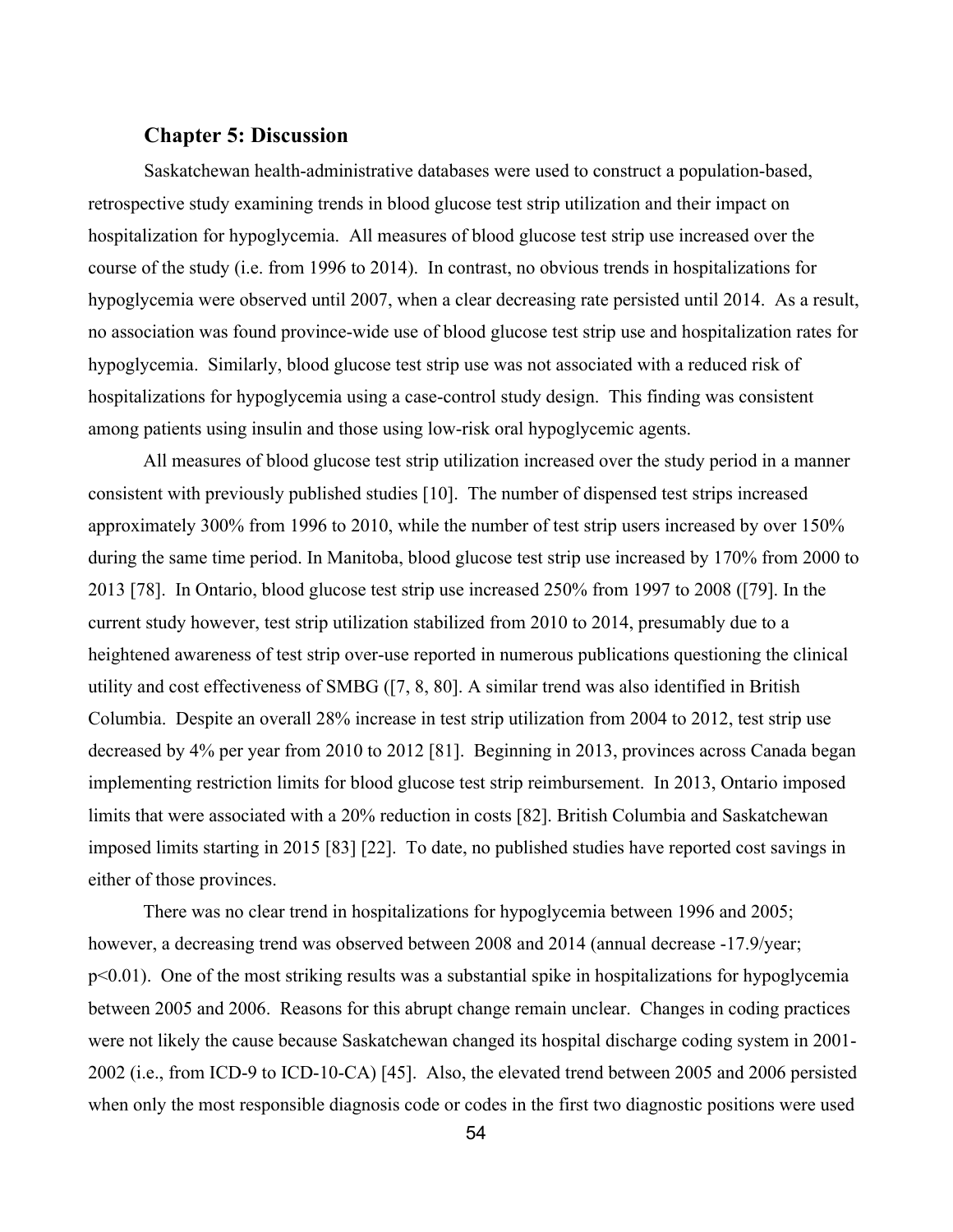## Chapter 5: Discussion

Saskatchewan health-administrative databases were used to construct a population-based, retrospective study examining trends in blood glucose test strip utilization and their impact on hospitalization for hypoglycemia. All measures of blood glucose test strip use increased over the course of the study (i.e. from 1996 to 2014). In contrast, no obvious trends in hospitalizations for hypoglycemia were observed until 2007, when a clear decreasing rate persisted until 2014. As a result, no association was found province-wide use of blood glucose test strip use and hospitalization rates for hypoglycemia. Similarly, blood glucose test strip use was not associated with a reduced risk of hospitalizations for hypoglycemia using a case-control study design. This finding was consistent among patients using insulin and those using low-risk oral hypoglycemic agents.

All measures of blood glucose test strip utilization increased over the study period in a manner consistent with previously published studies [10]. The number of dispensed test strips increased approximately 300% from 1996 to 2010, while the number of test strip users increased by over 150% during the same time period. In Manitoba, blood glucose test strip use increased by 170% from 2000 to 2013 [78]. In Ontario, blood glucose test strip use increased 250% from 1997 to 2008 ([79]. In the current study however, test strip utilization stabilized from 2010 to 2014, presumably due to a heightened awareness of test strip over-use reported in numerous publications questioning the clinical utility and cost effectiveness of SMBG ([7, 8, 80]. A similar trend was also identified in British Columbia. Despite an overall 28% increase in test strip utilization from 2004 to 2012, test strip use decreased by 4% per year from 2010 to 2012 [81]. Beginning in 2013, provinces across Canada began implementing restriction limits for blood glucose test strip reimbursement. In 2013, Ontario imposed limits that were associated with a 20% reduction in costs [82]. British Columbia and Saskatchewan imposed limits starting in 2015 [83] [22]. To date, no published studies have reported cost savings in either of those provinces.

There was no clear trend in hospitalizations for hypoglycemia between 1996 and 2005; however, a decreasing trend was observed between 2008 and 2014 (annual decrease -17.9/year; $p<0.01$). One of the most striking results was a substantial spike in hospitalizations for hypoglycemia between 2005 and 2006. Reasons for this abrupt change remain unclear. Changes in coding practices were not likely the cause because Saskatchewan changed its hospital discharge coding system in 2001-2002 (i.e., from ICD-9 to ICD-10-CA) [45]. Also, the elevated trend between 2005 and 2006 persisted when only the most responsible diagnosis code or codes in the first two diagnostic positions were used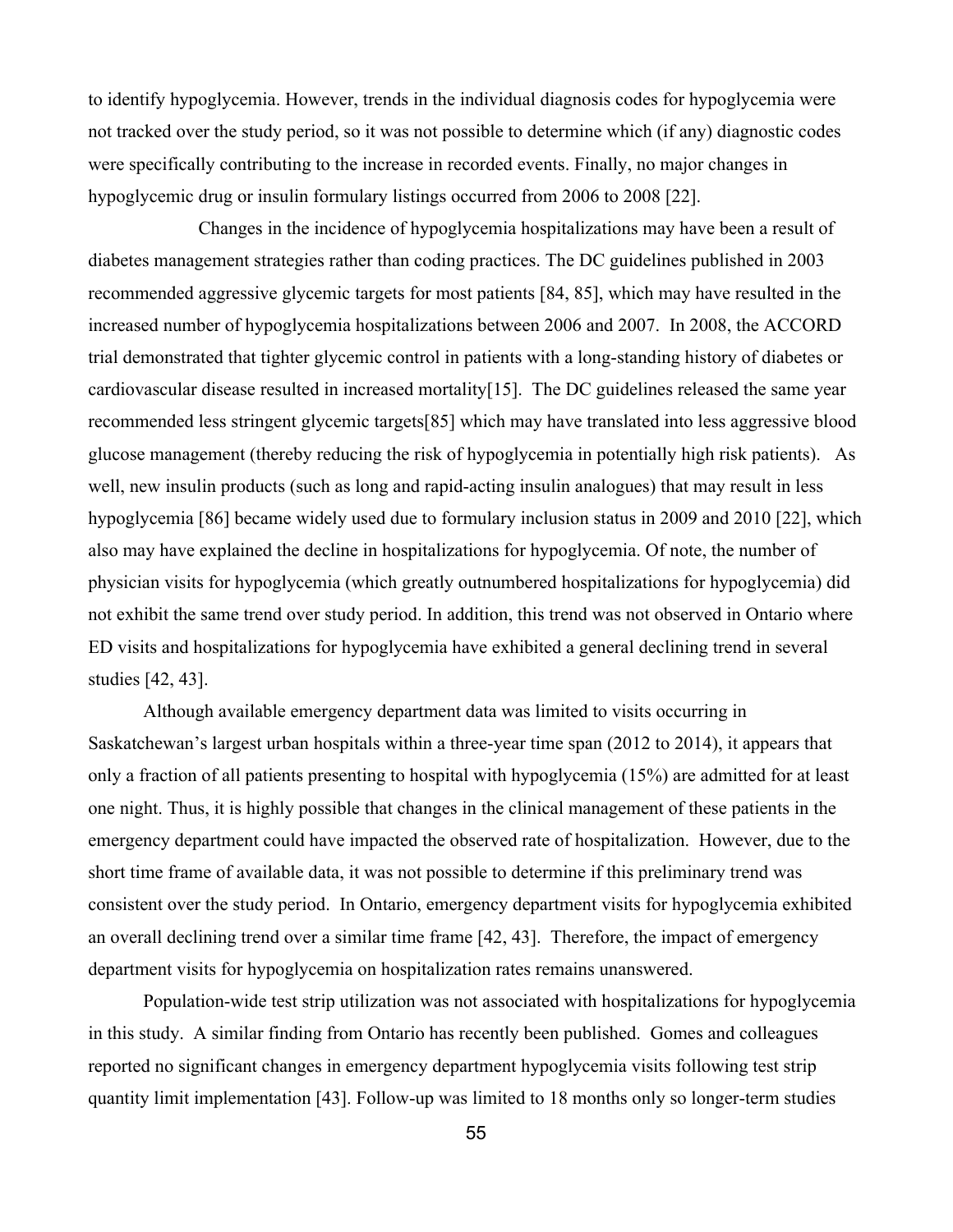to identify hypoglycemia. However, trends in the individual diagnosis codes for hypoglycemia were not tracked over the study period, so it was not possible to determine which (if any) diagnostic codes were specifically contributing to the increase in recorded events. Finally, no major changes in hypoglycemic drug or insulin formulary listings occurred from 2006 to 2008 [22].

Changes in the incidence of hypoglycemia hospitalizations may have been a result of diabetes management strategies rather than coding practices. The DC guidelines published in 2003 recommended aggressive glycemic targets for most patients [84, 85], which may have resulted in the increased number of hypoglycemia hospitalizations between 2006 and 2007. In 2008, the ACCORD trial demonstrated that tighter glycemic control in patients with a long-standing history of diabetes or cardiovascular disease resulted in increased mortality[15]. The DC guidelines released the same year recommended less stringent glycemic targets[85] which may have translated into less aggressive blood glucose management (thereby reducing the risk of hypoglycemia in potentially high risk patients). As well, new insulin products (such as long and rapid-acting insulin analogues) that may result in less hypoglycemia [86] became widely used due to formulary inclusion status in 2009 and 2010 [22], which also may have explained the decline in hospitalizations for hypoglycemia. Of note, the number of physician visits for hypoglycemia (which greatly outnumbered hospitalizations for hypoglycemia) did not exhibit the same trend over study period. In addition, this trend was not observed in Ontario where ED visits and hospitalizations for hypoglycemia have exhibited a general declining trend in several studies [42, 43].

Although available emergency department data was limited to visits occurring in Saskatchewan's largest urban hospitals within a three-year time span (2012 to 2014), it appears that only a fraction of all patients presenting to hospital with hypoglycemia (15%) are admitted for at least one night. Thus, it is highly possible that changes in the clinical management of these patients in the emergency department could have impacted the observed rate of hospitalization. However, due to the short time frame of available data, it was not possible to determine if this preliminary trend was consistent over the study period. In Ontario, emergency department visits for hypoglycemia exhibited an overall declining trend over a similar time frame [42, 43]. Therefore, the impact of emergency department visits for hypoglycemia on hospitalization rates remains unanswered.

Population-wide test strip utilization was not associated with hospitalizations for hypoglycemia in this study. A similar finding from Ontario has recently been published. Gomes and colleagues reported no significant changes in emergency department hypoglycemia visits following test strip quantity limit implementation [43]. Follow-up was limited to 18 months only so longer-term studies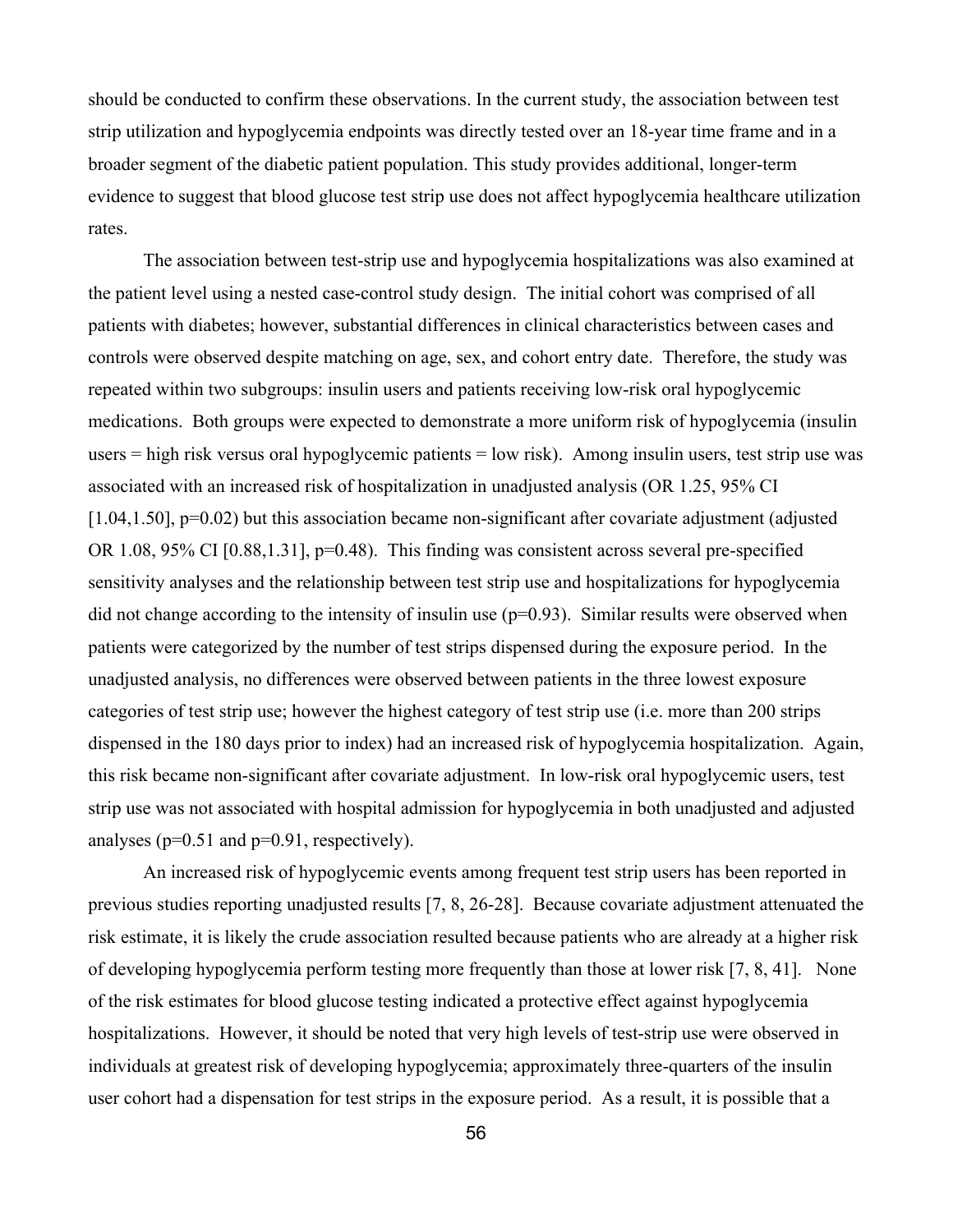should be conducted to confirm these observations. In the current study, the association between test strip utilization and hypoglycemia endpoints was directly tested over an 18-year time frame and in a broader segment of the diabetic patient population. This study provides additional, longer-term evidence to suggest that blood glucose test strip use does not affect hypoglycemia healthcare utilization rates.

The association between test-strip use and hypoglycemia hospitalizations was also examined at the patient level using a nested case-control study design. The initial cohort was comprised of all patients with diabetes; however, substantial differences in clinical characteristics between cases and controls were observed despite matching on age, sex, and cohort entry date. Therefore, the study was repeated within two subgroups: insulin users and patients receiving low-risk oral hypoglycemic medications. Both groups were expected to demonstrate a more uniform risk of hypoglycemia (insulin users = high risk versus oral hypoglycemic patients = low risk). Among insulin users, test strip use was associated with an increased risk of hospitalization in unadjusted analysis (OR 1.25, 95% CI [1.04,1.50], $p=0.02$) but this association became non-significant after covariate adjustment (adjusted OR 1.08, 95% CI [0.88,1.31], $p=0.48$). This finding was consistent across several pre-specified sensitivity analyses and the relationship between test strip use and hospitalizations for hypoglycemia did not change according to the intensity of insulin use ($p=0.93$). Similar results were observed when patients were categorized by the number of test strips dispensed during the exposure period. In the unadjusted analysis, no differences were observed between patients in the three lowest exposure categories of test strip use; however the highest category of test strip use (i.e. more than 200 strips dispensed in the 180 days prior to index) had an increased risk of hypoglycemia hospitalization. Again, this risk became non-significant after covariate adjustment. In low-risk oral hypoglycemic users, test strip use was not associated with hospital admission for hypoglycemia in both unadjusted and adjusted analyses ($p=0.51$ and $p=0.91$, respectively).

An increased risk of hypoglycemic events among frequent test strip users has been reported in previous studies reporting unadjusted results [7, 8, 26-28]. Because covariate adjustment attenuated the risk estimate, it is likely the crude association resulted because patients who are already at a higher risk of developing hypoglycemia perform testing more frequently than those at lower risk [7, 8, 41]. None of the risk estimates for blood glucose testing indicated a protective effect against hypoglycemia hospitalizations. However, it should be noted that very high levels of test-strip use were observed in individuals at greatest risk of developing hypoglycemia; approximately three-quarters of the insulin user cohort had a dispensation for test strips in the exposure period. As a result, it is possible that a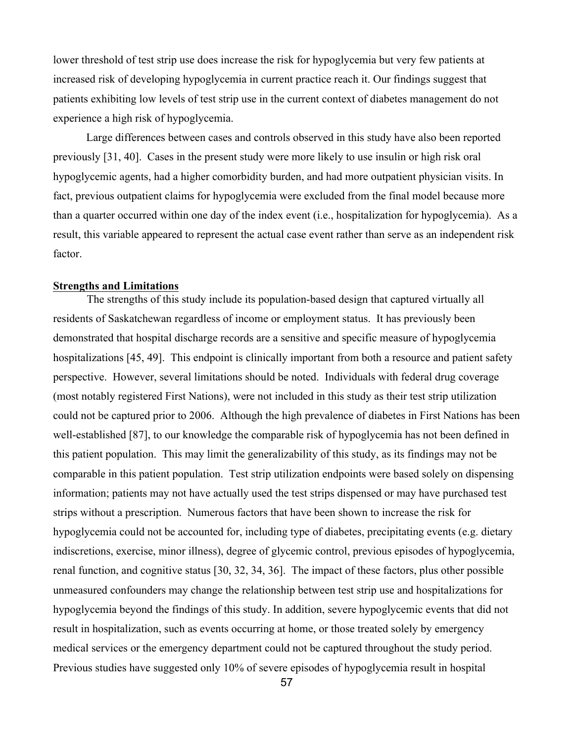lower threshold of test strip use does increase the risk for hypoglycemia but very few patients at increased risk of developing hypoglycemia in current practice reach it. Our findings suggest that patients exhibiting low levels of test strip use in the current context of diabetes management do not experience a high risk of hypoglycemia.

Large differences between cases and controls observed in this study have also been reported previously [31, 40]. Cases in the present study were more likely to use insulin or high risk oral hypoglycemic agents, had a higher comorbidity burden, and had more outpatient physician visits. In fact, previous outpatient claims for hypoglycemia were excluded from the final model because more than a quarter occurred within one day of the index event (i.e., hospitalization for hypoglycemia). As a result, this variable appeared to represent the actual case event rather than serve as an independent risk factor.

**Strengths and Limitations**

The strengths of this study include its population-based design that captured virtually all residents of Saskatchewan regardless of income or employment status. It has previously been demonstrated that hospital discharge records are a sensitive and specific measure of hypoglycemia hospitalizations [45, 49]. This endpoint is clinically important from both a resource and patient safety perspective. However, several limitations should be noted. Individuals with federal drug coverage (most notably registered First Nations), were not included in this study as their test strip utilization could not be captured prior to 2006. Although the high prevalence of diabetes in First Nations has been well-established [87], to our knowledge the comparable risk of hypoglycemia has not been defined in this patient population. This may limit the generalizability of this study, as its findings may not be comparable in this patient population. Test strip utilization endpoints were based solely on dispensing information; patients may not have actually used the test strips dispensed or may have purchased test strips without a prescription. Numerous factors that have been shown to increase the risk for hypoglycemia could not be accounted for, including type of diabetes, precipitating events (e.g. dietary indiscretions, exercise, minor illness), degree of glycemic control, previous episodes of hypoglycemia, renal function, and cognitive status [30, 32, 34, 36]. The impact of these factors, plus other possible unmeasured confounders may change the relationship between test strip use and hospitalizations for hypoglycemia beyond the findings of this study. In addition, severe hypoglycemic events that did not result in hospitalization, such as events occurring at home, or those treated solely by emergency medical services or the emergency department could not be captured throughout the study period. Previous studies have suggested only 10% of severe episodes of hypoglycemia result in hospital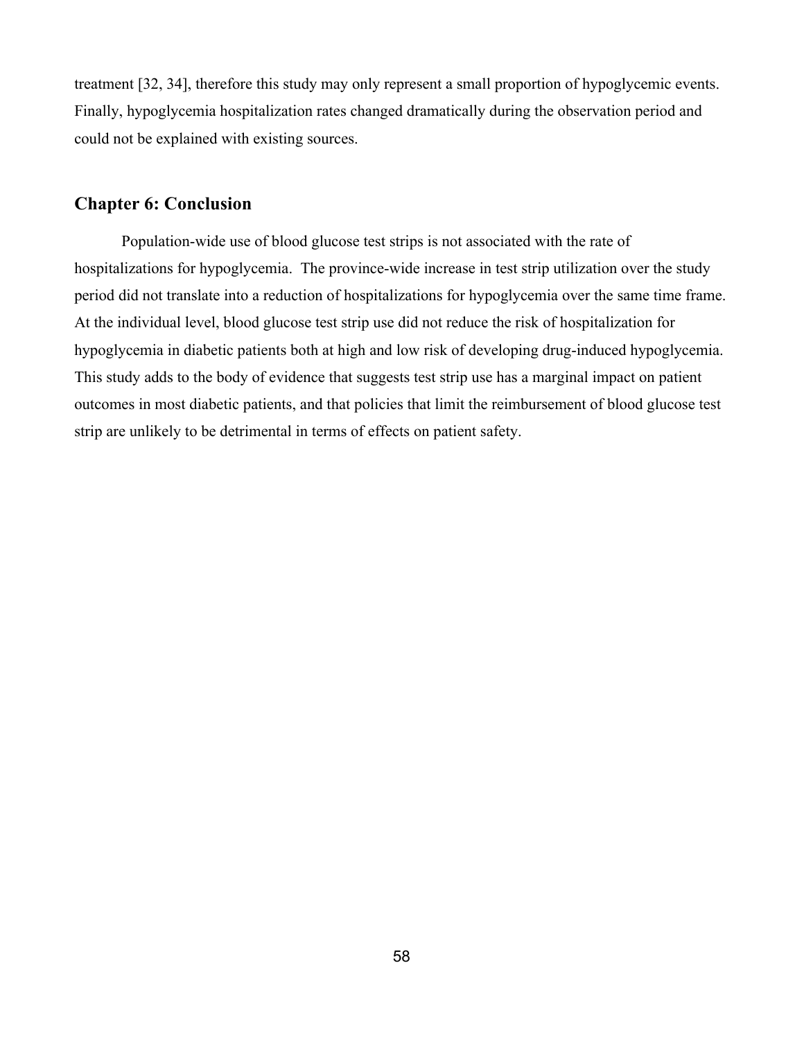treatment [32, 34], therefore this study may only represent a small proportion of hypoglycemic events. Finally, hypoglycemia hospitalization rates changed dramatically during the observation period and could not be explained with existing sources.

## Chapter 6: Conclusion

Population-wide use of blood glucose test strips is not associated with the rate of hospitalizations for hypoglycemia. The province-wide increase in test strip utilization over the study period did not translate into a reduction of hospitalizations for hypoglycemia over the same time frame. At the individual level, blood glucose test strip use did not reduce the risk of hospitalization for hypoglycemia in diabetic patients both at high and low risk of developing drug-induced hypoglycemia. This study adds to the body of evidence that suggests test strip use has a marginal impact on patient outcomes in most diabetic patients, and that policies that limit the reimbursement of blood glucose test strip are unlikely to be detrimental in terms of effects on patient safety.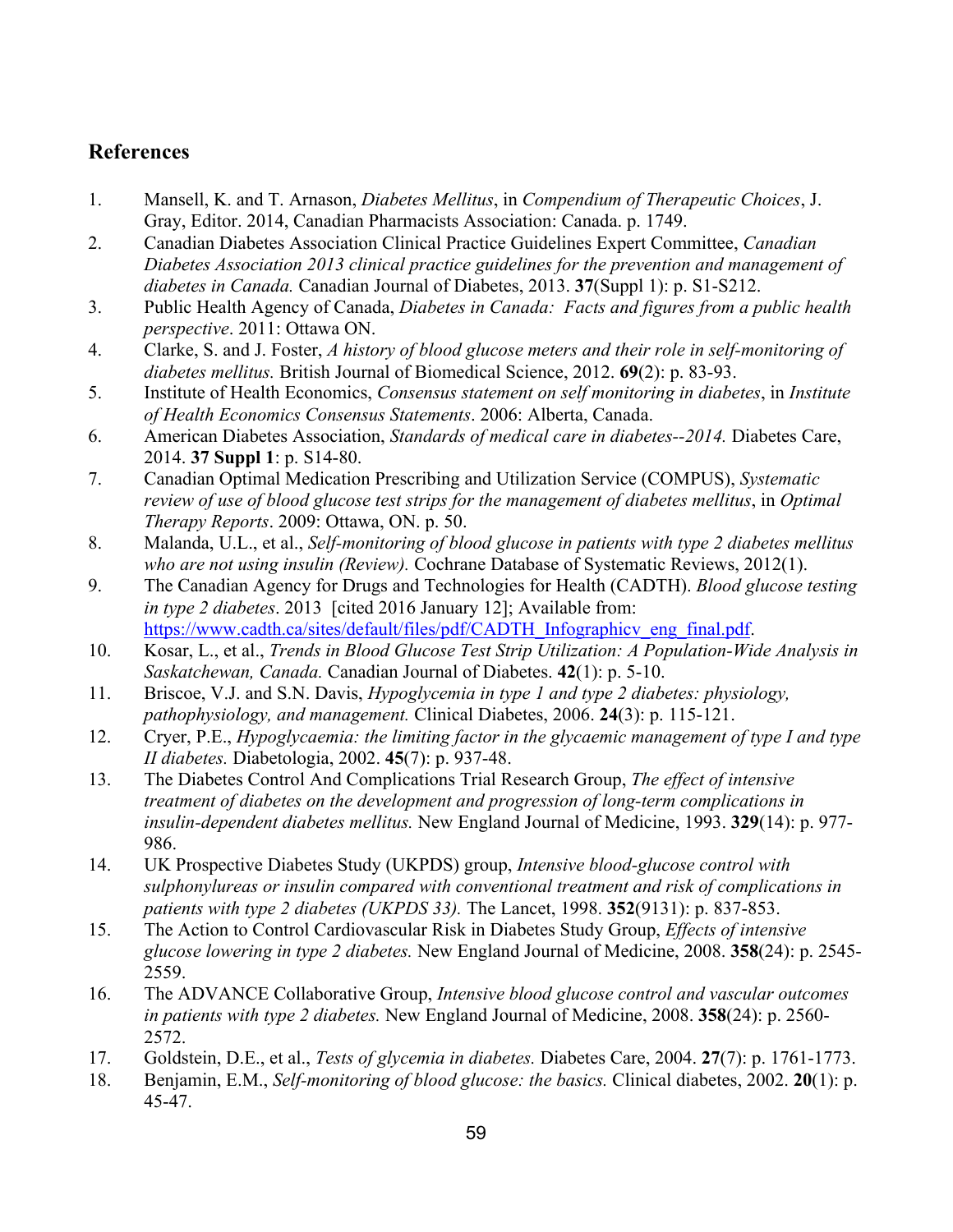## References

1. Mansell, K. and T. Arnason, *Diabetes Mellitus*, in *Compendium of Therapeutic Choices*, J. Gray, Editor. 2014, Canadian Pharmacists Association: Canada. p. 1749.
2. Canadian Diabetes Association Clinical Practice Guidelines Expert Committee, *Canadian Diabetes Association 2013 clinical practice guidelines for the prevention and management of diabetes in Canada.* Canadian Journal of Diabetes, 2013. **37**(Suppl 1): p. S1-S212.
3. Public Health Agency of Canada, *Diabetes in Canada: Facts and figures from a public health perspective*. 2011: Ottawa ON.
4. Clarke, S. and J. Foster, *A history of blood glucose meters and their role in self-monitoring of diabetes mellitus.* British Journal of Biomedical Science, 2012. **69**(2): p. 83-93.
5. Institute of Health Economics, *Consensus statement on self monitoring in diabetes*, in *Institute of Health Economics Consensus Statements*. 2006: Alberta, Canada.
6. American Diabetes Association, *Standards of medical care in diabetes--2014.* Diabetes Care, 2014. **37 Suppl 1**: p. S14-80.
7. Canadian Optimal Medication Prescribing and Utilization Service (COMPUS), *Systematic review of use of blood glucose test strips for the management of diabetes mellitus*, in *Optimal Therapy Reports*. 2009: Ottawa, ON. p. 50.
8. Malanda, U.L., et al., *Self-monitoring of blood glucose in patients with type 2 diabetes mellitus who are not using insulin (Review).* Cochrane Database of Systematic Reviews, 2012(1).
9. The Canadian Agency for Drugs and Technologies for Health (CADTH). *Blood glucose testing in type 2 diabetes*. 2013 [cited 2016 January 12]; Available from: https://www.cadth.ca/sites/default/files/pdf/CADTH_Infographicv_eng_final.pdf.
10. Kosar, L., et al., *Trends in Blood Glucose Test Strip Utilization: A Population-Wide Analysis in Saskatchewan, Canada.* Canadian Journal of Diabetes. **42**(1): p. 5-10.
11. Briscoe, V.J. and S.N. Davis, *Hypoglycemia in type 1 and type 2 diabetes: physiology, pathophysiology, and management.* Clinical Diabetes, 2006. **24**(3): p. 115-121.
12. Cryer, P.E., *Hypoglycaemia: the limiting factor in the glycaemic management of type I and type II diabetes.* Diabetologia, 2002. **45**(7): p. 937-48.
13. The Diabetes Control And Complications Trial Research Group, *The effect of intensive treatment of diabetes on the development and progression of long-term complications in insulin-dependent diabetes mellitus.* New England Journal of Medicine, 1993. **329**(14): p. 977-986.
14. UK Prospective Diabetes Study (UKPDS) group, *Intensive blood-glucose control with sulphonylureas or insulin compared with conventional treatment and risk of complications in patients with type 2 diabetes (UKPDS 33).* The Lancet, 1998. **352**(9131): p. 837-853.
15. The Action to Control Cardiovascular Risk in Diabetes Study Group, *Effects of intensive glucose lowering in type 2 diabetes.* New England Journal of Medicine, 2008. **358**(24): p. 2545-2559.
16. The ADVANCE Collaborative Group, *Intensive blood glucose control and vascular outcomes in patients with type 2 diabetes.* New England Journal of Medicine, 2008. **358**(24): p. 2560-2572.
17. Goldstein, D.E., et al., *Tests of glycemia in diabetes.* Diabetes Care, 2004. **27**(7): p. 1761-1773.
18. Benjamin, E.M., *Self-monitoring of blood glucose: the basics.* Clinical diabetes, 2002. **20**(1): p. 45-47.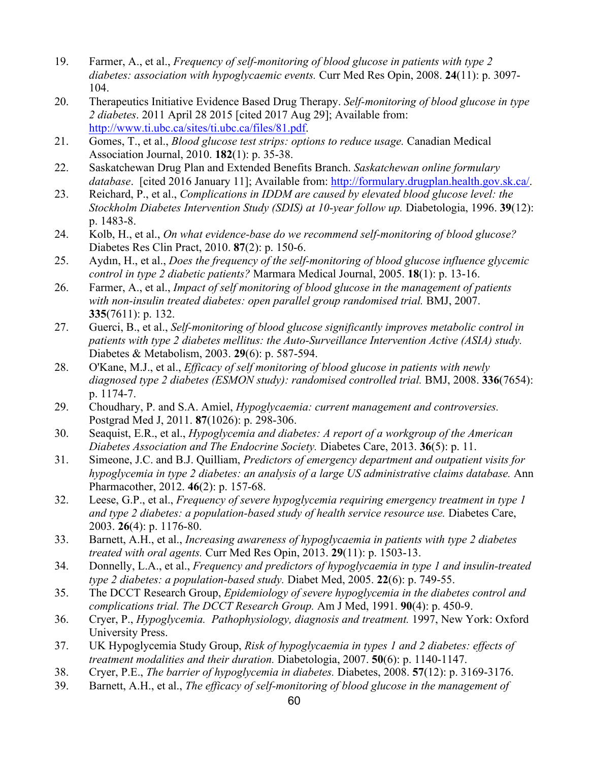19. Farmer, A., et al., *Frequency of self-monitoring of blood glucose in patients with type 2 diabetes: association with hypoglycaemic events.* Curr Med Res Opin, 2008. **24**(11): p. 3097-104.
20. Therapeutics Initiative Evidence Based Drug Therapy. *Self-monitoring of blood glucose in type 2 diabetes*. 2011 April 28 2015 [cited 2017 Aug 29]; Available from: http://www.ti.ubc.ca/sites/ti.ubc.ca/files/81.pdf.
21. Gomes, T., et al., *Blood glucose test strips: options to reduce usage.* Canadian Medical Association Journal, 2010. **182**(1): p. 35-38.
22. Saskatchewan Drug Plan and Extended Benefits Branch. *Saskatchewan online formulary database*. [cited 2016 January 11]; Available from: http://formulary.drugplan.health.gov.sk.ca/.
23. Reichard, P., et al., *Complications in IDDM are caused by elevated blood glucose level: the Stockholm Diabetes Intervention Study (SDIS) at 10-year follow up.* Diabetologia, 1996. **39**(12): p. 1483-8.
24. Kolb, H., et al., *On what evidence-base do we recommend self-monitoring of blood glucose?* Diabetes Res Clin Pract, 2010. **87**(2): p. 150-6.
25. Aydın, H., et al., *Does the frequency of the self-monitoring of blood glucose influence glycemic control in type 2 diabetic patients?* Marmara Medical Journal, 2005. **18**(1): p. 13-16.
26. Farmer, A., et al., *Impact of self monitoring of blood glucose in the management of patients with non-insulin treated diabetes: open parallel group randomised trial.* BMJ, 2007. **335**(7611): p. 132.
27. Guerci, B., et al., *Self-monitoring of blood glucose significantly improves metabolic control in patients with type 2 diabetes mellitus: the Auto-Surveillance Intervention Active (ASIA) study.* Diabetes & Metabolism, 2003. **29**(6): p. 587-594.
28. O'Kane, M.J., et al., *Efficacy of self monitoring of blood glucose in patients with newly diagnosed type 2 diabetes (ESMON study): randomised controlled trial.* BMJ, 2008. **336**(7654): p. 1174-7.
29. Choudhary, P. and S.A. Amiel, *Hypoglycaemia: current management and controversies.* Postgrad Med J, 2011. **87**(1026): p. 298-306.
30. Seaquist, E.R., et al., *Hypoglycemia and diabetes: A report of a workgroup of the American Diabetes Association and The Endocrine Society.* Diabetes Care, 2013. **36**(5): p. 11.
31. Simeone, J.C. and B.J. Quilliam, *Predictors of emergency department and outpatient visits for hypoglycemia in type 2 diabetes: an analysis of a large US administrative claims database.* Ann Pharmacother, 2012. **46**(2): p. 157-68.
32. Leese, G.P., et al., *Frequency of severe hypoglycemia requiring emergency treatment in type 1 and type 2 diabetes: a population-based study of health service resource use.* Diabetes Care, 2003. **26**(4): p. 1176-80.
33. Barnett, A.H., et al., *Increasing awareness of hypoglycaemia in patients with type 2 diabetes treated with oral agents.* Curr Med Res Opin, 2013. **29**(11): p. 1503-13.
34. Donnelly, L.A., et al., *Frequency and predictors of hypoglycaemia in type 1 and insulin-treated type 2 diabetes: a population-based study.* Diabet Med, 2005. **22**(6): p. 749-55.
35. The DCCT Research Group, *Epidemiology of severe hypoglycemia in the diabetes control and complications trial. The DCCT Research Group.* Am J Med, 1991. **90**(4): p. 450-9.
36. Cryer, P., *Hypoglycemia. Pathophysiology, diagnosis and treatment.* 1997, New York: Oxford University Press.
37. UK Hypoglycemia Study Group, *Risk of hypoglycaemia in types 1 and 2 diabetes: effects of treatment modalities and their duration.* Diabetologia, 2007. **50**(6): p. 1140-1147.
38. Cryer, P.E., *The barrier of hypoglycemia in diabetes.* Diabetes, 2008. **57**(12): p. 3169-3176.
39. Barnett, A.H., et al., *The efficacy of self-monitoring of blood glucose in the management of*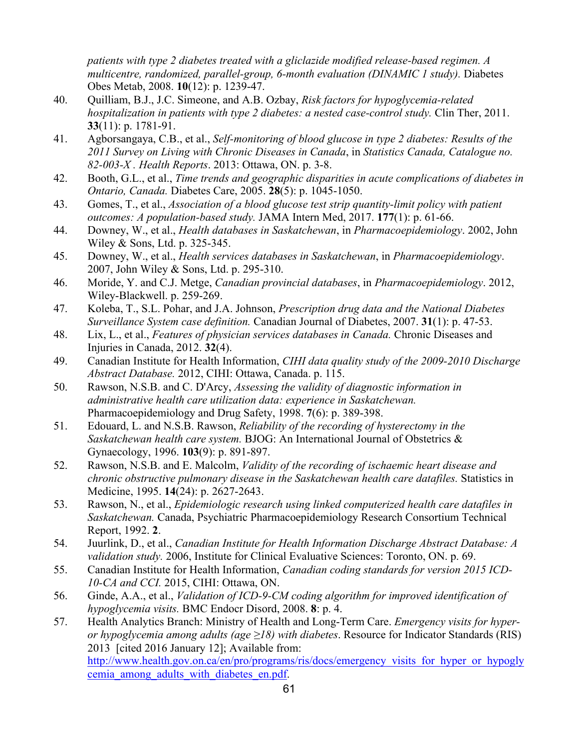*patients with type 2 diabetes treated with a gliclazide modified release-based regimen. A multicentre, randomized, parallel-group, 6-month evaluation (DINAMIC 1 study).* Diabetes Obes Metab, 2008. **10**(12): p. 1239-47.

40. Quilliam, B.J., J.C. Simeone, and A.B. Ozbay, *Risk factors for hypoglycemia-related hospitalization in patients with type 2 diabetes: a nested case-control study.* Clin Ther, 2011. **33**(11): p. 1781-91.
41. Agborsangaya, C.B., et al., *Self-monitoring of blood glucose in type 2 diabetes: Results of the 2011 Survey on Living with Chronic Diseases in Canada*, in *Statistics Canada, Catalogue no. 82-003-X . Health Reports*. 2013: Ottawa, ON. p. 3-8.
42. Booth, G.L., et al., *Time trends and geographic disparities in acute complications of diabetes in Ontario, Canada.* Diabetes Care, 2005. **28**(5): p. 1045-1050.
43. Gomes, T., et al., *Association of a blood glucose test strip quantity-limit policy with patient outcomes: A population-based study.* JAMA Intern Med, 2017. **177**(1): p. 61-66.
44. Downey, W., et al., *Health databases in Saskatchewan*, in *Pharmacoepidemiology*. 2002, John Wiley & Sons, Ltd. p. 325-345.
45. Downey, W., et al., *Health services databases in Saskatchewan*, in *Pharmacoepidemiology*. 2007, John Wiley & Sons, Ltd. p. 295-310.
46. Moride, Y. and C.J. Metge, *Canadian provincial databases*, in *Pharmacoepidemiology*. 2012, Wiley-Blackwell. p. 259-269.
47. Koleba, T., S.L. Pohar, and J.A. Johnson, *Prescription drug data and the National Diabetes Surveillance System case definition.* Canadian Journal of Diabetes, 2007. **31**(1): p. 47-53.
48. Lix, L., et al., *Features of physician services databases in Canada.* Chronic Diseases and Injuries in Canada, 2012. **32**(4).
49. Canadian Institute for Health Information, *CIHI data quality study of the 2009-2010 Discharge Abstract Database.* 2012, CIHI: Ottawa, Canada. p. 115.
50. Rawson, N.S.B. and C. D'Arcy, *Assessing the validity of diagnostic information in administrative health care utilization data: experience in Saskatchewan.* Pharmacoepidemiology and Drug Safety, 1998. **7**(6): p. 389-398.
51. Edouard, L. and N.S.B. Rawson, *Reliability of the recording of hysterectomy in the Saskatchewan health care system.* BJOG: An International Journal of Obstetrics & Gynaecology, 1996. **103**(9): p. 891-897.
52. Rawson, N.S.B. and E. Malcolm, *Validity of the recording of ischaemic heart disease and chronic obstructive pulmonary disease in the Saskatchewan health care datafiles.* Statistics in Medicine, 1995. **14**(24): p. 2627-2643.
53. Rawson, N., et al., *Epidemiologic research using linked computerized health care datafiles in Saskatchewan.* Canada, Psychiatric Pharmacoepidemiology Research Consortium Technical Report, 1992. **2**.
54. Juurlink, D., et al., *Canadian Institute for Health Information Discharge Abstract Database: A validation study.* 2006, Institute for Clinical Evaluative Sciences: Toronto, ON. p. 69.
55. Canadian Institute for Health Information, *Canadian coding standards for version 2015 ICD-10-CA and CCI.* 2015, CIHI: Ottawa, ON.
56. Ginde, A.A., et al., *Validation of ICD-9-CM coding algorithm for improved identification of hypoglycemia visits.* BMC Endocr Disord, 2008. **8**: p. 4.
57. Health Analytics Branch: Ministry of Health and Long-Term Care. *Emergency visits for hyper- or hypoglycemia among adults (age ≥18) with diabetes*. Resource for Indicator Standards (RIS) 2013 [cited 2016 January 12]; Available from: http://www.health.gov.on.ca/en/pro/programs/ris/docs/emergency_visits_for_hyper_or_hypoglycemia_among_adults_with_diabetes_en.pdf.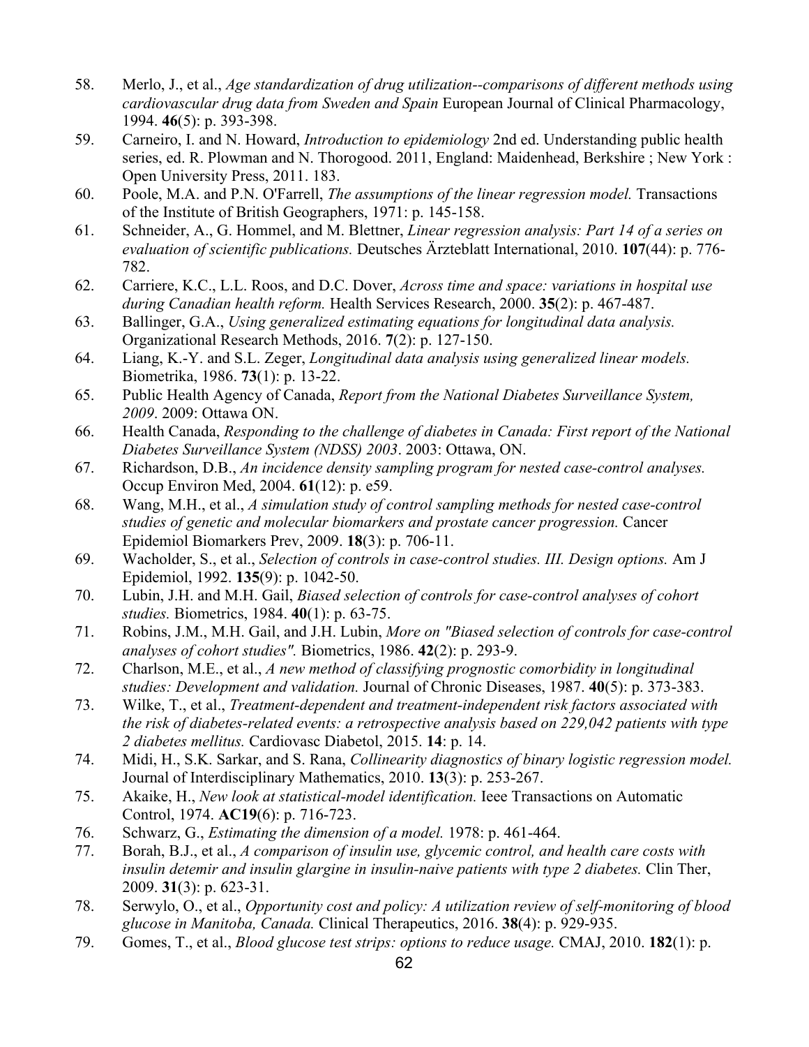58. Merlo, J., et al., *Age standardization of drug utilization--comparisons of different methods using cardiovascular drug data from Sweden and Spain* European Journal of Clinical Pharmacology, 1994. **46**(5): p. 393-398.
59. Carneiro, I. and N. Howard, *Introduction to epidemiology* 2nd ed. Understanding public health series, ed. R. Plowman and N. Thorogood. 2011, England: Maidenhead, Berkshire ; New York : Open University Press, 2011. 183.
60. Poole, M.A. and P.N. O'Farrell, *The assumptions of the linear regression model.* Transactions of the Institute of British Geographers, 1971: p. 145-158.
61. Schneider, A., G. Hommel, and M. Blettner, *Linear regression analysis: Part 14 of a series on evaluation of scientific publications.* Deutsches Ärzteblatt International, 2010. **107**(44): p. 776-782.
62. Carriere, K.C., L.L. Roos, and D.C. Dover, *Across time and space: variations in hospital use during Canadian health reform.* Health Services Research, 2000. **35**(2): p. 467-487.
63. Ballinger, G.A., *Using generalized estimating equations for longitudinal data analysis.* Organizational Research Methods, 2016. **7**(2): p. 127-150.
64. Liang, K.-Y. and S.L. Zeger, *Longitudinal data analysis using generalized linear models.* Biometrika, 1986. **73**(1): p. 13-22.
65. Public Health Agency of Canada, *Report from the National Diabetes Surveillance System, 2009*. 2009: Ottawa ON.
66. Health Canada, *Responding to the challenge of diabetes in Canada: First report of the National Diabetes Surveillance System (NDSS) 2003*. 2003: Ottawa, ON.
67. Richardson, D.B., *An incidence density sampling program for nested case-control analyses.* Occup Environ Med, 2004. **61**(12): p. e59.
68. Wang, M.H., et al., *A simulation study of control sampling methods for nested case-control studies of genetic and molecular biomarkers and prostate cancer progression.* Cancer Epidemiol Biomarkers Prev, 2009. **18**(3): p. 706-11.
69. Wacholder, S., et al., *Selection of controls in case-control studies. III. Design options.* Am J Epidemiol, 1992. **135**(9): p. 1042-50.
70. Lubin, J.H. and M.H. Gail, *Biased selection of controls for case-control analyses of cohort studies.* Biometrics, 1984. **40**(1): p. 63-75.
71. Robins, J.M., M.H. Gail, and J.H. Lubin, *More on "Biased selection of controls for case-control analyses of cohort studies".* Biometrics, 1986. **42**(2): p. 293-9.
72. Charlson, M.E., et al., *A new method of classifying prognostic comorbidity in longitudinal studies: Development and validation.* Journal of Chronic Diseases, 1987. **40**(5): p. 373-383.
73. Wilke, T., et al., *Treatment-dependent and treatment-independent risk factors associated with the risk of diabetes-related events: a retrospective analysis based on 229,042 patients with type 2 diabetes mellitus.* Cardiovasc Diabetol, 2015. **14**: p. 14.
74. Midi, H., S.K. Sarkar, and S. Rana, *Collinearity diagnostics of binary logistic regression model.* Journal of Interdisciplinary Mathematics, 2010. **13**(3): p. 253-267.
75. Akaike, H., *New look at statistical-model identification.* Ieee Transactions on Automatic Control, 1974. **AC19**(6): p. 716-723.
76. Schwarz, G., *Estimating the dimension of a model.* 1978: p. 461-464.
77. Borah, B.J., et al., *A comparison of insulin use, glycemic control, and health care costs with insulin detemir and insulin glargine in insulin-naive patients with type 2 diabetes.* Clin Ther, 2009. **31**(3): p. 623-31.
78. Serwylo, O., et al., *Opportunity cost and policy: A utilization review of self-monitoring of blood glucose in Manitoba, Canada.* Clinical Therapeutics, 2016. **38**(4): p. 929-935.
79. Gomes, T., et al., *Blood glucose test strips: options to reduce usage.* CMAJ, 2010. **182**(1): p.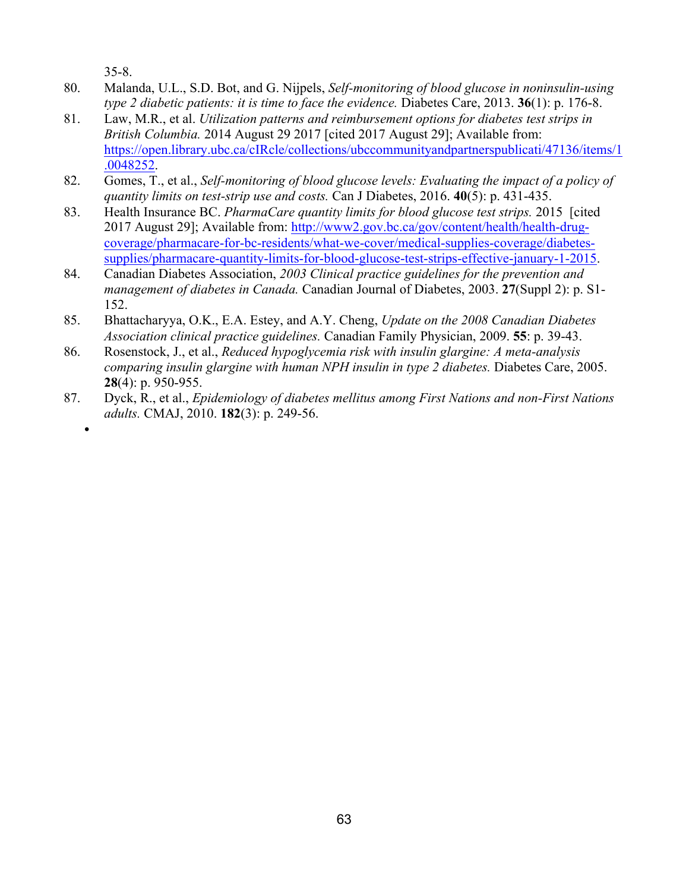35-8.

80. Malanda, U.L., S.D. Bot, and G. Nijpels, *Self-monitoring of blood glucose in noninsulin-using type 2 diabetic patients: it is time to face the evidence.* Diabetes Care, 2013. **36**(1): p. 176-8.
81. Law, M.R., et al. *Utilization patterns and reimbursement options for diabetes test strips in British Columbia.* 2014 August 29 2017 [cited 2017 August 29]; Available from: https://open.library.ubc.ca/cIRcle/collections/ubccommunityandpartnerspublicati/47136/items/1.0048252.
82. Gomes, T., et al., *Self-monitoring of blood glucose levels: Evaluating the impact of a policy of quantity limits on test-strip use and costs.* Can J Diabetes, 2016. **40**(5): p. 431-435.
83. Health Insurance BC. *PharmaCare quantity limits for blood glucose test strips.* 2015 [cited 2017 August 29]; Available from: http://www2.gov.bc.ca/gov/content/health/health-drug-coverage/pharmacare-for-bc-residents/what-we-cover/medical-supplies-coverage/diabetes-supplies/pharmacare-quantity-limits-for-blood-glucose-test-strips-effective-january-1-2015.
84. Canadian Diabetes Association, *2003 Clinical practice guidelines for the prevention and management of diabetes in Canada.* Canadian Journal of Diabetes, 2003. **27**(Suppl 2): p. S1-152.
85. Bhattacharyya, O.K., E.A. Estey, and A.Y. Cheng, *Update on the 2008 Canadian Diabetes Association clinical practice guidelines.* Canadian Family Physician, 2009. **55**: p. 39-43.
86. Rosenstock, J., et al., *Reduced hypoglycemia risk with insulin glargine: A meta-analysis comparing insulin glargine with human NPH insulin in type 2 diabetes.* Diabetes Care, 2005. **28**(4): p. 950-955.
87. Dyck, R., et al., *Epidemiology of diabetes mellitus among First Nations and non-First Nations adults.* CMAJ, 2010. **182**(3): p. 249-56.